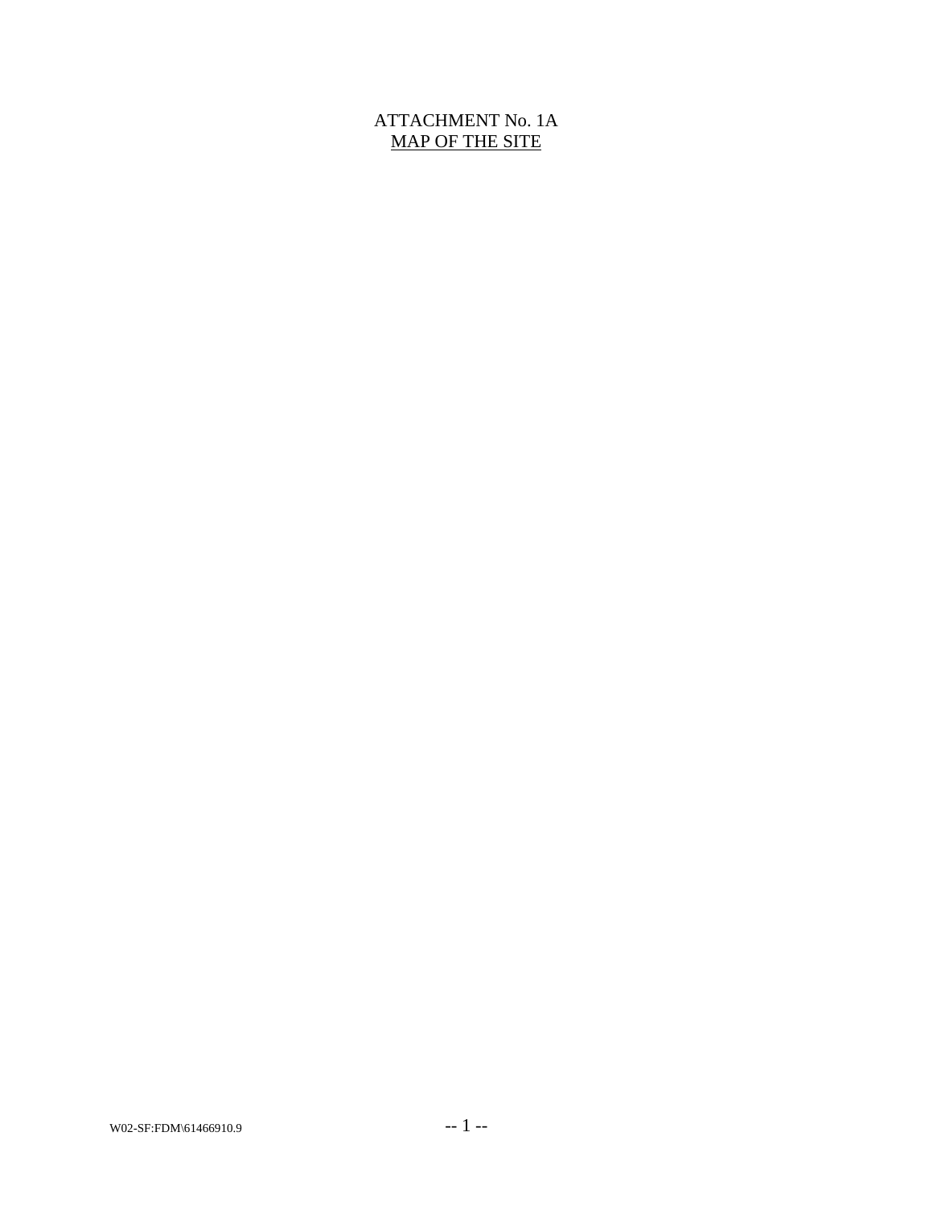# ATTACHMENT No. 1A

## MAP OF THE SITE

W02-SF:FDM\61466910.9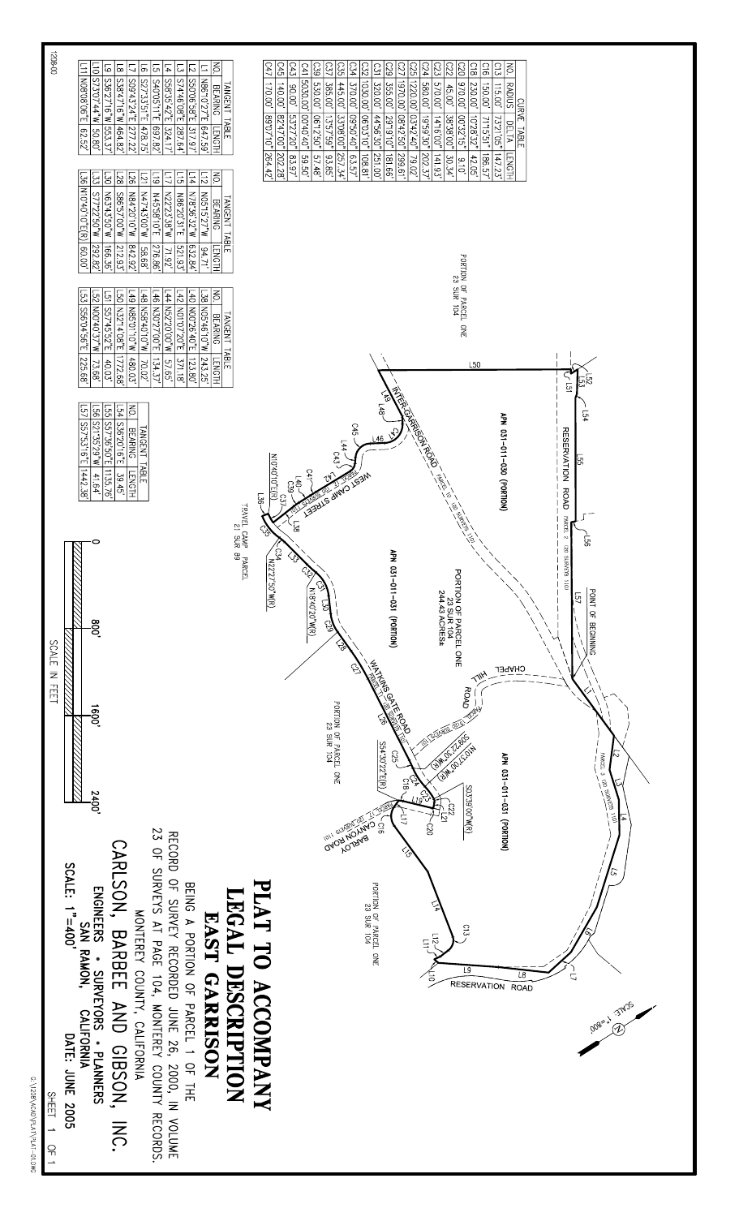# PLAT TO ACCOMPANY LEGAL DESCRIPTION

## EAST GARRISON

BEING A PORTION OF PARCEL 1 OF THE RECORD OF SURVEY RECORDED JUNE 26, 2000, IN VOLUME 23 OF SURVEYS AT PAGE 104, MONTEREY COUNTY RECORDS. MONTEREY COUNTY, CALIFORNIA

**CARLSON, BARBEE AND GIBSON, INC.**
ENGINEERS • SURVEYORS • PLANNERS
SAN RAMON, CALIFORNIA

SCALE: 1"=400'  DATE: JUNE 2005

SHEET 1 OF 1

### CURVE TABLE

| NO. | RADIUS | DELTA | LENGTH |
|---|---|---|---|
| C13 | 115.00' | 73°21'05" | 147.23' |
| C16 | 150.00' | 71°15'51" | 186.57' |
| C18 | 230.00' | 10°28'32" | 42.05' |
| C20 | 970.00' | 00°32'15" | 9.10' |
| C22 | 45.00' | 38°38'00" | 30.34' |
| C23 | 570.00' | 14°16'00" | 141.93' |
| C24 | 580.00' | 19°59'30" | 202.37' |
| C25 | 1220.00' | 03°42'40" | 79.02' |
| C27 | 1970.00' | 08°42'50" | 299.61' |
| C29 | 355.00' | 29°19'10" | 181.66' |
| C31 | 320.00' | 44°56'30" | 251.00' |
| C32 | 1030.00' | 06°03'10" | 108.81' |
| C34 | 370.00' | 09°50'40" | 63.57' |
| C35 | 445.00' | 33°08'00" | 257.34' |
| C37 | 385.00' | 13°57'59" | 93.85' |
| C39 | 530.00' | 06°12'50" | 57.48' |
| C41 | 5030.00' | 00°40'40" | 59.50' |
| C43 | 90.00' | 53°27'20" | 83.97' |
| C45 | 140.00' | 82°47'00" | 202.28' |
| C47 | 170.00' | 89°07'10" | 264.42' |

### TANGENT TABLE

| NO. | BEARING | LENGTH |
|---|---|---|
| L1 | N86°10'27"E | 647.59' |
| L2 | S50°06'58"E | 317.97' |
| L3 | S74°16'08"E | 287.64' |
| L4 | S58°35'42"E | 324.17' |
| L5 | S40°05'11"E | 697.82' |
| L6 | S27°33'51"E | 478.75' |
| L7 | S09°43'24"E | 277.22' |
| L8 | S38°47'16"W | 464.82' |
| L9 | S36°27'16"W | 553.37' |
| L10 | S73°07'44"W | 50.80' |
| L11 | N08°08'06"E | 62.52' |
| L12 | N05°15'27"W | 94.71' |
| L14 | N78°36'32"W | 632.84' |
| L15 | N86°20'31"E | 521.93' |
| L17 | N22°23'38"W | 71.92' |
| L19 | N45°58'10"E | 276.86' |
| L21 | N47°43'00"W | 58.68' |
| L26 | N84°20'10"W | 842.92' |
| L28 | S86°57'00"W | 212.93' |
| L30 | N63°43'50"W | 166.36' |
| L33 | S77°22'50"W | 292.82' |
| L36 | N10°40'10"E(R) | 60.00' |
| L38 | N05°46'10"W | 243.25' |
| L40 | N00°26'40"E | 123.80' |
| L42 | N01°07'20"E | 371.18' |
| L44 | N52°00'00"W | 57.65' |
| L46 | N30°27'00"E | 134.37' |
| L48 | N58°40'10"W | 70.02' |
| L49 | N85°01'10"W | 480.03' |
| L50 | N32°14'08"E | 1772.68' |
| L51 | S57°45'52"E | 40.03' |
| L52 | N00°40'37"W | 73.68' |
| L53 | S56°04'56"E | 225.68' |
| L54 | S36°20'16"E | 39.45' |
| L55 | S57°36'50"E | 1135.76' |
| L56 | S21°35'29"W | 41.64' |
| L57 | S57°53'16"E | 1442.38' |

SCALE IN FEET: 0, 800', 1600', 2400'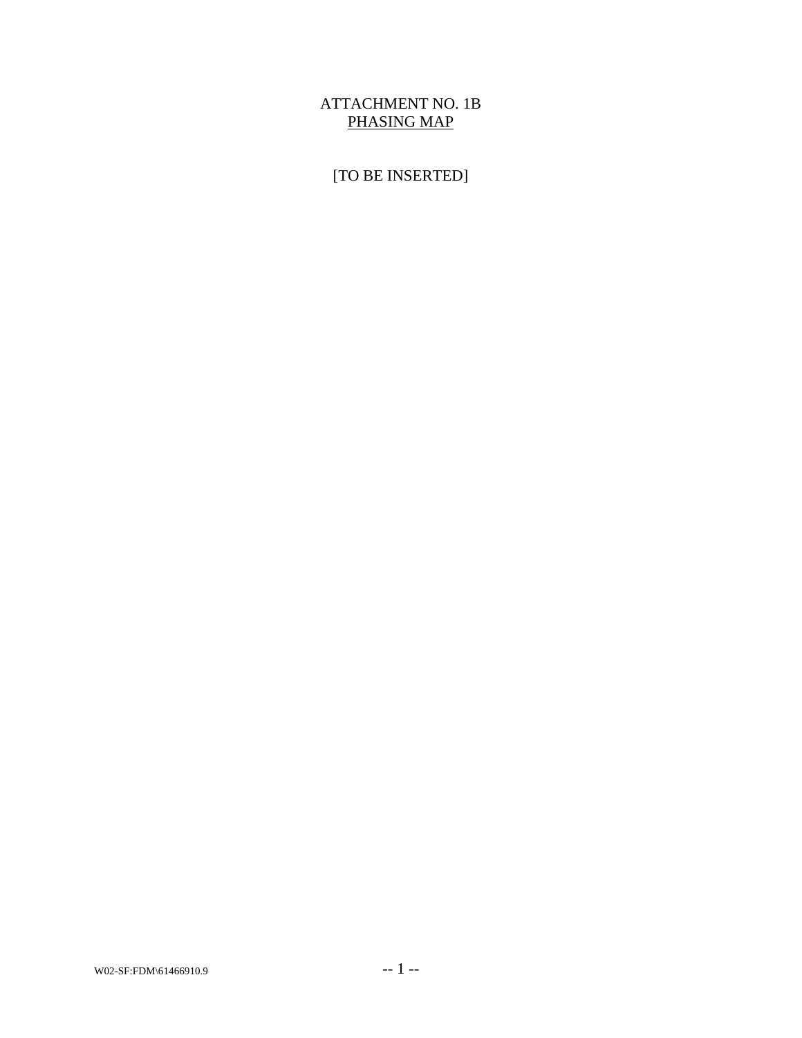# ATTACHMENT NO. 1B

## PHASING MAP

[TO BE INSERTED]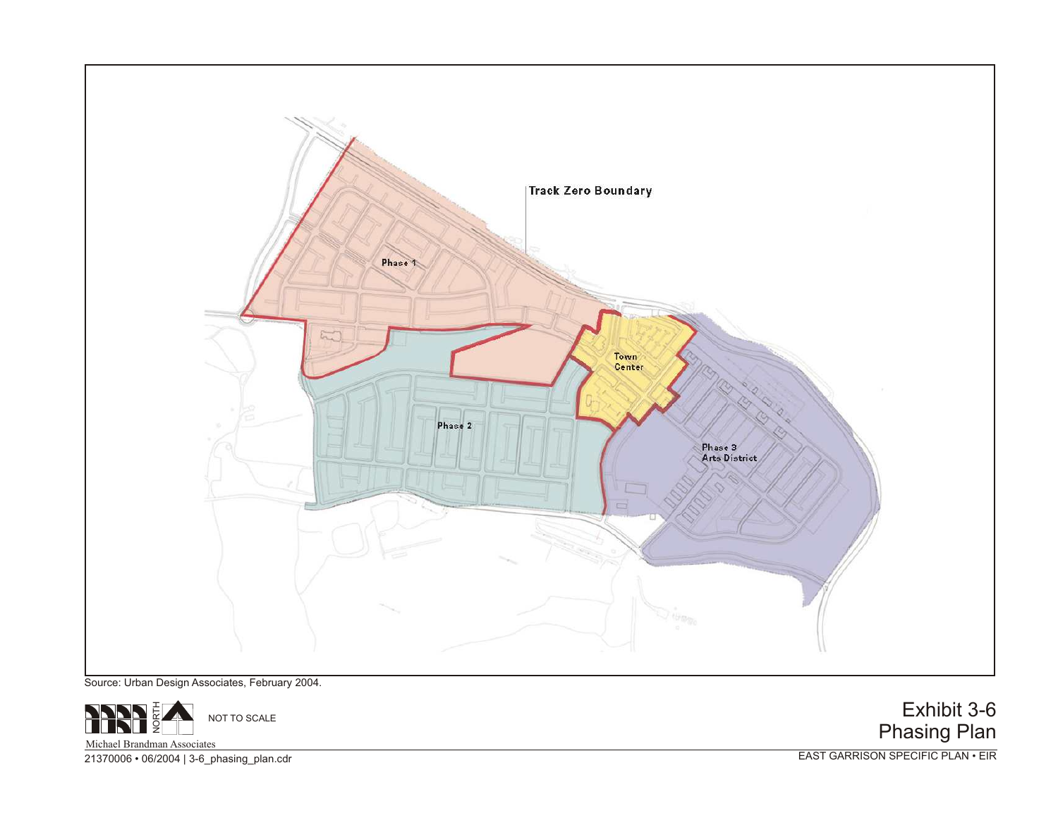Track Zero Boundary

Phase 1

Town Center

Phase 2

Phase 3
Arts District

Source: Urban Design Associates, February 2004.

NORTH

NOT TO SCALE

Michael Brandman Associates

21370006 • 06/2004 | 3-6_phasing_plan.cdr

# Exhibit 3-6
# Phasing Plan

EAST GARRISON SPECIFIC PLAN • EIR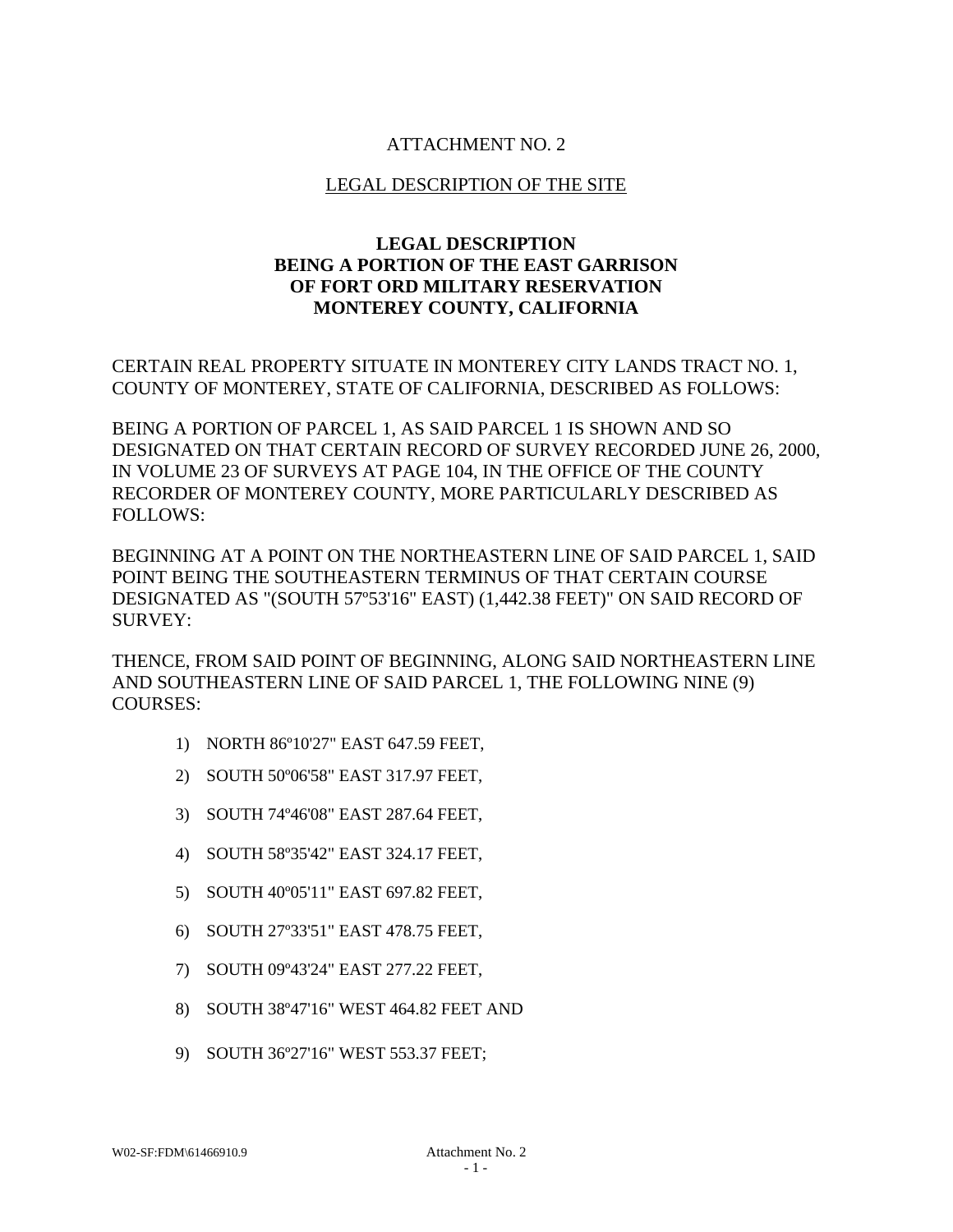# ATTACHMENT NO. 2

## LEGAL DESCRIPTION OF THE SITE

### LEGAL DESCRIPTION
### BEING A PORTION OF THE EAST GARRISON
### OF FORT ORD MILITARY RESERVATION
### MONTEREY COUNTY, CALIFORNIA

CERTAIN REAL PROPERTY SITUATE IN MONTEREY CITY LANDS TRACT NO. 1, COUNTY OF MONTEREY, STATE OF CALIFORNIA, DESCRIBED AS FOLLOWS:

BEING A PORTION OF PARCEL 1, AS SAID PARCEL 1 IS SHOWN AND SO DESIGNATED ON THAT CERTAIN RECORD OF SURVEY RECORDED JUNE 26, 2000, IN VOLUME 23 OF SURVEYS AT PAGE 104, IN THE OFFICE OF THE COUNTY RECORDER OF MONTEREY COUNTY, MORE PARTICULARLY DESCRIBED AS FOLLOWS:

BEGINNING AT A POINT ON THE NORTHEASTERN LINE OF SAID PARCEL 1, SAID POINT BEING THE SOUTHEASTERN TERMINUS OF THAT CERTAIN COURSE DESIGNATED AS "(SOUTH 57º53'16" EAST) (1,442.38 FEET)" ON SAID RECORD OF SURVEY:

THENCE, FROM SAID POINT OF BEGINNING, ALONG SAID NORTHEASTERN LINE AND SOUTHEASTERN LINE OF SAID PARCEL 1, THE FOLLOWING NINE (9) COURSES:

1) NORTH 86º10'27" EAST 647.59 FEET,
2) SOUTH 50º06'58" EAST 317.97 FEET,
3) SOUTH 74º46'08" EAST 287.64 FEET,
4) SOUTH 58º35'42" EAST 324.17 FEET,
5) SOUTH 40º05'11" EAST 697.82 FEET,
6) SOUTH 27º33'51" EAST 478.75 FEET,
7) SOUTH 09º43'24" EAST 277.22 FEET,
8) SOUTH 38º47'16" WEST 464.82 FEET AND
9) SOUTH 36º27'16" WEST 553.37 FEET;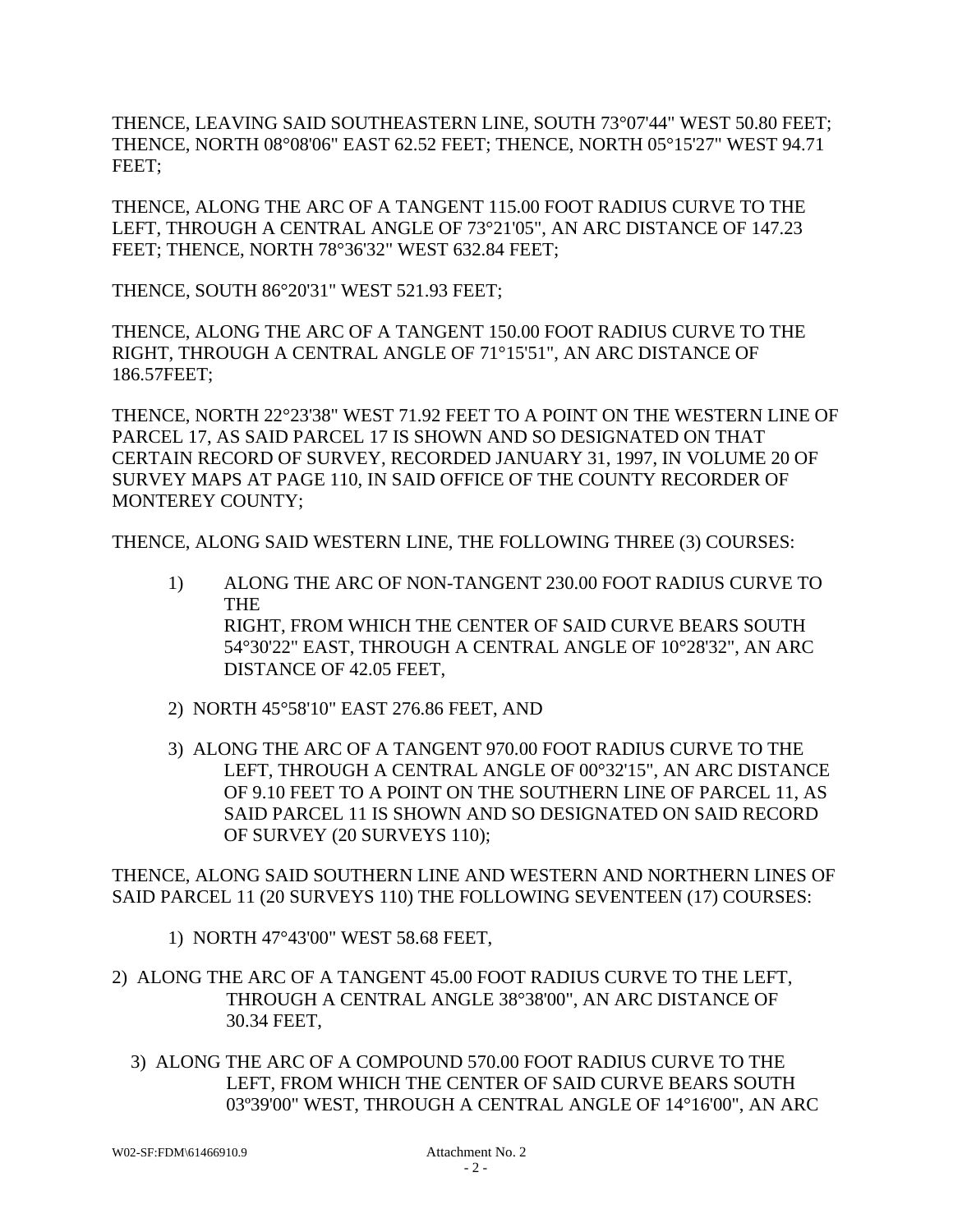THENCE, LEAVING SAID SOUTHEASTERN LINE, SOUTH 73°07'44" WEST 50.80 FEET; THENCE, NORTH 08°08'06" EAST 62.52 FEET; THENCE, NORTH 05°15'27" WEST 94.71 FEET;

THENCE, ALONG THE ARC OF A TANGENT 115.00 FOOT RADIUS CURVE TO THE LEFT, THROUGH A CENTRAL ANGLE OF 73°21'05", AN ARC DISTANCE OF 147.23 FEET; THENCE, NORTH 78°36'32" WEST 632.84 FEET;

THENCE, SOUTH 86°20'31" WEST 521.93 FEET;

THENCE, ALONG THE ARC OF A TANGENT 150.00 FOOT RADIUS CURVE TO THE RIGHT, THROUGH A CENTRAL ANGLE OF 71°15'51", AN ARC DISTANCE OF 186.57FEET;

THENCE, NORTH 22°23'38" WEST 71.92 FEET TO A POINT ON THE WESTERN LINE OF PARCEL 17, AS SAID PARCEL 17 IS SHOWN AND SO DESIGNATED ON THAT CERTAIN RECORD OF SURVEY, RECORDED JANUARY 31, 1997, IN VOLUME 20 OF SURVEY MAPS AT PAGE 110, IN SAID OFFICE OF THE COUNTY RECORDER OF MONTEREY COUNTY;

THENCE, ALONG SAID WESTERN LINE, THE FOLLOWING THREE (3) COURSES:

1) ALONG THE ARC OF NON-TANGENT 230.00 FOOT RADIUS CURVE TO THE RIGHT, FROM WHICH THE CENTER OF SAID CURVE BEARS SOUTH 54°30'22" EAST, THROUGH A CENTRAL ANGLE OF 10°28'32", AN ARC DISTANCE OF 42.05 FEET,

2) NORTH 45°58'10" EAST 276.86 FEET, AND

3) ALONG THE ARC OF A TANGENT 970.00 FOOT RADIUS CURVE TO THE LEFT, THROUGH A CENTRAL ANGLE OF 00°32'15", AN ARC DISTANCE OF 9.10 FEET TO A POINT ON THE SOUTHERN LINE OF PARCEL 11, AS SAID PARCEL 11 IS SHOWN AND SO DESIGNATED ON SAID RECORD OF SURVEY (20 SURVEYS 110);

THENCE, ALONG SAID SOUTHERN LINE AND WESTERN AND NORTHERN LINES OF SAID PARCEL 11 (20 SURVEYS 110) THE FOLLOWING SEVENTEEN (17) COURSES:

1) NORTH 47°43'00" WEST 58.68 FEET,

2) ALONG THE ARC OF A TANGENT 45.00 FOOT RADIUS CURVE TO THE LEFT, THROUGH A CENTRAL ANGLE 38°38'00", AN ARC DISTANCE OF 30.34 FEET,

3) ALONG THE ARC OF A COMPOUND 570.00 FOOT RADIUS CURVE TO THE LEFT, FROM WHICH THE CENTER OF SAID CURVE BEARS SOUTH 03º39'00" WEST, THROUGH A CENTRAL ANGLE OF 14°16'00", AN ARC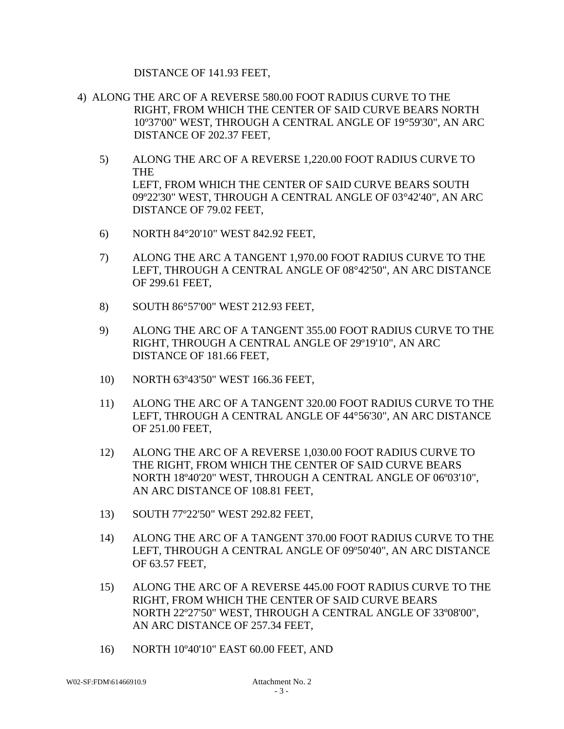DISTANCE OF 141.93 FEET,

4) ALONG THE ARC OF A REVERSE 580.00 FOOT RADIUS CURVE TO THE RIGHT, FROM WHICH THE CENTER OF SAID CURVE BEARS NORTH 10º37'00" WEST, THROUGH A CENTRAL ANGLE OF 19°59'30", AN ARC DISTANCE OF 202.37 FEET,

5) ALONG THE ARC OF A REVERSE 1,220.00 FOOT RADIUS CURVE TO THE
LEFT, FROM WHICH THE CENTER OF SAID CURVE BEARS SOUTH 09º22'30" WEST, THROUGH A CENTRAL ANGLE OF 03°42'40", AN ARC DISTANCE OF 79.02 FEET,

6) NORTH 84°20'10" WEST 842.92 FEET,

7) ALONG THE ARC A TANGENT 1,970.00 FOOT RADIUS CURVE TO THE LEFT, THROUGH A CENTRAL ANGLE OF 08°42'50", AN ARC DISTANCE OF 299.61 FEET,

8) SOUTH 86°57'00" WEST 212.93 FEET,

9) ALONG THE ARC OF A TANGENT 355.00 FOOT RADIUS CURVE TO THE RIGHT, THROUGH A CENTRAL ANGLE OF 29º19'10", AN ARC DISTANCE OF 181.66 FEET,

10) NORTH 63º43'50" WEST 166.36 FEET,

11) ALONG THE ARC OF A TANGENT 320.00 FOOT RADIUS CURVE TO THE LEFT, THROUGH A CENTRAL ANGLE OF 44°56'30", AN ARC DISTANCE OF 251.00 FEET,

12) ALONG THE ARC OF A REVERSE 1,030.00 FOOT RADIUS CURVE TO THE RIGHT, FROM WHICH THE CENTER OF SAID CURVE BEARS NORTH 18º40'20" WEST, THROUGH A CENTRAL ANGLE OF 06º03'10", AN ARC DISTANCE OF 108.81 FEET,

13) SOUTH 77º22'50" WEST 292.82 FEET,

14) ALONG THE ARC OF A TANGENT 370.00 FOOT RADIUS CURVE TO THE LEFT, THROUGH A CENTRAL ANGLE OF 09º50'40", AN ARC DISTANCE OF 63.57 FEET,

15) ALONG THE ARC OF A REVERSE 445.00 FOOT RADIUS CURVE TO THE RIGHT, FROM WHICH THE CENTER OF SAID CURVE BEARS NORTH 22º27'50" WEST, THROUGH A CENTRAL ANGLE OF 33º08'00", AN ARC DISTANCE OF 257.34 FEET,

16) NORTH 10º40'10" EAST 60.00 FEET, AND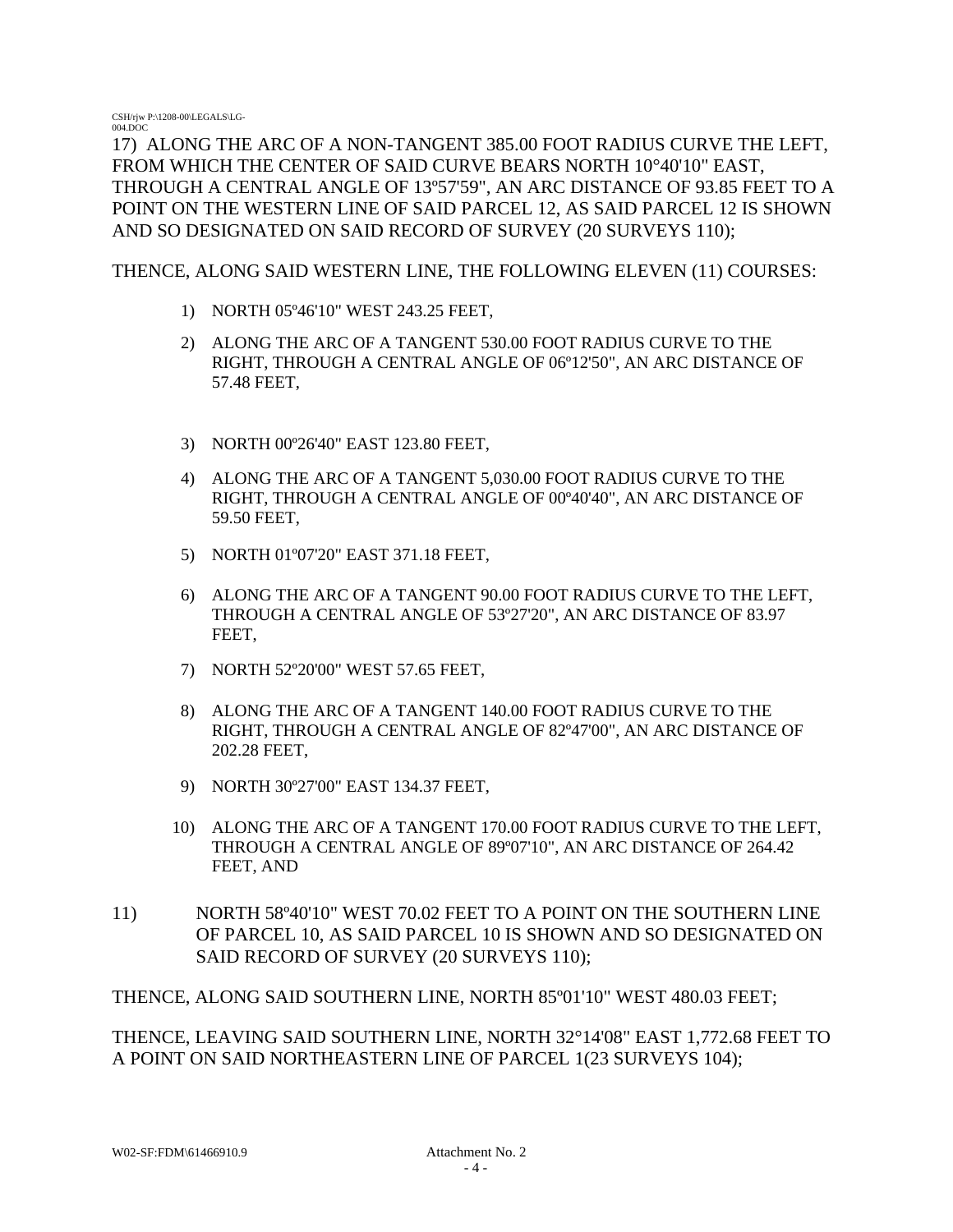17) ALONG THE ARC OF A NON-TANGENT 385.00 FOOT RADIUS CURVE THE LEFT, FROM WHICH THE CENTER OF SAID CURVE BEARS NORTH 10°40'10" EAST, THROUGH A CENTRAL ANGLE OF 13º57'59", AN ARC DISTANCE OF 93.85 FEET TO A POINT ON THE WESTERN LINE OF SAID PARCEL 12, AS SAID PARCEL 12 IS SHOWN AND SO DESIGNATED ON SAID RECORD OF SURVEY (20 SURVEYS 110);

THENCE, ALONG SAID WESTERN LINE, THE FOLLOWING ELEVEN (11) COURSES:

1) NORTH 05º46'10" WEST 243.25 FEET,

2) ALONG THE ARC OF A TANGENT 530.00 FOOT RADIUS CURVE TO THE RIGHT, THROUGH A CENTRAL ANGLE OF 06º12'50", AN ARC DISTANCE OF 57.48 FEET,

3) NORTH 00º26'40" EAST 123.80 FEET,

4) ALONG THE ARC OF A TANGENT 5,030.00 FOOT RADIUS CURVE TO THE RIGHT, THROUGH A CENTRAL ANGLE OF 00º40'40", AN ARC DISTANCE OF 59.50 FEET,

5) NORTH 01º07'20" EAST 371.18 FEET,

6) ALONG THE ARC OF A TANGENT 90.00 FOOT RADIUS CURVE TO THE LEFT, THROUGH A CENTRAL ANGLE OF 53º27'20", AN ARC DISTANCE OF 83.97 FEET,

7) NORTH 52º20'00" WEST 57.65 FEET,

8) ALONG THE ARC OF A TANGENT 140.00 FOOT RADIUS CURVE TO THE RIGHT, THROUGH A CENTRAL ANGLE OF 82º47'00", AN ARC DISTANCE OF 202.28 FEET,

9) NORTH 30º27'00" EAST 134.37 FEET,

10) ALONG THE ARC OF A TANGENT 170.00 FOOT RADIUS CURVE TO THE LEFT, THROUGH A CENTRAL ANGLE OF 89º07'10", AN ARC DISTANCE OF 264.42 FEET, AND

11) NORTH 58º40'10" WEST 70.02 FEET TO A POINT ON THE SOUTHERN LINE OF PARCEL 10, AS SAID PARCEL 10 IS SHOWN AND SO DESIGNATED ON SAID RECORD OF SURVEY (20 SURVEYS 110);

THENCE, ALONG SAID SOUTHERN LINE, NORTH 85º01'10" WEST 480.03 FEET;

THENCE, LEAVING SAID SOUTHERN LINE, NORTH 32°14'08" EAST 1,772.68 FEET TO A POINT ON SAID NORTHEASTERN LINE OF PARCEL 1(23 SURVEYS 104);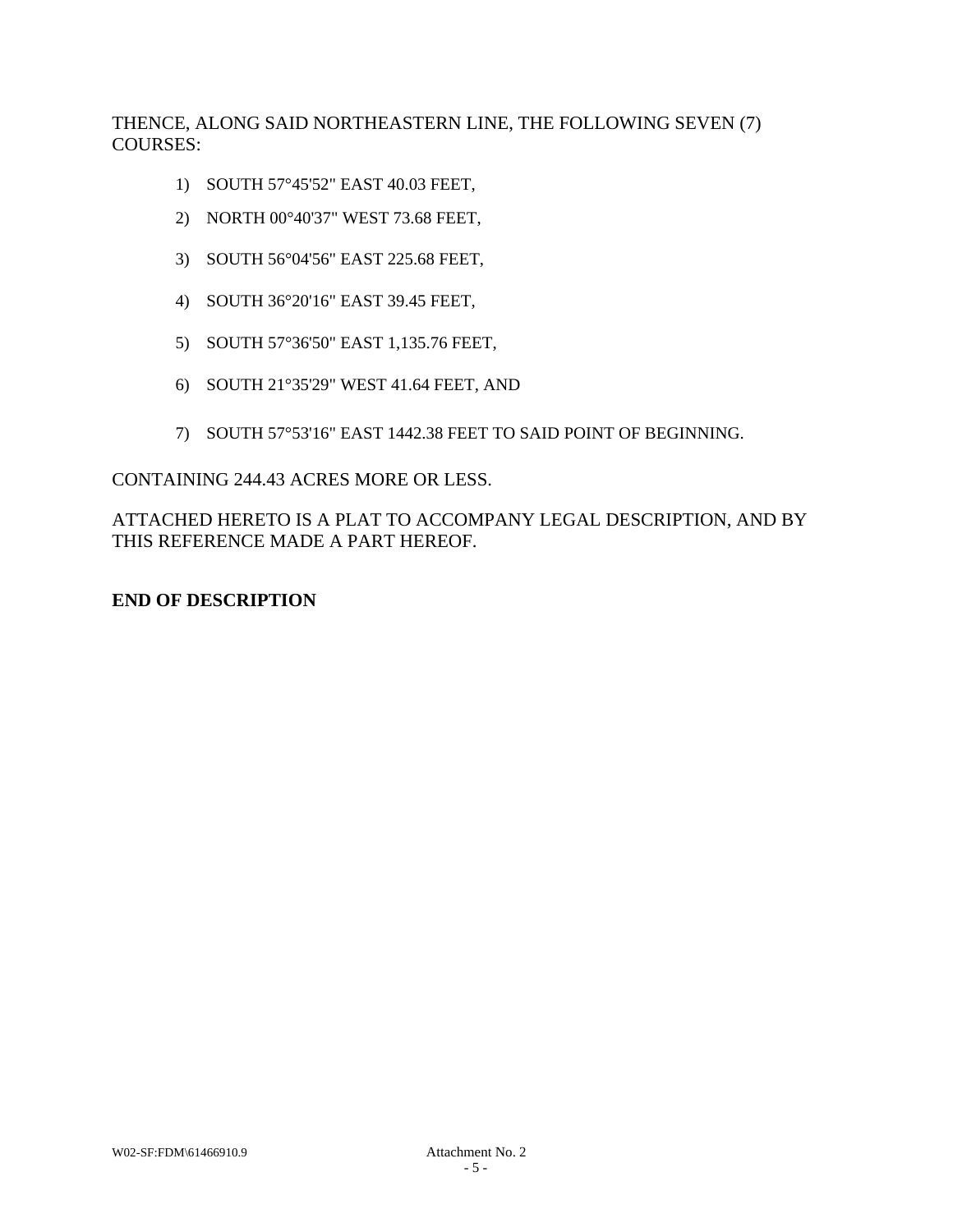THENCE, ALONG SAID NORTHEASTERN LINE, THE FOLLOWING SEVEN (7) COURSES:

1) SOUTH 57°45'52" EAST 40.03 FEET,
2) NORTH 00°40'37" WEST 73.68 FEET,
3) SOUTH 56°04'56" EAST 225.68 FEET,
4) SOUTH 36°20'16" EAST 39.45 FEET,
5) SOUTH 57°36'50" EAST 1,135.76 FEET,
6) SOUTH 21°35'29" WEST 41.64 FEET, AND
7) SOUTH 57°53'16" EAST 1442.38 FEET TO SAID POINT OF BEGINNING.

CONTAINING 244.43 ACRES MORE OR LESS.

ATTACHED HERETO IS A PLAT TO ACCOMPANY LEGAL DESCRIPTION, AND BY THIS REFERENCE MADE A PART HEREOF.

**END OF DESCRIPTION**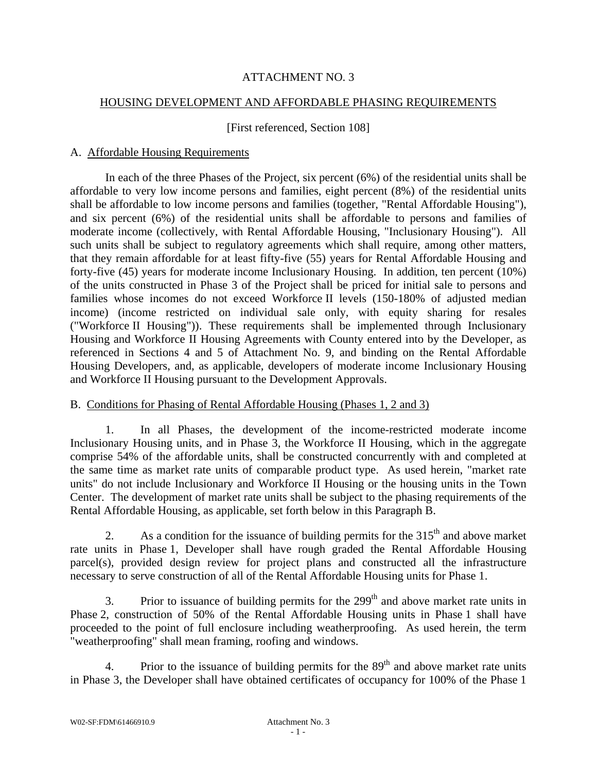# ATTACHMENT NO. 3

## HOUSING DEVELOPMENT AND AFFORDABLE PHASING REQUIREMENTS

[First referenced, Section 108]

A. Affordable Housing Requirements

In each of the three Phases of the Project, six percent (6%) of the residential units shall be affordable to very low income persons and families, eight percent (8%) of the residential units shall be affordable to low income persons and families (together, "Rental Affordable Housing"), and six percent (6%) of the residential units shall be affordable to persons and families of moderate income (collectively, with Rental Affordable Housing, "Inclusionary Housing"). All such units shall be subject to regulatory agreements which shall require, among other matters, that they remain affordable for at least fifty-five (55) years for Rental Affordable Housing and forty-five (45) years for moderate income Inclusionary Housing. In addition, ten percent (10%) of the units constructed in Phase 3 of the Project shall be priced for initial sale to persons and families whose incomes do not exceed Workforce II levels (150-180% of adjusted median income) (income restricted on individual sale only, with equity sharing for resales ("Workforce II Housing")). These requirements shall be implemented through Inclusionary Housing and Workforce II Housing Agreements with County entered into by the Developer, as referenced in Sections 4 and 5 of Attachment No. 9, and binding on the Rental Affordable Housing Developers, and, as applicable, developers of moderate income Inclusionary Housing and Workforce II Housing pursuant to the Development Approvals.

B. Conditions for Phasing of Rental Affordable Housing (Phases 1, 2 and 3)

1. In all Phases, the development of the income-restricted moderate income Inclusionary Housing units, and in Phase 3, the Workforce II Housing, which in the aggregate comprise 54% of the affordable units, shall be constructed concurrently with and completed at the same time as market rate units of comparable product type. As used herein, "market rate units" do not include Inclusionary and Workforce II Housing or the housing units in the Town Center. The development of market rate units shall be subject to the phasing requirements of the Rental Affordable Housing, as applicable, set forth below in this Paragraph B.

2. As a condition for the issuance of building permits for the 315th and above market rate units in Phase 1, Developer shall have rough graded the Rental Affordable Housing parcel(s), provided design review for project plans and constructed all the infrastructure necessary to serve construction of all of the Rental Affordable Housing units for Phase 1.

3. Prior to issuance of building permits for the 299th and above market rate units in Phase 2, construction of 50% of the Rental Affordable Housing units in Phase 1 shall have proceeded to the point of full enclosure including weatherproofing. As used herein, the term "weatherproofing" shall mean framing, roofing and windows.

4. Prior to the issuance of building permits for the 89th and above market rate units in Phase 3, the Developer shall have obtained certificates of occupancy for 100% of the Phase 1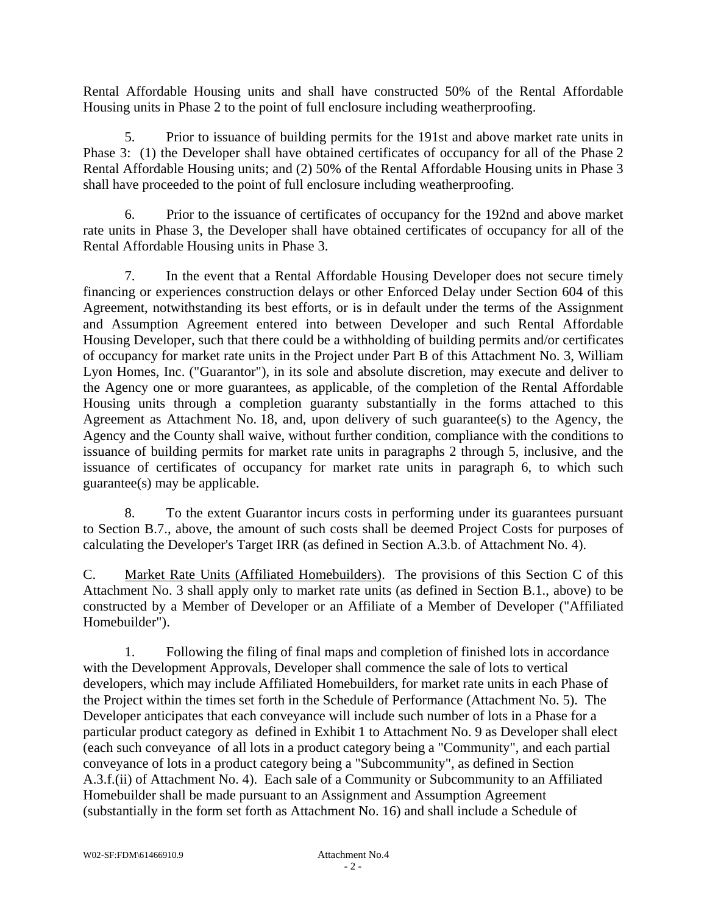Rental Affordable Housing units and shall have constructed 50% of the Rental Affordable Housing units in Phase 2 to the point of full enclosure including weatherproofing.

5. Prior to issuance of building permits for the 191st and above market rate units in Phase 3: (1) the Developer shall have obtained certificates of occupancy for all of the Phase 2 Rental Affordable Housing units; and (2) 50% of the Rental Affordable Housing units in Phase 3 shall have proceeded to the point of full enclosure including weatherproofing.

6. Prior to the issuance of certificates of occupancy for the 192nd and above market rate units in Phase 3, the Developer shall have obtained certificates of occupancy for all of the Rental Affordable Housing units in Phase 3.

7. In the event that a Rental Affordable Housing Developer does not secure timely financing or experiences construction delays or other Enforced Delay under Section 604 of this Agreement, notwithstanding its best efforts, or is in default under the terms of the Assignment and Assumption Agreement entered into between Developer and such Rental Affordable Housing Developer, such that there could be a withholding of building permits and/or certificates of occupancy for market rate units in the Project under Part B of this Attachment No. 3, William Lyon Homes, Inc. ("Guarantor"), in its sole and absolute discretion, may execute and deliver to the Agency one or more guarantees, as applicable, of the completion of the Rental Affordable Housing units through a completion guaranty substantially in the forms attached to this Agreement as Attachment No. 18, and, upon delivery of such guarantee(s) to the Agency, the Agency and the County shall waive, without further condition, compliance with the conditions to issuance of building permits for market rate units in paragraphs 2 through 5, inclusive, and the issuance of certificates of occupancy for market rate units in paragraph 6, to which such guarantee(s) may be applicable.

8. To the extent Guarantor incurs costs in performing under its guarantees pursuant to Section B.7., above, the amount of such costs shall be deemed Project Costs for purposes of calculating the Developer's Target IRR (as defined in Section A.3.b. of Attachment No. 4).

C. Market Rate Units (Affiliated Homebuilders). The provisions of this Section C of this Attachment No. 3 shall apply only to market rate units (as defined in Section B.1., above) to be constructed by a Member of Developer or an Affiliate of a Member of Developer ("Affiliated Homebuilder").

1. Following the filing of final maps and completion of finished lots in accordance with the Development Approvals, Developer shall commence the sale of lots to vertical developers, which may include Affiliated Homebuilders, for market rate units in each Phase of the Project within the times set forth in the Schedule of Performance (Attachment No. 5). The Developer anticipates that each conveyance will include such number of lots in a Phase for a particular product category as defined in Exhibit 1 to Attachment No. 9 as Developer shall elect (each such conveyance of all lots in a product category being a "Community", and each partial conveyance of lots in a product category being a "Subcommunity", as defined in Section A.3.f.(ii) of Attachment No. 4). Each sale of a Community or Subcommunity to an Affiliated Homebuilder shall be made pursuant to an Assignment and Assumption Agreement (substantially in the form set forth as Attachment No. 16) and shall include a Schedule of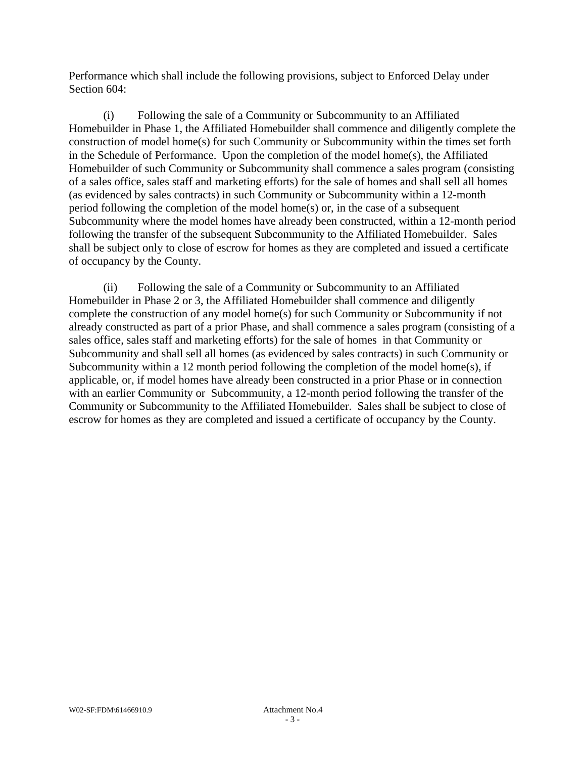Performance which shall include the following provisions, subject to Enforced Delay under Section 604:

(i) Following the sale of a Community or Subcommunity to an Affiliated Homebuilder in Phase 1, the Affiliated Homebuilder shall commence and diligently complete the construction of model home(s) for such Community or Subcommunity within the times set forth in the Schedule of Performance. Upon the completion of the model home(s), the Affiliated Homebuilder of such Community or Subcommunity shall commence a sales program (consisting of a sales office, sales staff and marketing efforts) for the sale of homes and shall sell all homes (as evidenced by sales contracts) in such Community or Subcommunity within a 12-month period following the completion of the model home(s) or, in the case of a subsequent Subcommunity where the model homes have already been constructed, within a 12-month period following the transfer of the subsequent Subcommunity to the Affiliated Homebuilder. Sales shall be subject only to close of escrow for homes as they are completed and issued a certificate of occupancy by the County.

(ii) Following the sale of a Community or Subcommunity to an Affiliated Homebuilder in Phase 2 or 3, the Affiliated Homebuilder shall commence and diligently complete the construction of any model home(s) for such Community or Subcommunity if not already constructed as part of a prior Phase, and shall commence a sales program (consisting of a sales office, sales staff and marketing efforts) for the sale of homes in that Community or Subcommunity and shall sell all homes (as evidenced by sales contracts) in such Community or Subcommunity within a 12 month period following the completion of the model home(s), if applicable, or, if model homes have already been constructed in a prior Phase or in connection with an earlier Community or Subcommunity, a 12-month period following the transfer of the Community or Subcommunity to the Affiliated Homebuilder. Sales shall be subject to close of escrow for homes as they are completed and issued a certificate of occupancy by the County.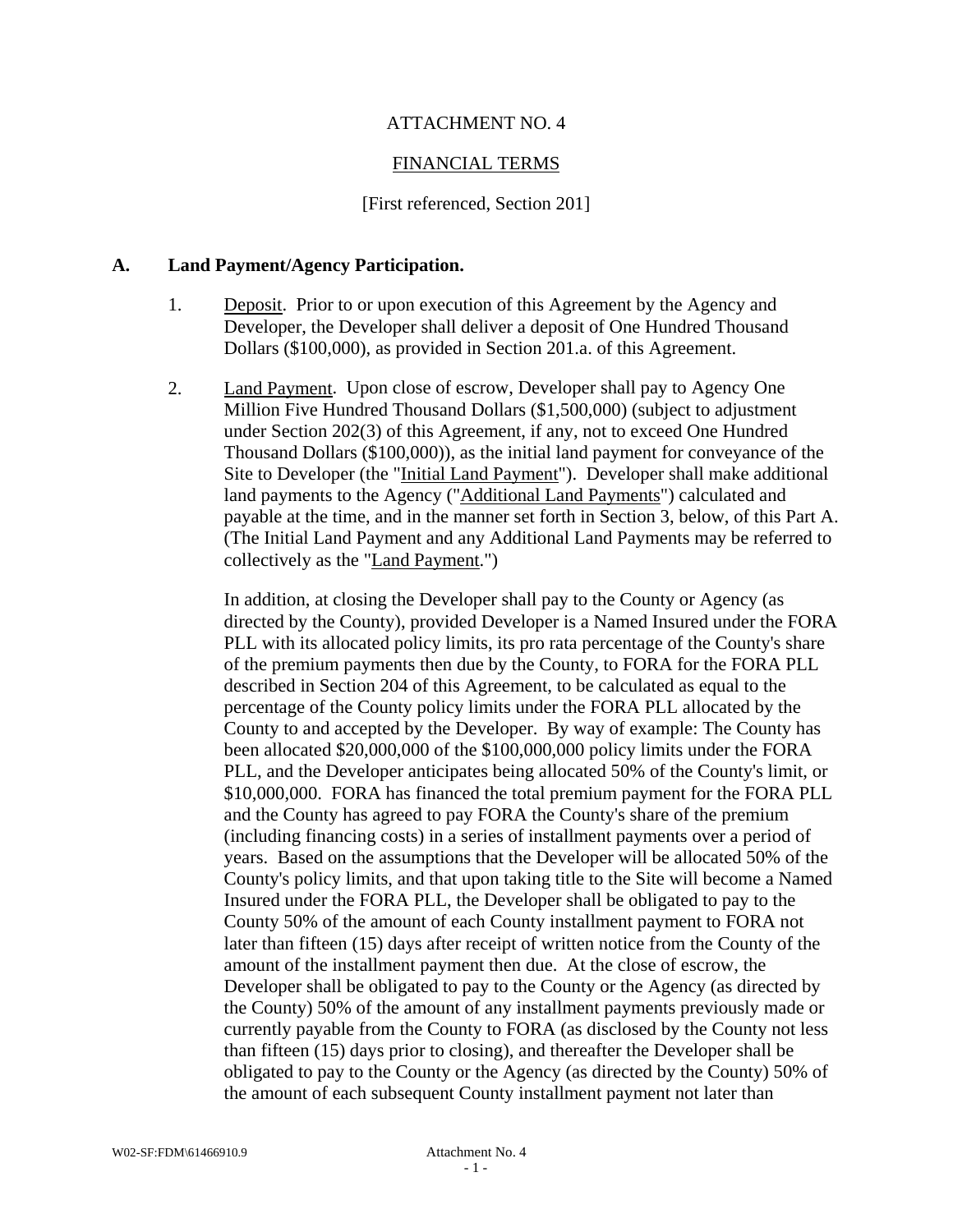ATTACHMENT NO. 4

FINANCIAL TERMS

[First referenced, Section 201]

**A. Land Payment/Agency Participation.**

1. Deposit. Prior to or upon execution of this Agreement by the Agency and Developer, the Developer shall deliver a deposit of One Hundred Thousand Dollars ($100,000), as provided in Section 201.a. of this Agreement.

2. Land Payment. Upon close of escrow, Developer shall pay to Agency One Million Five Hundred Thousand Dollars ($1,500,000) (subject to adjustment under Section 202(3) of this Agreement, if any, not to exceed One Hundred Thousand Dollars ($100,000)), as the initial land payment for conveyance of the Site to Developer (the "Initial Land Payment"). Developer shall make additional land payments to the Agency ("Additional Land Payments") calculated and payable at the time, and in the manner set forth in Section 3, below, of this Part A. (The Initial Land Payment and any Additional Land Payments may be referred to collectively as the "Land Payment.")

   In addition, at closing the Developer shall pay to the County or Agency (as directed by the County), provided Developer is a Named Insured under the FORA PLL with its allocated policy limits, its pro rata percentage of the County's share of the premium payments then due by the County, to FORA for the FORA PLL described in Section 204 of this Agreement, to be calculated as equal to the percentage of the County policy limits under the FORA PLL allocated by the County to and accepted by the Developer. By way of example: The County has been allocated $20,000,000 of the $100,000,000 policy limits under the FORA PLL, and the Developer anticipates being allocated 50% of the County's limit, or $10,000,000. FORA has financed the total premium payment for the FORA PLL and the County has agreed to pay FORA the County's share of the premium (including financing costs) in a series of installment payments over a period of years. Based on the assumptions that the Developer will be allocated 50% of the County's policy limits, and that upon taking title to the Site will become a Named Insured under the FORA PLL, the Developer shall be obligated to pay to the County 50% of the amount of each County installment payment to FORA not later than fifteen (15) days after receipt of written notice from the County of the amount of the installment payment then due. At the close of escrow, the Developer shall be obligated to pay to the County or the Agency (as directed by the County) 50% of the amount of any installment payments previously made or currently payable from the County to FORA (as disclosed by the County not less than fifteen (15) days prior to closing), and thereafter the Developer shall be obligated to pay to the County or the Agency (as directed by the County) 50% of the amount of each subsequent County installment payment not later than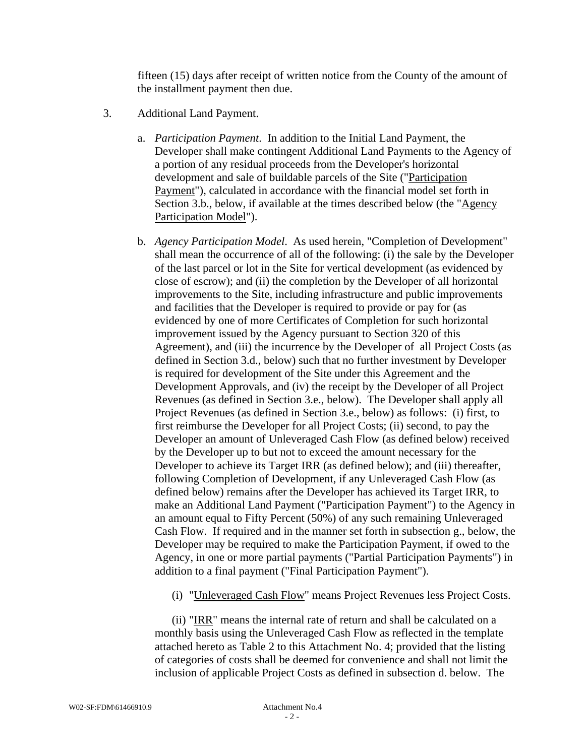fifteen (15) days after receipt of written notice from the County of the amount of the installment payment then due.

3. Additional Land Payment.

   a. *Participation Payment*. In addition to the Initial Land Payment, the Developer shall make contingent Additional Land Payments to the Agency of a portion of any residual proceeds from the Developer's horizontal development and sale of buildable parcels of the Site ("Participation Payment"), calculated in accordance with the financial model set forth in Section 3.b., below, if available at the times described below (the "Agency Participation Model").

   b. *Agency Participation Model*. As used herein, "Completion of Development" shall mean the occurrence of all of the following: (i) the sale by the Developer of the last parcel or lot in the Site for vertical development (as evidenced by close of escrow); and (ii) the completion by the Developer of all horizontal improvements to the Site, including infrastructure and public improvements and facilities that the Developer is required to provide or pay for (as evidenced by one of more Certificates of Completion for such horizontal improvement issued by the Agency pursuant to Section 320 of this Agreement), and (iii) the incurrence by the Developer of all Project Costs (as defined in Section 3.d., below) such that no further investment by Developer is required for development of the Site under this Agreement and the Development Approvals, and (iv) the receipt by the Developer of all Project Revenues (as defined in Section 3.e., below). The Developer shall apply all Project Revenues (as defined in Section 3.e., below) as follows: (i) first, to first reimburse the Developer for all Project Costs; (ii) second, to pay the Developer an amount of Unleveraged Cash Flow (as defined below) received by the Developer up to but not to exceed the amount necessary for the Developer to achieve its Target IRR (as defined below); and (iii) thereafter, following Completion of Development, if any Unleveraged Cash Flow (as defined below) remains after the Developer has achieved its Target IRR, to make an Additional Land Payment ("Participation Payment") to the Agency in an amount equal to Fifty Percent (50%) of any such remaining Unleveraged Cash Flow. If required and in the manner set forth in subsection g., below, the Developer may be required to make the Participation Payment, if owed to the Agency, in one or more partial payments ("Partial Participation Payments") in addition to a final payment ("Final Participation Payment").

      (i) "Unleveraged Cash Flow" means Project Revenues less Project Costs.

      (ii) "IRR" means the internal rate of return and shall be calculated on a monthly basis using the Unleveraged Cash Flow as reflected in the template attached hereto as Table 2 to this Attachment No. 4; provided that the listing of categories of costs shall be deemed for convenience and shall not limit the inclusion of applicable Project Costs as defined in subsection d. below. The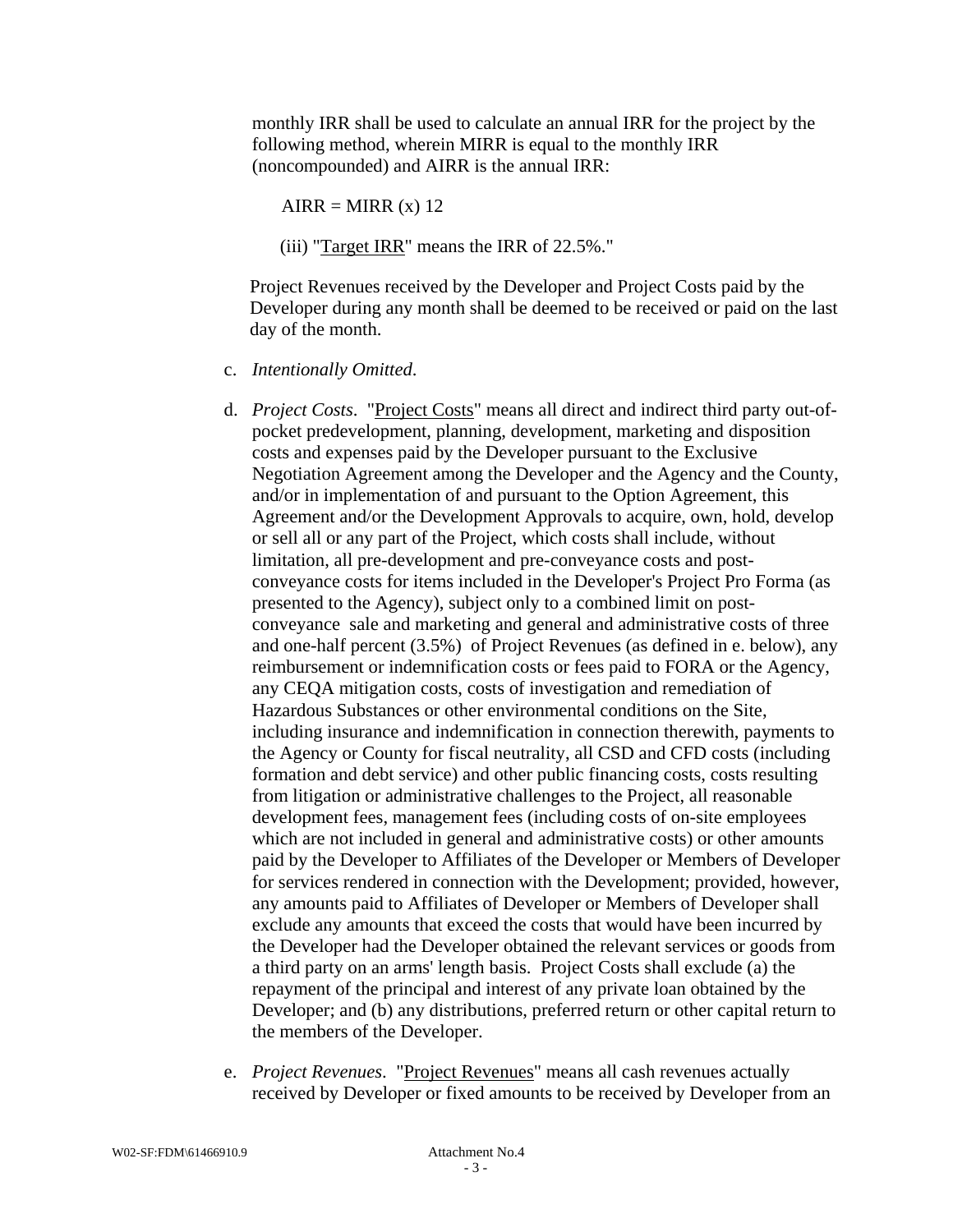monthly IRR shall be used to calculate an annual IRR for the project by the following method, wherein MIRR is equal to the monthly IRR (noncompounded) and AIRR is the annual IRR:

AIRR = MIRR (x) 12

(iii) "Target IRR" means the IRR of 22.5%."

Project Revenues received by the Developer and Project Costs paid by the Developer during any month shall be deemed to be received or paid on the last day of the month.

c. *Intentionally Omitted*.

d. *Project Costs*. "Project Costs" means all direct and indirect third party out-of-pocket predevelopment, planning, development, marketing and disposition costs and expenses paid by the Developer pursuant to the Exclusive Negotiation Agreement among the Developer and the Agency and the County, and/or in implementation of and pursuant to the Option Agreement, this Agreement and/or the Development Approvals to acquire, own, hold, develop or sell all or any part of the Project, which costs shall include, without limitation, all pre-development and pre-conveyance costs and post-conveyance costs for items included in the Developer's Project Pro Forma (as presented to the Agency), subject only to a combined limit on post-conveyance sale and marketing and general and administrative costs of three and one-half percent (3.5%) of Project Revenues (as defined in e. below), any reimbursement or indemnification costs or fees paid to FORA or the Agency, any CEQA mitigation costs, costs of investigation and remediation of Hazardous Substances or other environmental conditions on the Site, including insurance and indemnification in connection therewith, payments to the Agency or County for fiscal neutrality, all CSD and CFD costs (including formation and debt service) and other public financing costs, costs resulting from litigation or administrative challenges to the Project, all reasonable development fees, management fees (including costs of on-site employees which are not included in general and administrative costs) or other amounts paid by the Developer to Affiliates of the Developer or Members of Developer for services rendered in connection with the Development; provided, however, any amounts paid to Affiliates of Developer or Members of Developer shall exclude any amounts that exceed the costs that would have been incurred by the Developer had the Developer obtained the relevant services or goods from a third party on an arms' length basis. Project Costs shall exclude (a) the repayment of the principal and interest of any private loan obtained by the Developer; and (b) any distributions, preferred return or other capital return to the members of the Developer.

e. *Project Revenues*. "Project Revenues" means all cash revenues actually received by Developer or fixed amounts to be received by Developer from an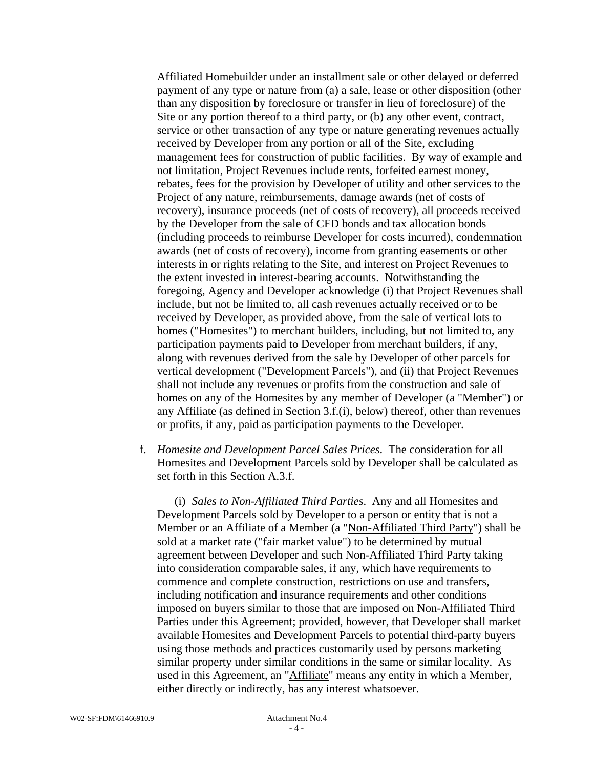Affiliated Homebuilder under an installment sale or other delayed or deferred payment of any type or nature from (a) a sale, lease or other disposition (other than any disposition by foreclosure or transfer in lieu of foreclosure) of the Site or any portion thereof to a third party, or (b) any other event, contract, service or other transaction of any type or nature generating revenues actually received by Developer from any portion or all of the Site, excluding management fees for construction of public facilities. By way of example and not limitation, Project Revenues include rents, forfeited earnest money, rebates, fees for the provision by Developer of utility and other services to the Project of any nature, reimbursements, damage awards (net of costs of recovery), insurance proceeds (net of costs of recovery), all proceeds received by the Developer from the sale of CFD bonds and tax allocation bonds (including proceeds to reimburse Developer for costs incurred), condemnation awards (net of costs of recovery), income from granting easements or other interests in or rights relating to the Site, and interest on Project Revenues to the extent invested in interest-bearing accounts. Notwithstanding the foregoing, Agency and Developer acknowledge (i) that Project Revenues shall include, but not be limited to, all cash revenues actually received or to be received by Developer, as provided above, from the sale of vertical lots to homes ("Homesites") to merchant builders, including, but not limited to, any participation payments paid to Developer from merchant builders, if any, along with revenues derived from the sale by Developer of other parcels for vertical development ("Development Parcels"), and (ii) that Project Revenues shall not include any revenues or profits from the construction and sale of homes on any of the Homesites by any member of Developer (a "Member") or any Affiliate (as defined in Section 3.f.(i), below) thereof, other than revenues or profits, if any, paid as participation payments to the Developer.

f. *Homesite and Development Parcel Sales Prices*. The consideration for all Homesites and Development Parcels sold by Developer shall be calculated as set forth in this Section A.3.f.

(i) *Sales to Non-Affiliated Third Parties*. Any and all Homesites and Development Parcels sold by Developer to a person or entity that is not a Member or an Affiliate of a Member (a "Non-Affiliated Third Party") shall be sold at a market rate ("fair market value") to be determined by mutual agreement between Developer and such Non-Affiliated Third Party taking into consideration comparable sales, if any, which have requirements to commence and complete construction, restrictions on use and transfers, including notification and insurance requirements and other conditions imposed on buyers similar to those that are imposed on Non-Affiliated Third Parties under this Agreement; provided, however, that Developer shall market available Homesites and Development Parcels to potential third-party buyers using those methods and practices customarily used by persons marketing similar property under similar conditions in the same or similar locality. As used in this Agreement, an "Affiliate" means any entity in which a Member, either directly or indirectly, has any interest whatsoever.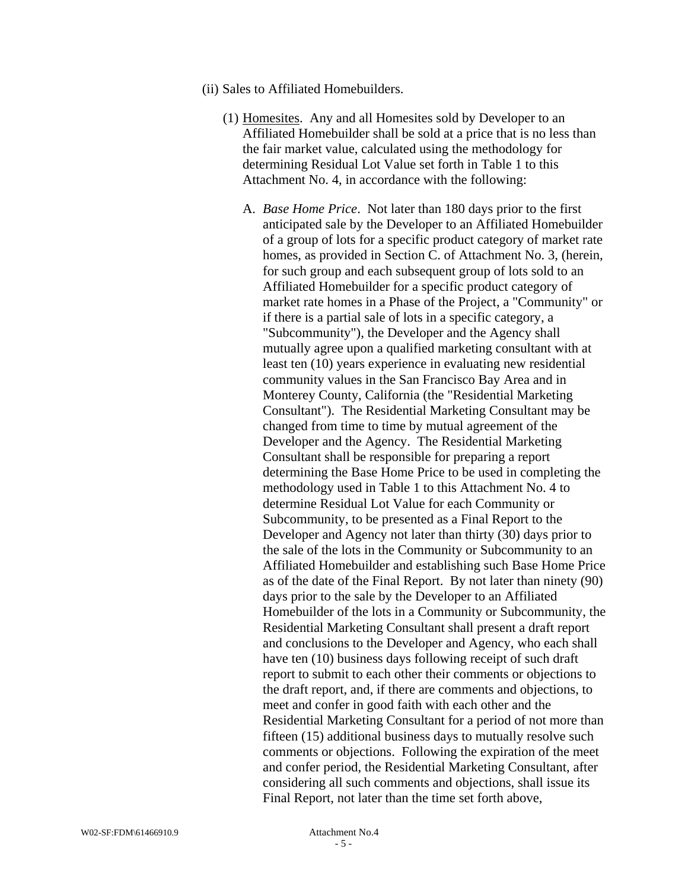(ii) Sales to Affiliated Homebuilders.

(1) <u>Homesites</u>. Any and all Homesites sold by Developer to an Affiliated Homebuilder shall be sold at a price that is no less than the fair market value, calculated using the methodology for determining Residual Lot Value set forth in Table 1 to this Attachment No. 4, in accordance with the following:

A. *Base Home Price*. Not later than 180 days prior to the first anticipated sale by the Developer to an Affiliated Homebuilder of a group of lots for a specific product category of market rate homes, as provided in Section C. of Attachment No. 3, (herein, for such group and each subsequent group of lots sold to an Affiliated Homebuilder for a specific product category of market rate homes in a Phase of the Project, a "Community" or if there is a partial sale of lots in a specific category, a "Subcommunity"), the Developer and the Agency shall mutually agree upon a qualified marketing consultant with at least ten (10) years experience in evaluating new residential community values in the San Francisco Bay Area and in Monterey County, California (the "Residential Marketing Consultant"). The Residential Marketing Consultant may be changed from time to time by mutual agreement of the Developer and the Agency. The Residential Marketing Consultant shall be responsible for preparing a report determining the Base Home Price to be used in completing the methodology used in Table 1 to this Attachment No. 4 to determine Residual Lot Value for each Community or Subcommunity, to be presented as a Final Report to the Developer and Agency not later than thirty (30) days prior to the sale of the lots in the Community or Subcommunity to an Affiliated Homebuilder and establishing such Base Home Price as of the date of the Final Report. By not later than ninety (90) days prior to the sale by the Developer to an Affiliated Homebuilder of the lots in a Community or Subcommunity, the Residential Marketing Consultant shall present a draft report and conclusions to the Developer and Agency, who each shall have ten (10) business days following receipt of such draft report to submit to each other their comments or objections to the draft report, and, if there are comments and objections, to meet and confer in good faith with each other and the Residential Marketing Consultant for a period of not more than fifteen (15) additional business days to mutually resolve such comments or objections. Following the expiration of the meet and confer period, the Residential Marketing Consultant, after considering all such comments and objections, shall issue its Final Report, not later than the time set forth above,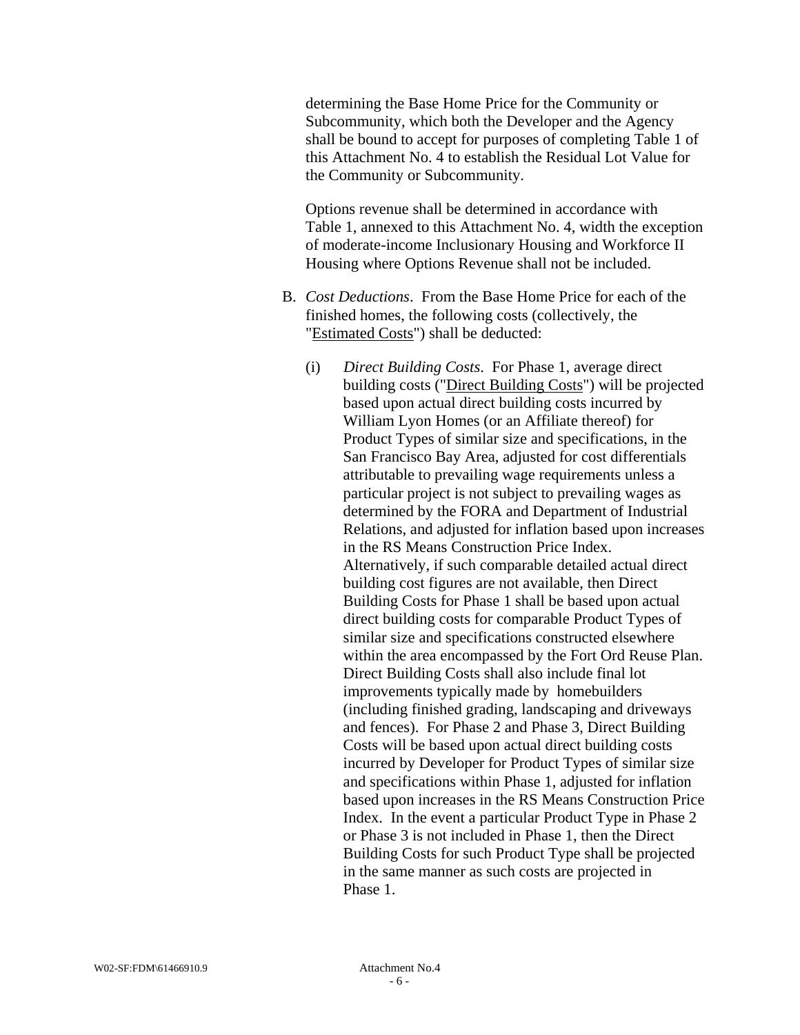determining the Base Home Price for the Community or Subcommunity, which both the Developer and the Agency shall be bound to accept for purposes of completing Table 1 of this Attachment No. 4 to establish the Residual Lot Value for the Community or Subcommunity.

Options revenue shall be determined in accordance with Table 1, annexed to this Attachment No. 4, width the exception of moderate-income Inclusionary Housing and Workforce II Housing where Options Revenue shall not be included.

B. *Cost Deductions*. From the Base Home Price for each of the finished homes, the following costs (collectively, the "Estimated Costs") shall be deducted:

(i) *Direct Building Costs*. For Phase 1, average direct building costs ("Direct Building Costs") will be projected based upon actual direct building costs incurred by William Lyon Homes (or an Affiliate thereof) for Product Types of similar size and specifications, in the San Francisco Bay Area, adjusted for cost differentials attributable to prevailing wage requirements unless a particular project is not subject to prevailing wages as determined by the FORA and Department of Industrial Relations, and adjusted for inflation based upon increases in the RS Means Construction Price Index. Alternatively, if such comparable detailed actual direct building cost figures are not available, then Direct Building Costs for Phase 1 shall be based upon actual direct building costs for comparable Product Types of similar size and specifications constructed elsewhere within the area encompassed by the Fort Ord Reuse Plan. Direct Building Costs shall also include final lot improvements typically made by homebuilders (including finished grading, landscaping and driveways and fences). For Phase 2 and Phase 3, Direct Building Costs will be based upon actual direct building costs incurred by Developer for Product Types of similar size and specifications within Phase 1, adjusted for inflation based upon increases in the RS Means Construction Price Index. In the event a particular Product Type in Phase 2 or Phase 3 is not included in Phase 1, then the Direct Building Costs for such Product Type shall be projected in the same manner as such costs are projected in Phase 1.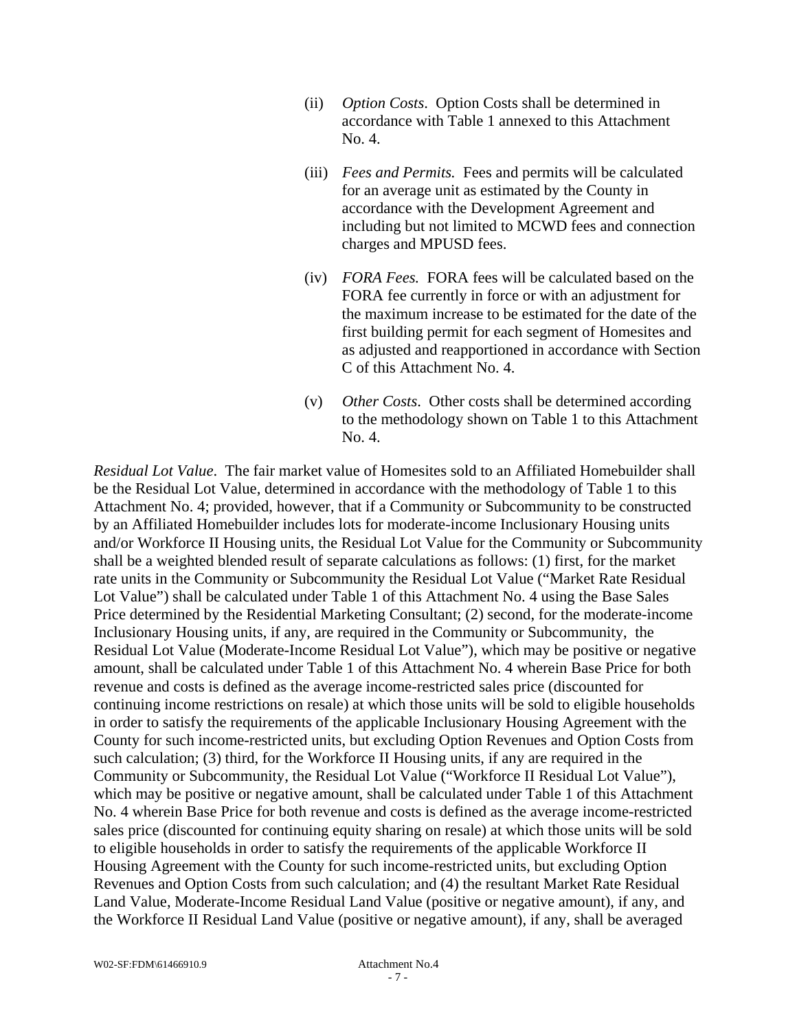(ii) *Option Costs*. Option Costs shall be determined in accordance with Table 1 annexed to this Attachment No. 4.

(iii) *Fees and Permits.* Fees and permits will be calculated for an average unit as estimated by the County in accordance with the Development Agreement and including but not limited to MCWD fees and connection charges and MPUSD fees.

(iv) *FORA Fees.* FORA fees will be calculated based on the FORA fee currently in force or with an adjustment for the maximum increase to be estimated for the date of the first building permit for each segment of Homesites and as adjusted and reapportioned in accordance with Section C of this Attachment No. 4.

(v) *Other Costs*. Other costs shall be determined according to the methodology shown on Table 1 to this Attachment No. 4.

*Residual Lot Value*. The fair market value of Homesites sold to an Affiliated Homebuilder shall be the Residual Lot Value, determined in accordance with the methodology of Table 1 to this Attachment No. 4; provided, however, that if a Community or Subcommunity to be constructed by an Affiliated Homebuilder includes lots for moderate-income Inclusionary Housing units and/or Workforce II Housing units, the Residual Lot Value for the Community or Subcommunity shall be a weighted blended result of separate calculations as follows: (1) first, for the market rate units in the Community or Subcommunity the Residual Lot Value ("Market Rate Residual Lot Value") shall be calculated under Table 1 of this Attachment No. 4 using the Base Sales Price determined by the Residential Marketing Consultant; (2) second, for the moderate-income Inclusionary Housing units, if any, are required in the Community or Subcommunity, the Residual Lot Value (Moderate-Income Residual Lot Value"), which may be positive or negative amount, shall be calculated under Table 1 of this Attachment No. 4 wherein Base Price for both revenue and costs is defined as the average income-restricted sales price (discounted for continuing income restrictions on resale) at which those units will be sold to eligible households in order to satisfy the requirements of the applicable Inclusionary Housing Agreement with the County for such income-restricted units, but excluding Option Revenues and Option Costs from such calculation; (3) third, for the Workforce II Housing units, if any are required in the Community or Subcommunity, the Residual Lot Value ("Workforce II Residual Lot Value"), which may be positive or negative amount, shall be calculated under Table 1 of this Attachment No. 4 wherein Base Price for both revenue and costs is defined as the average income-restricted sales price (discounted for continuing equity sharing on resale) at which those units will be sold to eligible households in order to satisfy the requirements of the applicable Workforce II Housing Agreement with the County for such income-restricted units, but excluding Option Revenues and Option Costs from such calculation; and (4) the resultant Market Rate Residual Land Value, Moderate-Income Residual Land Value (positive or negative amount), if any, and the Workforce II Residual Land Value (positive or negative amount), if any, shall be averaged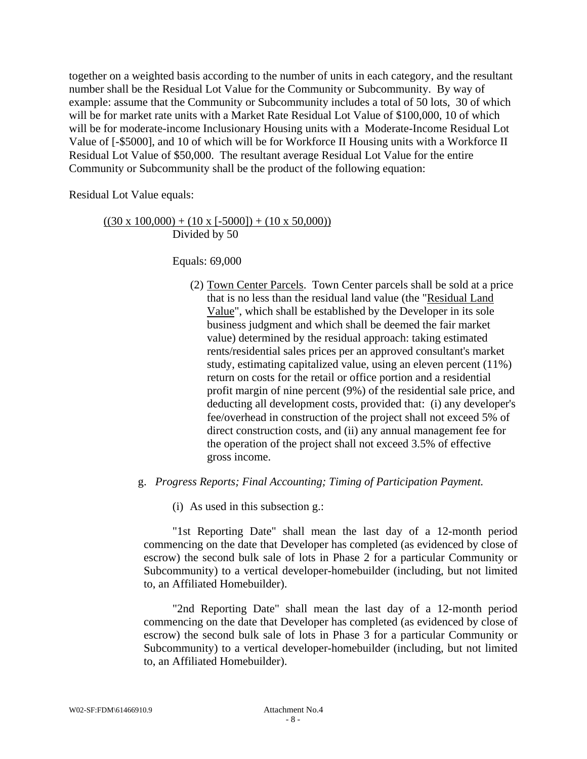together on a weighted basis according to the number of units in each category, and the resultant number shall be the Residual Lot Value for the Community or Subcommunity. By way of example: assume that the Community or Subcommunity includes a total of 50 lots, 30 of which will be for market rate units with a Market Rate Residual Lot Value of $100,000, 10 of which will be for moderate-income Inclusionary Housing units with a Moderate-Income Residual Lot Value of [-$5000], and 10 of which will be for Workforce II Housing units with a Workforce II Residual Lot Value of $50,000. The resultant average Residual Lot Value for the entire Community or Subcommunity shall be the product of the following equation:

Residual Lot Value equals:

<u>((30 x 100,000) + (10 x [-5000]) + (10 x 50,000))</u>
Divided by 50

Equals: 69,000

(2) <u>Town Center Parcels</u>. Town Center parcels shall be sold at a price that is no less than the residual land value (the "<u>Residual Land Value</u>", which shall be established by the Developer in its sole business judgment and which shall be deemed the fair market value) determined by the residual approach: taking estimated rents/residential sales prices per an approved consultant's market study, estimating capitalized value, using an eleven percent (11%) return on costs for the retail or office portion and a residential profit margin of nine percent (9%) of the residential sale price, and deducting all development costs, provided that: (i) any developer's fee/overhead in construction of the project shall not exceed 5% of direct construction costs, and (ii) any annual management fee for the operation of the project shall not exceed 3.5% of effective gross income.

g. *Progress Reports; Final Accounting; Timing of Participation Payment.*

(i) As used in this subsection g.:

"1st Reporting Date" shall mean the last day of a 12-month period commencing on the date that Developer has completed (as evidenced by close of escrow) the second bulk sale of lots in Phase 2 for a particular Community or Subcommunity) to a vertical developer-homebuilder (including, but not limited to, an Affiliated Homebuilder).

"2nd Reporting Date" shall mean the last day of a 12-month period commencing on the date that Developer has completed (as evidenced by close of escrow) the second bulk sale of lots in Phase 3 for a particular Community or Subcommunity) to a vertical developer-homebuilder (including, but not limited to, an Affiliated Homebuilder).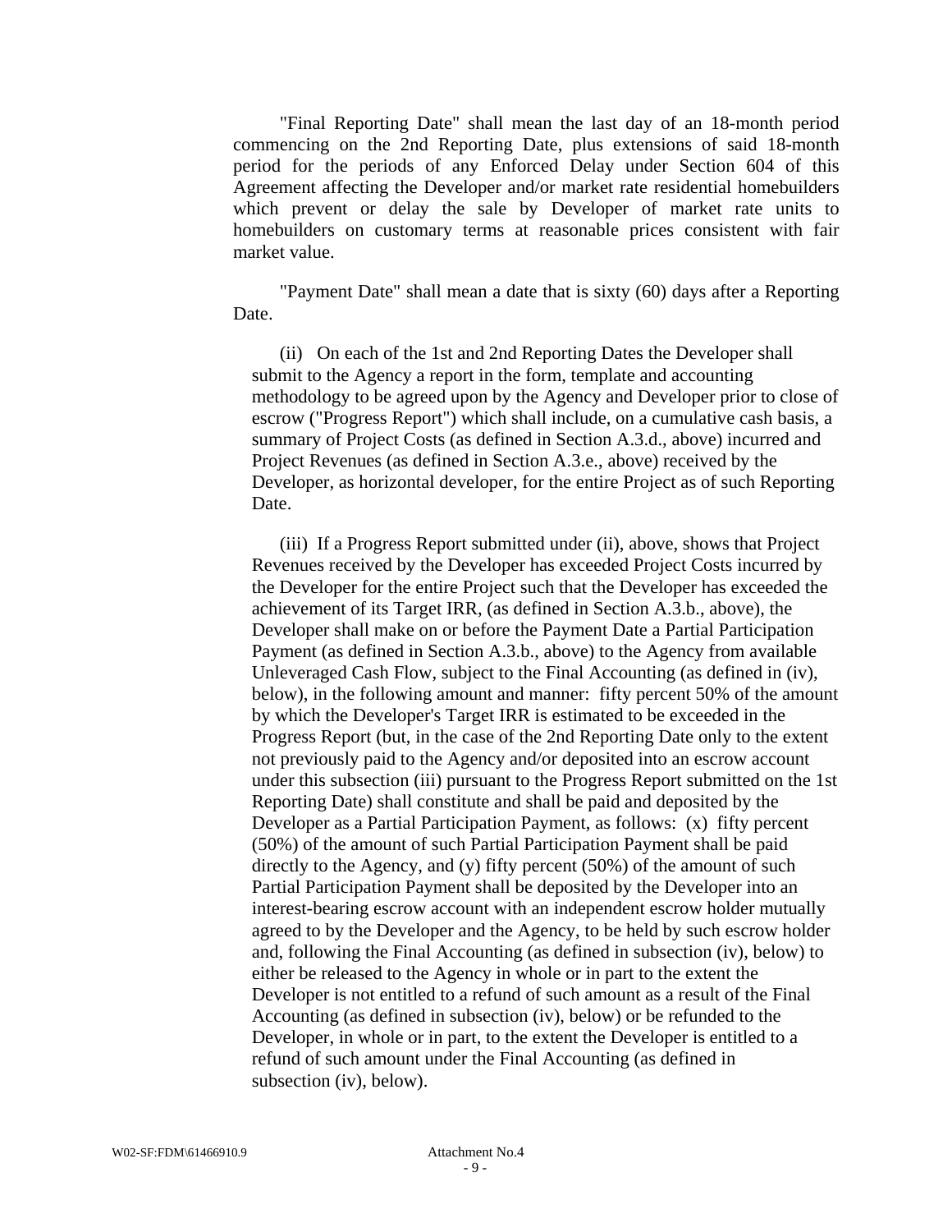"Final Reporting Date" shall mean the last day of an 18-month period commencing on the 2nd Reporting Date, plus extensions of said 18-month period for the periods of any Enforced Delay under Section 604 of this Agreement affecting the Developer and/or market rate residential homebuilders which prevent or delay the sale by Developer of market rate units to homebuilders on customary terms at reasonable prices consistent with fair market value.

"Payment Date" shall mean a date that is sixty (60) days after a Reporting Date.

(ii) On each of the 1st and 2nd Reporting Dates the Developer shall submit to the Agency a report in the form, template and accounting methodology to be agreed upon by the Agency and Developer prior to close of escrow ("Progress Report") which shall include, on a cumulative cash basis, a summary of Project Costs (as defined in Section A.3.d., above) incurred and Project Revenues (as defined in Section A.3.e., above) received by the Developer, as horizontal developer, for the entire Project as of such Reporting Date.

(iii) If a Progress Report submitted under (ii), above, shows that Project Revenues received by the Developer has exceeded Project Costs incurred by the Developer for the entire Project such that the Developer has exceeded the achievement of its Target IRR, (as defined in Section A.3.b., above), the Developer shall make on or before the Payment Date a Partial Participation Payment (as defined in Section A.3.b., above) to the Agency from available Unleveraged Cash Flow, subject to the Final Accounting (as defined in (iv), below), in the following amount and manner: fifty percent 50% of the amount by which the Developer's Target IRR is estimated to be exceeded in the Progress Report (but, in the case of the 2nd Reporting Date only to the extent not previously paid to the Agency and/or deposited into an escrow account under this subsection (iii) pursuant to the Progress Report submitted on the 1st Reporting Date) shall constitute and shall be paid and deposited by the Developer as a Partial Participation Payment, as follows: (x) fifty percent (50%) of the amount of such Partial Participation Payment shall be paid directly to the Agency, and (y) fifty percent (50%) of the amount of such Partial Participation Payment shall be deposited by the Developer into an interest-bearing escrow account with an independent escrow holder mutually agreed to by the Developer and the Agency, to be held by such escrow holder and, following the Final Accounting (as defined in subsection (iv), below) to either be released to the Agency in whole or in part to the extent the Developer is not entitled to a refund of such amount as a result of the Final Accounting (as defined in subsection (iv), below) or be refunded to the Developer, in whole or in part, to the extent the Developer is entitled to a refund of such amount under the Final Accounting (as defined in subsection (iv), below).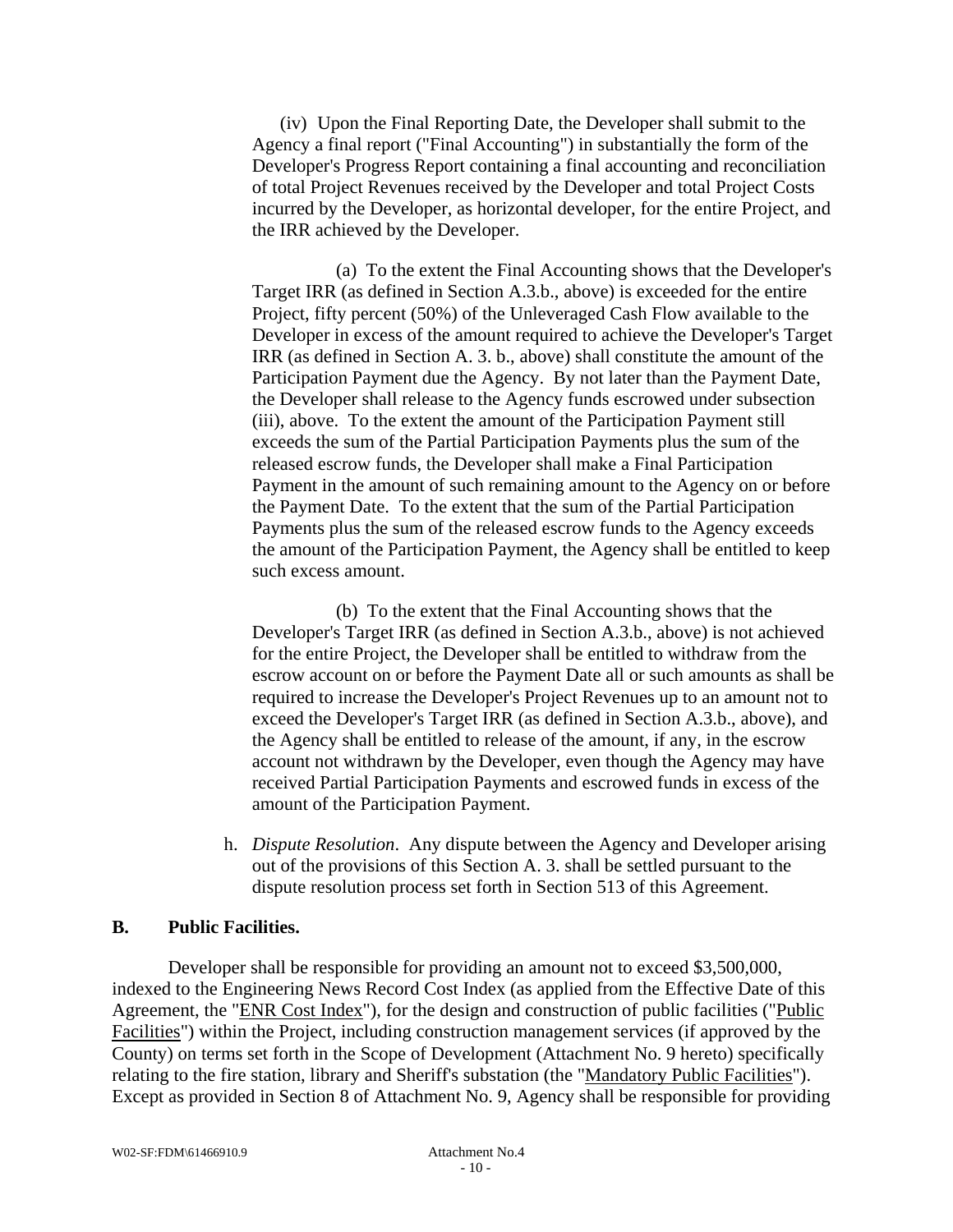(iv) Upon the Final Reporting Date, the Developer shall submit to the Agency a final report ("Final Accounting") in substantially the form of the Developer's Progress Report containing a final accounting and reconciliation of total Project Revenues received by the Developer and total Project Costs incurred by the Developer, as horizontal developer, for the entire Project, and the IRR achieved by the Developer.

(a) To the extent the Final Accounting shows that the Developer's Target IRR (as defined in Section A.3.b., above) is exceeded for the entire Project, fifty percent (50%) of the Unleveraged Cash Flow available to the Developer in excess of the amount required to achieve the Developer's Target IRR (as defined in Section A. 3. b., above) shall constitute the amount of the Participation Payment due the Agency. By not later than the Payment Date, the Developer shall release to the Agency funds escrowed under subsection (iii), above. To the extent the amount of the Participation Payment still exceeds the sum of the Partial Participation Payments plus the sum of the released escrow funds, the Developer shall make a Final Participation Payment in the amount of such remaining amount to the Agency on or before the Payment Date. To the extent that the sum of the Partial Participation Payments plus the sum of the released escrow funds to the Agency exceeds the amount of the Participation Payment, the Agency shall be entitled to keep such excess amount.

(b) To the extent that the Final Accounting shows that the Developer's Target IRR (as defined in Section A.3.b., above) is not achieved for the entire Project, the Developer shall be entitled to withdraw from the escrow account on or before the Payment Date all or such amounts as shall be required to increase the Developer's Project Revenues up to an amount not to exceed the Developer's Target IRR (as defined in Section A.3.b., above), and the Agency shall be entitled to release of the amount, if any, in the escrow account not withdrawn by the Developer, even though the Agency may have received Partial Participation Payments and escrowed funds in excess of the amount of the Participation Payment.

h. *Dispute Resolution*. Any dispute between the Agency and Developer arising out of the provisions of this Section A. 3. shall be settled pursuant to the dispute resolution process set forth in Section 513 of this Agreement.

**B. Public Facilities.**

Developer shall be responsible for providing an amount not to exceed $3,500,000, indexed to the Engineering News Record Cost Index (as applied from the Effective Date of this Agreement, the "ENR Cost Index"), for the design and construction of public facilities ("Public Facilities") within the Project, including construction management services (if approved by the County) on terms set forth in the Scope of Development (Attachment No. 9 hereto) specifically relating to the fire station, library and Sheriff's substation (the "Mandatory Public Facilities"). Except as provided in Section 8 of Attachment No. 9, Agency shall be responsible for providing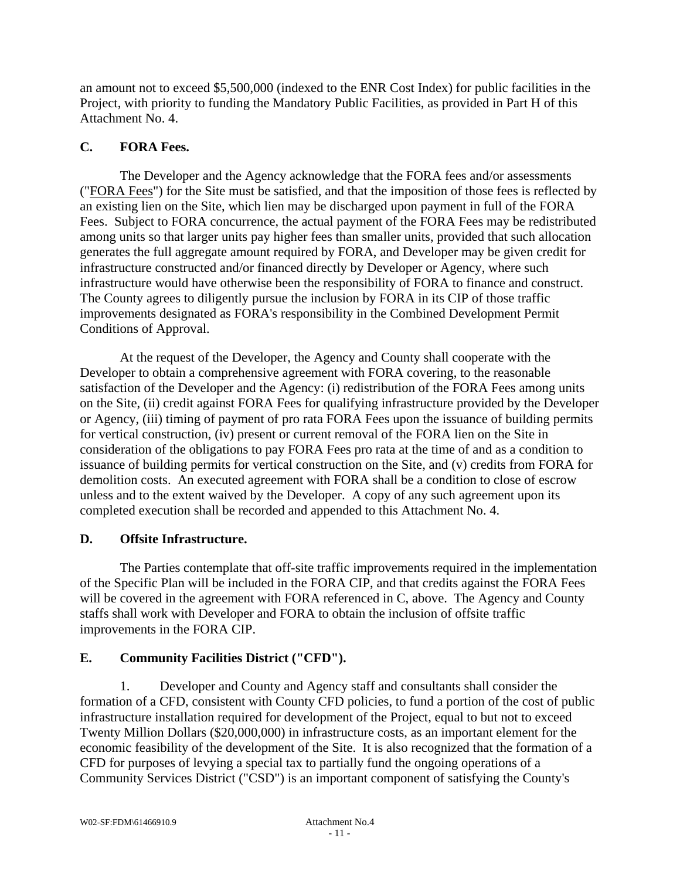an amount not to exceed $5,500,000 (indexed to the ENR Cost Index) for public facilities in the Project, with priority to funding the Mandatory Public Facilities, as provided in Part H of this Attachment No. 4.

**C. FORA Fees.**

The Developer and the Agency acknowledge that the FORA fees and/or assessments ("FORA Fees") for the Site must be satisfied, and that the imposition of those fees is reflected by an existing lien on the Site, which lien may be discharged upon payment in full of the FORA Fees. Subject to FORA concurrence, the actual payment of the FORA Fees may be redistributed among units so that larger units pay higher fees than smaller units, provided that such allocation generates the full aggregate amount required by FORA, and Developer may be given credit for infrastructure constructed and/or financed directly by Developer or Agency, where such infrastructure would have otherwise been the responsibility of FORA to finance and construct. The County agrees to diligently pursue the inclusion by FORA in its CIP of those traffic improvements designated as FORA's responsibility in the Combined Development Permit Conditions of Approval.

At the request of the Developer, the Agency and County shall cooperate with the Developer to obtain a comprehensive agreement with FORA covering, to the reasonable satisfaction of the Developer and the Agency: (i) redistribution of the FORA Fees among units on the Site, (ii) credit against FORA Fees for qualifying infrastructure provided by the Developer or Agency, (iii) timing of payment of pro rata FORA Fees upon the issuance of building permits for vertical construction, (iv) present or current removal of the FORA lien on the Site in consideration of the obligations to pay FORA Fees pro rata at the time of and as a condition to issuance of building permits for vertical construction on the Site, and (v) credits from FORA for demolition costs. An executed agreement with FORA shall be a condition to close of escrow unless and to the extent waived by the Developer. A copy of any such agreement upon its completed execution shall be recorded and appended to this Attachment No. 4.

**D. Offsite Infrastructure.**

The Parties contemplate that off-site traffic improvements required in the implementation of the Specific Plan will be included in the FORA CIP, and that credits against the FORA Fees will be covered in the agreement with FORA referenced in C, above. The Agency and County staffs shall work with Developer and FORA to obtain the inclusion of offsite traffic improvements in the FORA CIP.

**E. Community Facilities District ("CFD").**

1. Developer and County and Agency staff and consultants shall consider the formation of a CFD, consistent with County CFD policies, to fund a portion of the cost of public infrastructure installation required for development of the Project, equal to but not to exceed Twenty Million Dollars ($20,000,000) in infrastructure costs, as an important element for the economic feasibility of the development of the Site. It is also recognized that the formation of a CFD for purposes of levying a special tax to partially fund the ongoing operations of a Community Services District ("CSD") is an important component of satisfying the County's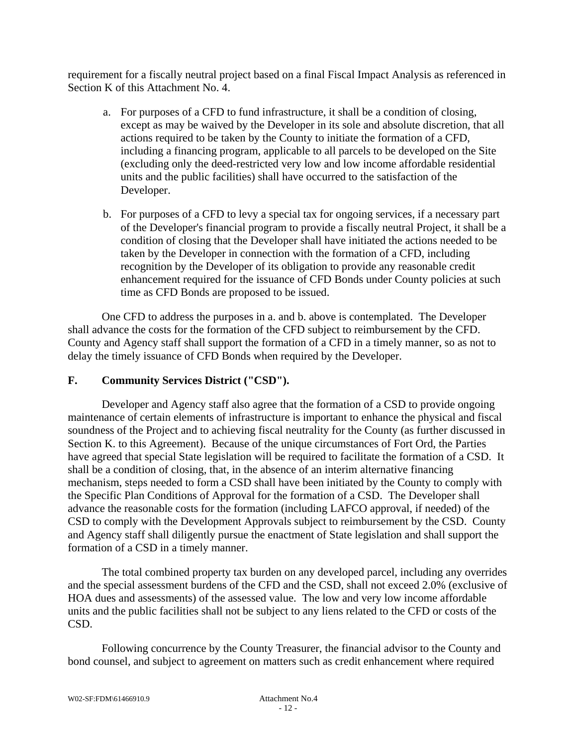requirement for a fiscally neutral project based on a final Fiscal Impact Analysis as referenced in Section K of this Attachment No. 4.

a. For purposes of a CFD to fund infrastructure, it shall be a condition of closing, except as may be waived by the Developer in its sole and absolute discretion, that all actions required to be taken by the County to initiate the formation of a CFD, including a financing program, applicable to all parcels to be developed on the Site (excluding only the deed-restricted very low and low income affordable residential units and the public facilities) shall have occurred to the satisfaction of the Developer.

b. For purposes of a CFD to levy a special tax for ongoing services, if a necessary part of the Developer's financial program to provide a fiscally neutral Project, it shall be a condition of closing that the Developer shall have initiated the actions needed to be taken by the Developer in connection with the formation of a CFD, including recognition by the Developer of its obligation to provide any reasonable credit enhancement required for the issuance of CFD Bonds under County policies at such time as CFD Bonds are proposed to be issued.

One CFD to address the purposes in a. and b. above is contemplated. The Developer shall advance the costs for the formation of the CFD subject to reimbursement by the CFD. County and Agency staff shall support the formation of a CFD in a timely manner, so as not to delay the timely issuance of CFD Bonds when required by the Developer.

## F. Community Services District ("CSD").

Developer and Agency staff also agree that the formation of a CSD to provide ongoing maintenance of certain elements of infrastructure is important to enhance the physical and fiscal soundness of the Project and to achieving fiscal neutrality for the County (as further discussed in Section K. to this Agreement). Because of the unique circumstances of Fort Ord, the Parties have agreed that special State legislation will be required to facilitate the formation of a CSD. It shall be a condition of closing, that, in the absence of an interim alternative financing mechanism, steps needed to form a CSD shall have been initiated by the County to comply with the Specific Plan Conditions of Approval for the formation of a CSD. The Developer shall advance the reasonable costs for the formation (including LAFCO approval, if needed) of the CSD to comply with the Development Approvals subject to reimbursement by the CSD. County and Agency staff shall diligently pursue the enactment of State legislation and shall support the formation of a CSD in a timely manner.

The total combined property tax burden on any developed parcel, including any overrides and the special assessment burdens of the CFD and the CSD, shall not exceed 2.0% (exclusive of HOA dues and assessments) of the assessed value. The low and very low income affordable units and the public facilities shall not be subject to any liens related to the CFD or costs of the CSD.

Following concurrence by the County Treasurer, the financial advisor to the County and bond counsel, and subject to agreement on matters such as credit enhancement where required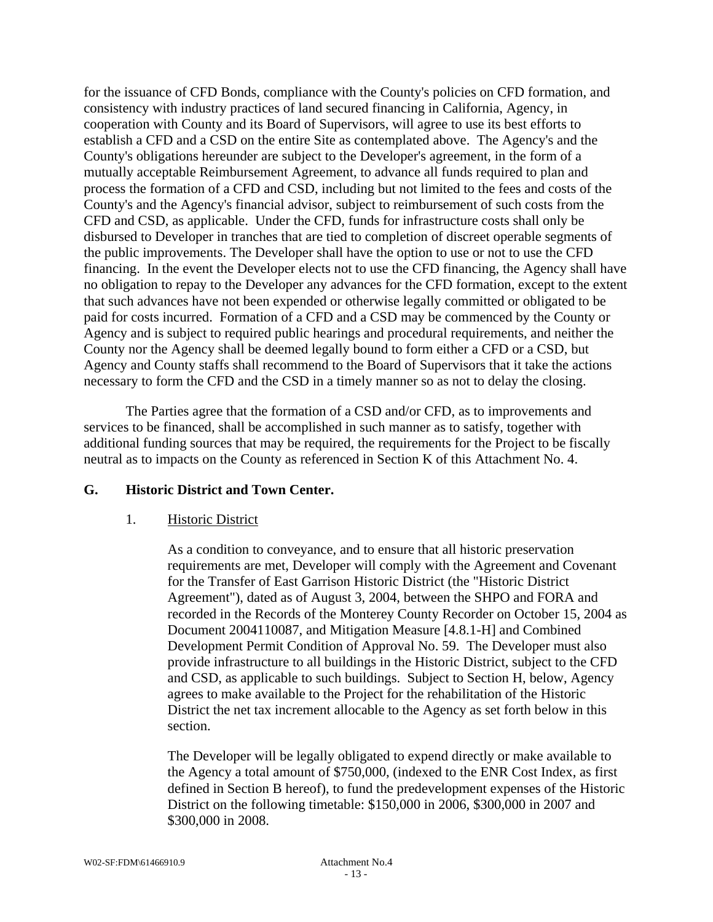for the issuance of CFD Bonds, compliance with the County's policies on CFD formation, and consistency with industry practices of land secured financing in California, Agency, in cooperation with County and its Board of Supervisors, will agree to use its best efforts to establish a CFD and a CSD on the entire Site as contemplated above. The Agency's and the County's obligations hereunder are subject to the Developer's agreement, in the form of a mutually acceptable Reimbursement Agreement, to advance all funds required to plan and process the formation of a CFD and CSD, including but not limited to the fees and costs of the County's and the Agency's financial advisor, subject to reimbursement of such costs from the CFD and CSD, as applicable. Under the CFD, funds for infrastructure costs shall only be disbursed to Developer in tranches that are tied to completion of discreet operable segments of the public improvements. The Developer shall have the option to use or not to use the CFD financing. In the event the Developer elects not to use the CFD financing, the Agency shall have no obligation to repay to the Developer any advances for the CFD formation, except to the extent that such advances have not been expended or otherwise legally committed or obligated to be paid for costs incurred. Formation of a CFD and a CSD may be commenced by the County or Agency and is subject to required public hearings and procedural requirements, and neither the County nor the Agency shall be deemed legally bound to form either a CFD or a CSD, but Agency and County staffs shall recommend to the Board of Supervisors that it take the actions necessary to form the CFD and the CSD in a timely manner so as not to delay the closing.

The Parties agree that the formation of a CSD and/or CFD, as to improvements and services to be financed, shall be accomplished in such manner as to satisfy, together with additional funding sources that may be required, the requirements for the Project to be fiscally neutral as to impacts on the County as referenced in Section K of this Attachment No. 4.

## G. Historic District and Town Center.

1. Historic District

   As a condition to conveyance, and to ensure that all historic preservation requirements are met, Developer will comply with the Agreement and Covenant for the Transfer of East Garrison Historic District (the "Historic District Agreement"), dated as of August 3, 2004, between the SHPO and FORA and recorded in the Records of the Monterey County Recorder on October 15, 2004 as Document 2004110087, and Mitigation Measure [4.8.1-H] and Combined Development Permit Condition of Approval No. 59. The Developer must also provide infrastructure to all buildings in the Historic District, subject to the CFD and CSD, as applicable to such buildings. Subject to Section H, below, Agency agrees to make available to the Project for the rehabilitation of the Historic District the net tax increment allocable to the Agency as set forth below in this section.

   The Developer will be legally obligated to expend directly or make available to the Agency a total amount of $750,000, (indexed to the ENR Cost Index, as first defined in Section B hereof), to fund the predevelopment expenses of the Historic District on the following timetable: $150,000 in 2006, $300,000 in 2007 and $300,000 in 2008.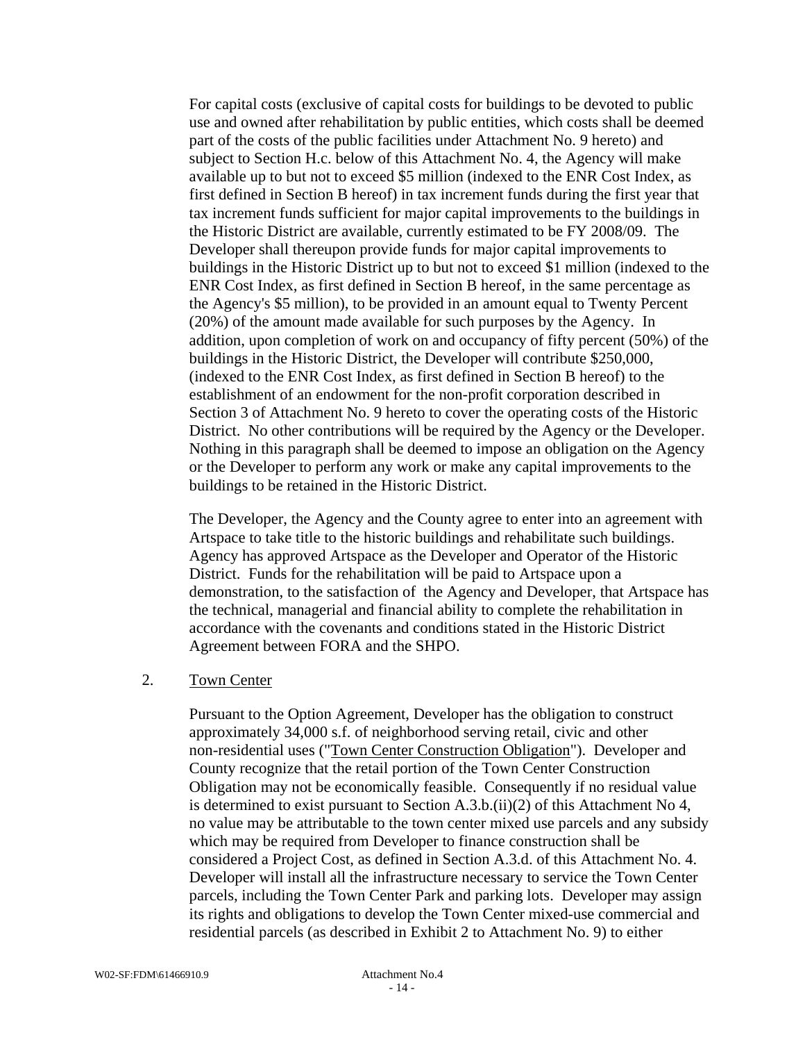For capital costs (exclusive of capital costs for buildings to be devoted to public use and owned after rehabilitation by public entities, which costs shall be deemed part of the costs of the public facilities under Attachment No. 9 hereto) and subject to Section H.c. below of this Attachment No. 4, the Agency will make available up to but not to exceed $5 million (indexed to the ENR Cost Index, as first defined in Section B hereof) in tax increment funds during the first year that tax increment funds sufficient for major capital improvements to the buildings in the Historic District are available, currently estimated to be FY 2008/09. The Developer shall thereupon provide funds for major capital improvements to buildings in the Historic District up to but not to exceed $1 million (indexed to the ENR Cost Index, as first defined in Section B hereof, in the same percentage as the Agency's $5 million), to be provided in an amount equal to Twenty Percent (20%) of the amount made available for such purposes by the Agency. In addition, upon completion of work on and occupancy of fifty percent (50%) of the buildings in the Historic District, the Developer will contribute $250,000, (indexed to the ENR Cost Index, as first defined in Section B hereof) to the establishment of an endowment for the non-profit corporation described in Section 3 of Attachment No. 9 hereto to cover the operating costs of the Historic District. No other contributions will be required by the Agency or the Developer. Nothing in this paragraph shall be deemed to impose an obligation on the Agency or the Developer to perform any work or make any capital improvements to the buildings to be retained in the Historic District.

The Developer, the Agency and the County agree to enter into an agreement with Artspace to take title to the historic buildings and rehabilitate such buildings. Agency has approved Artspace as the Developer and Operator of the Historic District. Funds for the rehabilitation will be paid to Artspace upon a demonstration, to the satisfaction of the Agency and Developer, that Artspace has the technical, managerial and financial ability to complete the rehabilitation in accordance with the covenants and conditions stated in the Historic District Agreement between FORA and the SHPO.

2. Town Center

Pursuant to the Option Agreement, Developer has the obligation to construct approximately 34,000 s.f. of neighborhood serving retail, civic and other non-residential uses ("Town Center Construction Obligation"). Developer and County recognize that the retail portion of the Town Center Construction Obligation may not be economically feasible. Consequently if no residual value is determined to exist pursuant to Section A.3.b.(ii)(2) of this Attachment No 4, no value may be attributable to the town center mixed use parcels and any subsidy which may be required from Developer to finance construction shall be considered a Project Cost, as defined in Section A.3.d. of this Attachment No. 4. Developer will install all the infrastructure necessary to service the Town Center parcels, including the Town Center Park and parking lots. Developer may assign its rights and obligations to develop the Town Center mixed-use commercial and residential parcels (as described in Exhibit 2 to Attachment No. 9) to either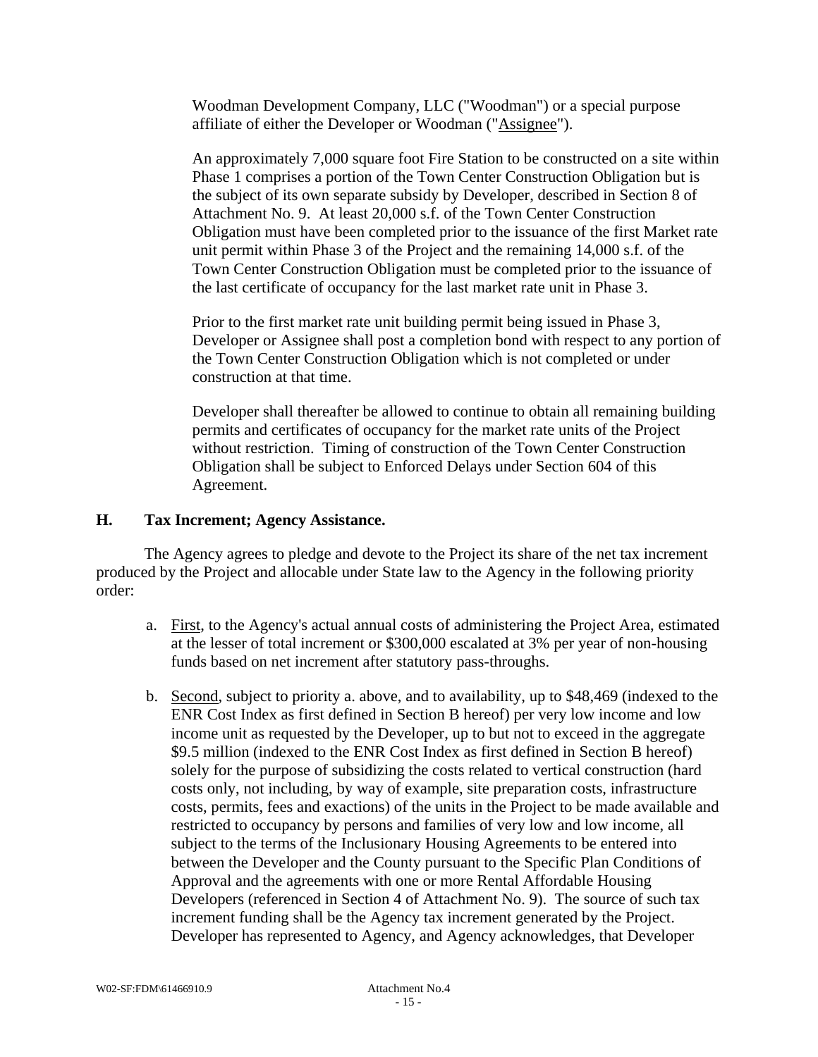Woodman Development Company, LLC ("Woodman") or a special purpose affiliate of either the Developer or Woodman ("Assignee").

An approximately 7,000 square foot Fire Station to be constructed on a site within Phase 1 comprises a portion of the Town Center Construction Obligation but is the subject of its own separate subsidy by Developer, described in Section 8 of Attachment No. 9. At least 20,000 s.f. of the Town Center Construction Obligation must have been completed prior to the issuance of the first Market rate unit permit within Phase 3 of the Project and the remaining 14,000 s.f. of the Town Center Construction Obligation must be completed prior to the issuance of the last certificate of occupancy for the last market rate unit in Phase 3.

Prior to the first market rate unit building permit being issued in Phase 3, Developer or Assignee shall post a completion bond with respect to any portion of the Town Center Construction Obligation which is not completed or under construction at that time.

Developer shall thereafter be allowed to continue to obtain all remaining building permits and certificates of occupancy for the market rate units of the Project without restriction. Timing of construction of the Town Center Construction Obligation shall be subject to Enforced Delays under Section 604 of this Agreement.

### H. Tax Increment; Agency Assistance.

The Agency agrees to pledge and devote to the Project its share of the net tax increment produced by the Project and allocable under State law to the Agency in the following priority order:

a. First, to the Agency's actual annual costs of administering the Project Area, estimated at the lesser of total increment or $300,000 escalated at 3% per year of non-housing funds based on net increment after statutory pass-throughs.

b. Second, subject to priority a. above, and to availability, up to $48,469 (indexed to the ENR Cost Index as first defined in Section B hereof) per very low income and low income unit as requested by the Developer, up to but not to exceed in the aggregate $9.5 million (indexed to the ENR Cost Index as first defined in Section B hereof) solely for the purpose of subsidizing the costs related to vertical construction (hard costs only, not including, by way of example, site preparation costs, infrastructure costs, permits, fees and exactions) of the units in the Project to be made available and restricted to occupancy by persons and families of very low and low income, all subject to the terms of the Inclusionary Housing Agreements to be entered into between the Developer and the County pursuant to the Specific Plan Conditions of Approval and the agreements with one or more Rental Affordable Housing Developers (referenced in Section 4 of Attachment No. 9). The source of such tax increment funding shall be the Agency tax increment generated by the Project. Developer has represented to Agency, and Agency acknowledges, that Developer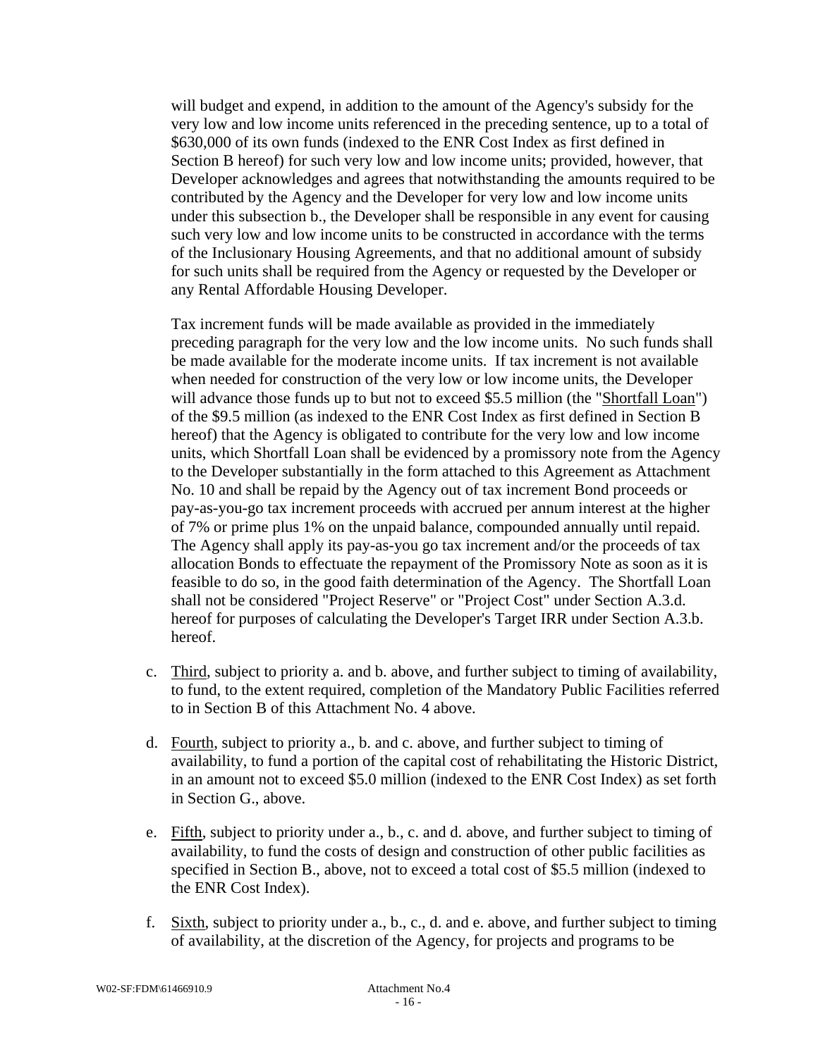will budget and expend, in addition to the amount of the Agency's subsidy for the very low and low income units referenced in the preceding sentence, up to a total of $630,000 of its own funds (indexed to the ENR Cost Index as first defined in Section B hereof) for such very low and low income units; provided, however, that Developer acknowledges and agrees that notwithstanding the amounts required to be contributed by the Agency and the Developer for very low and low income units under this subsection b., the Developer shall be responsible in any event for causing such very low and low income units to be constructed in accordance with the terms of the Inclusionary Housing Agreements, and that no additional amount of subsidy for such units shall be required from the Agency or requested by the Developer or any Rental Affordable Housing Developer.

Tax increment funds will be made available as provided in the immediately preceding paragraph for the very low and the low income units. No such funds shall be made available for the moderate income units. If tax increment is not available when needed for construction of the very low or low income units, the Developer will advance those funds up to but not to exceed $5.5 million (the "Shortfall Loan") of the $9.5 million (as indexed to the ENR Cost Index as first defined in Section B hereof) that the Agency is obligated to contribute for the very low and low income units, which Shortfall Loan shall be evidenced by a promissory note from the Agency to the Developer substantially in the form attached to this Agreement as Attachment No. 10 and shall be repaid by the Agency out of tax increment Bond proceeds or pay-as-you-go tax increment proceeds with accrued per annum interest at the higher of 7% or prime plus 1% on the unpaid balance, compounded annually until repaid. The Agency shall apply its pay-as-you go tax increment and/or the proceeds of tax allocation Bonds to effectuate the repayment of the Promissory Note as soon as it is feasible to do so, in the good faith determination of the Agency. The Shortfall Loan shall not be considered "Project Reserve" or "Project Cost" under Section A.3.d. hereof for purposes of calculating the Developer's Target IRR under Section A.3.b. hereof.

c. Third, subject to priority a. and b. above, and further subject to timing of availability, to fund, to the extent required, completion of the Mandatory Public Facilities referred to in Section B of this Attachment No. 4 above.

d. Fourth, subject to priority a., b. and c. above, and further subject to timing of availability, to fund a portion of the capital cost of rehabilitating the Historic District, in an amount not to exceed $5.0 million (indexed to the ENR Cost Index) as set forth in Section G., above.

e. Fifth, subject to priority under a., b., c. and d. above, and further subject to timing of availability, to fund the costs of design and construction of other public facilities as specified in Section B., above, not to exceed a total cost of $5.5 million (indexed to the ENR Cost Index).

f. Sixth, subject to priority under a., b., c., d. and e. above, and further subject to timing of availability, at the discretion of the Agency, for projects and programs to be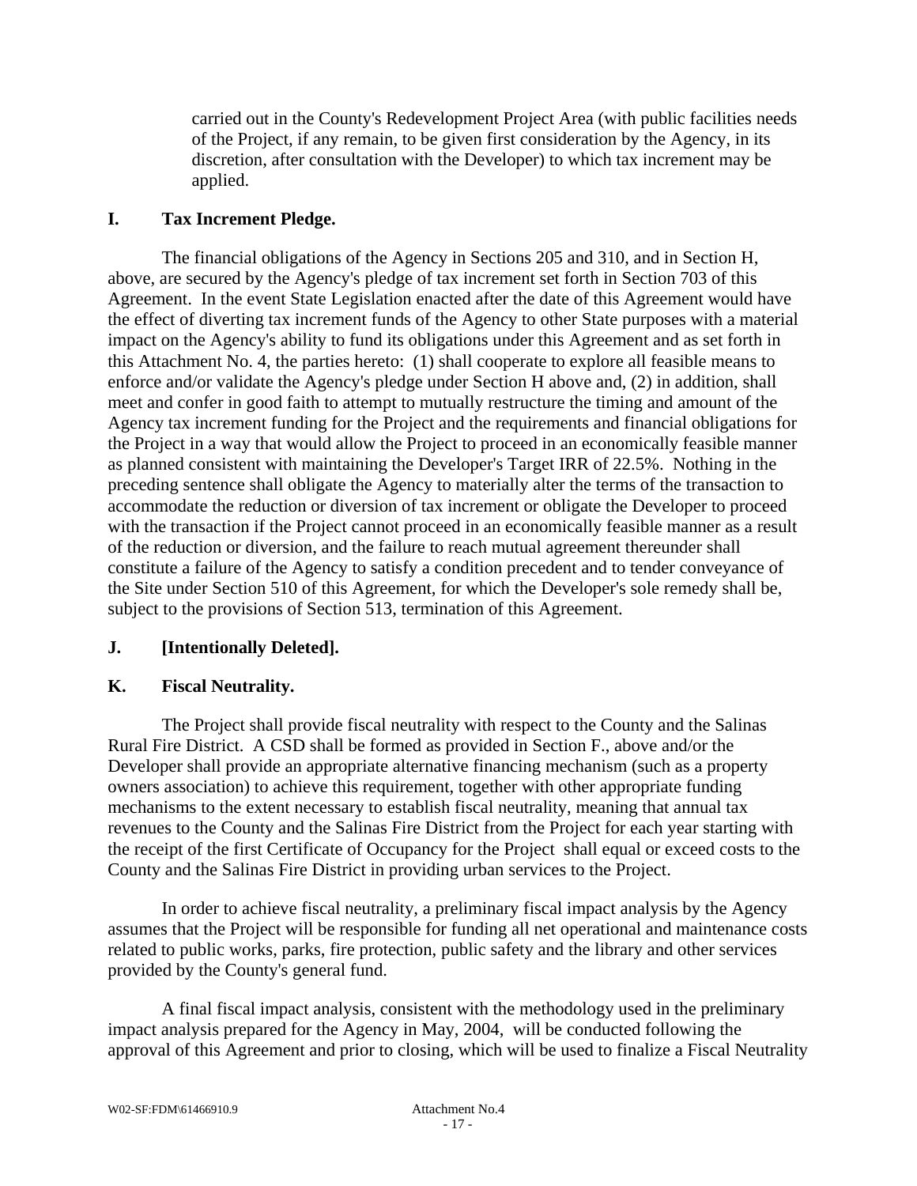carried out in the County's Redevelopment Project Area (with public facilities needs of the Project, if any remain, to be given first consideration by the Agency, in its discretion, after consultation with the Developer) to which tax increment may be applied.

## I. Tax Increment Pledge.

The financial obligations of the Agency in Sections 205 and 310, and in Section H, above, are secured by the Agency's pledge of tax increment set forth in Section 703 of this Agreement. In the event State Legislation enacted after the date of this Agreement would have the effect of diverting tax increment funds of the Agency to other State purposes with a material impact on the Agency's ability to fund its obligations under this Agreement and as set forth in this Attachment No. 4, the parties hereto: (1) shall cooperate to explore all feasible means to enforce and/or validate the Agency's pledge under Section H above and, (2) in addition, shall meet and confer in good faith to attempt to mutually restructure the timing and amount of the Agency tax increment funding for the Project and the requirements and financial obligations for the Project in a way that would allow the Project to proceed in an economically feasible manner as planned consistent with maintaining the Developer's Target IRR of 22.5%. Nothing in the preceding sentence shall obligate the Agency to materially alter the terms of the transaction to accommodate the reduction or diversion of tax increment or obligate the Developer to proceed with the transaction if the Project cannot proceed in an economically feasible manner as a result of the reduction or diversion, and the failure to reach mutual agreement thereunder shall constitute a failure of the Agency to satisfy a condition precedent and to tender conveyance of the Site under Section 510 of this Agreement, for which the Developer's sole remedy shall be, subject to the provisions of Section 513, termination of this Agreement.

## J. [Intentionally Deleted].

## K. Fiscal Neutrality.

The Project shall provide fiscal neutrality with respect to the County and the Salinas Rural Fire District. A CSD shall be formed as provided in Section F., above and/or the Developer shall provide an appropriate alternative financing mechanism (such as a property owners association) to achieve this requirement, together with other appropriate funding mechanisms to the extent necessary to establish fiscal neutrality, meaning that annual tax revenues to the County and the Salinas Fire District from the Project for each year starting with the receipt of the first Certificate of Occupancy for the Project shall equal or exceed costs to the County and the Salinas Fire District in providing urban services to the Project.

In order to achieve fiscal neutrality, a preliminary fiscal impact analysis by the Agency assumes that the Project will be responsible for funding all net operational and maintenance costs related to public works, parks, fire protection, public safety and the library and other services provided by the County's general fund.

A final fiscal impact analysis, consistent with the methodology used in the preliminary impact analysis prepared for the Agency in May, 2004, will be conducted following the approval of this Agreement and prior to closing, which will be used to finalize a Fiscal Neutrality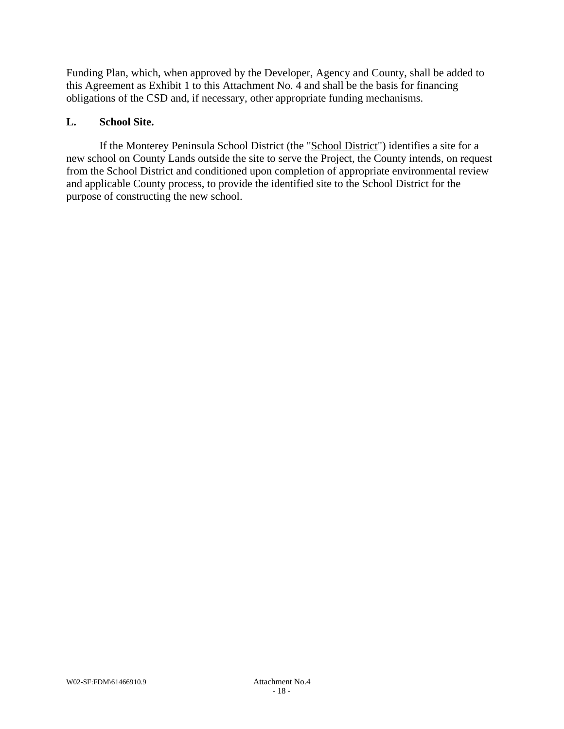Funding Plan, which, when approved by the Developer, Agency and County, shall be added to this Agreement as Exhibit 1 to this Attachment No. 4 and shall be the basis for financing obligations of the CSD and, if necessary, other appropriate funding mechanisms.

**L. School Site.**

If the Monterey Peninsula School District (the "School District") identifies a site for a new school on County Lands outside the site to serve the Project, the County intends, on request from the School District and conditioned upon completion of appropriate environmental review and applicable County process, to provide the identified site to the School District for the purpose of constructing the new school.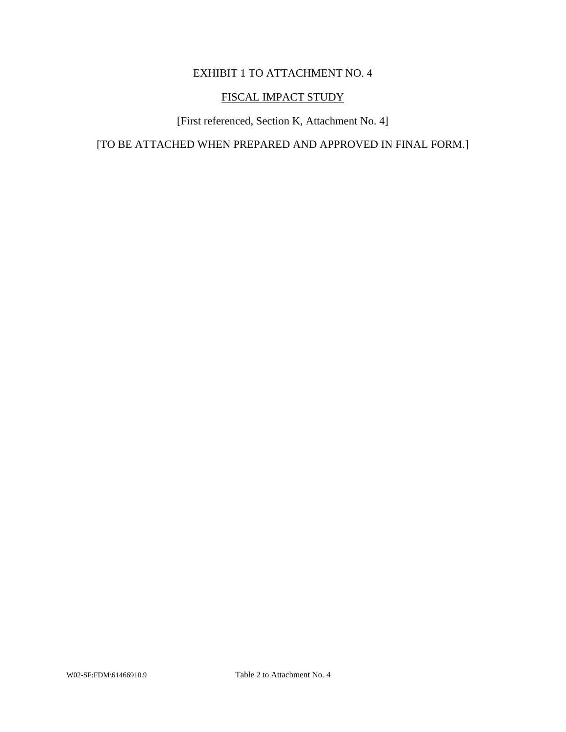EXHIBIT 1 TO ATTACHMENT NO. 4

FISCAL IMPACT STUDY

[First referenced, Section K, Attachment No. 4]

[TO BE ATTACHED WHEN PREPARED AND APPROVED IN FINAL FORM.]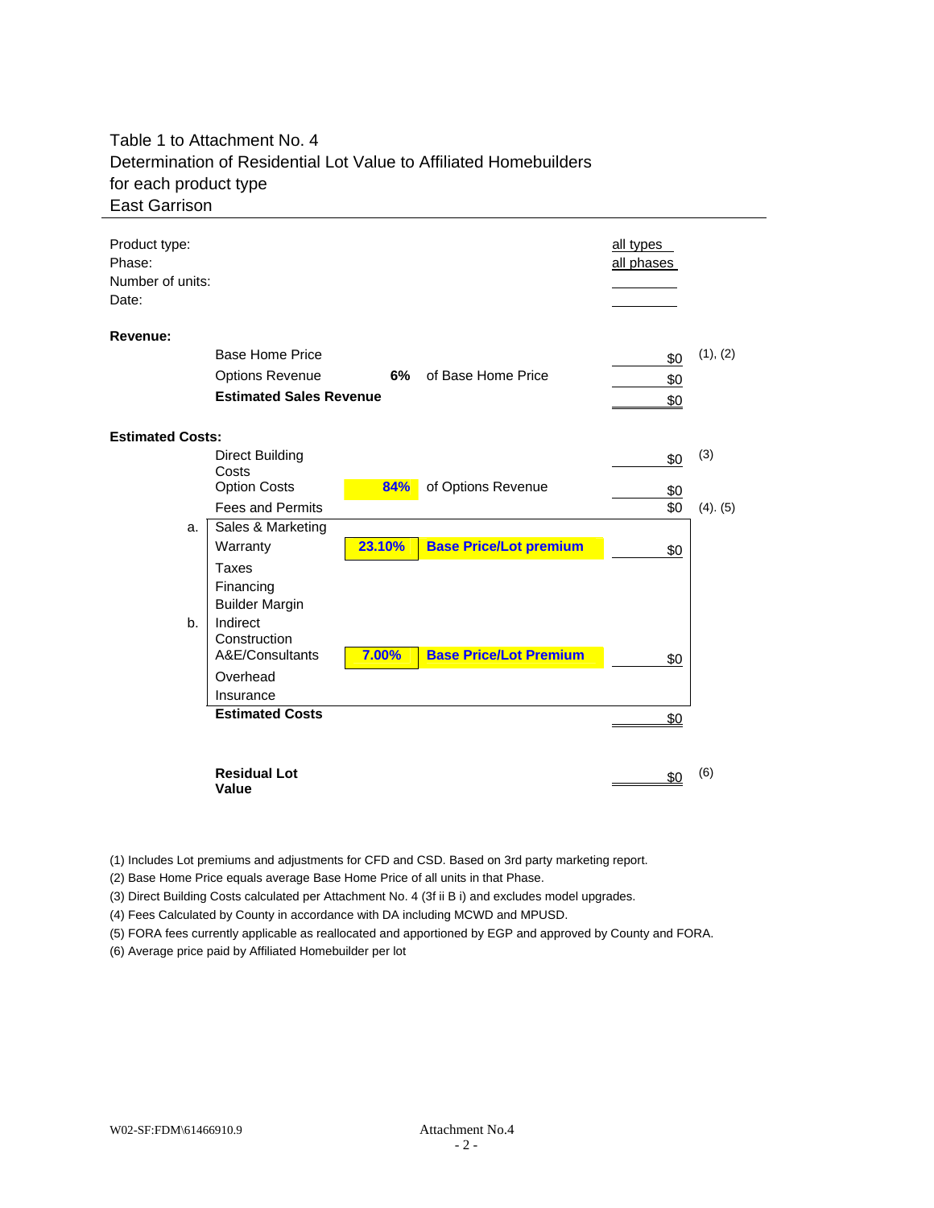Table 1 to Attachment No. 4
Determination of Residential Lot Value to Affiliated Homebuilders
for each product type
East Garrison

| | | | | | |
|---|---|---|---|---|---|
| Product type: | | | | all types | |
| Phase: | | | | all phases | |
| Number of units: | | | | | |
| Date: | | | | | |
| **Revenue:** | | | | | |
| | Base Home Price | | | $0 | (1), (2) |
| | Options Revenue | **6%** | of Base Home Price | $0 | |
| | **Estimated Sales Revenue** | | | $0 | |
| **Estimated Costs:** | | | | | |
| | Direct Building Costs | | | $0 | (3) |
| | Option Costs | **84%** | of Options Revenue | $0 | |
| | Fees and Permits | | | $0 | (4). (5) |
| a. | Sales & Marketing | | | | |
| | Warranty | **23.10%** | **Base Price/Lot premium** | $0 | |
| | Taxes | | | | |
| | Financing | | | | |
| | Builder Margin | | | | |
| b. | Indirect Construction | | | | |
| | A&E/Consultants | **7.00%** | **Base Price/Lot Premium** | $0 | |
| | Overhead | | | | |
| | Insurance | | | | |
| | **Estimated Costs** | | | $0 | |
| | **Residual Lot Value** | | | $0 | (6) |

(1) Includes Lot premiums and adjustments for CFD and CSD. Based on 3rd party marketing report.
(2) Base Home Price equals average Base Home Price of all units in that Phase.
(3) Direct Building Costs calculated per Attachment No. 4 (3f ii B i) and excludes model upgrades.
(4) Fees Calculated by County in accordance with DA including MCWD and MPUSD.
(5) FORA fees currently applicable as reallocated and apportioned by EGP and approved by County and FORA.
(6) Average price paid by Affiliated Homebuilder per lot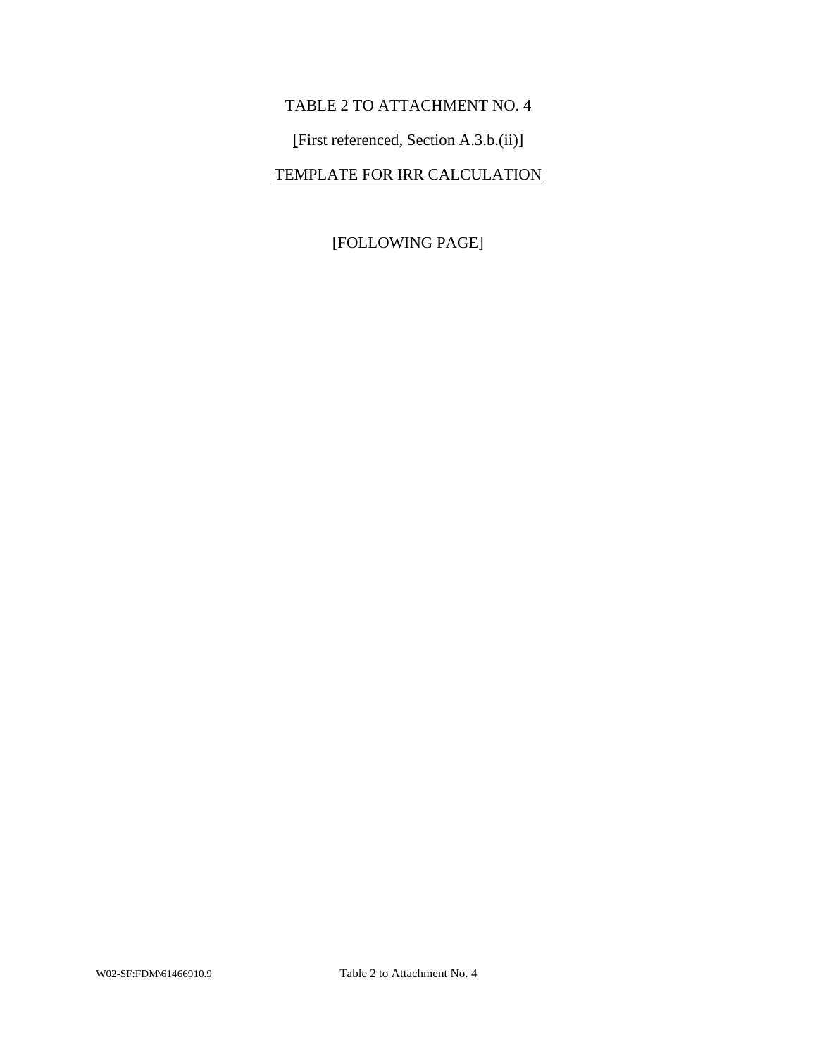TABLE 2 TO ATTACHMENT NO. 4

[First referenced, Section A.3.b.(ii)]

TEMPLATE FOR IRR CALCULATION

[FOLLOWING PAGE]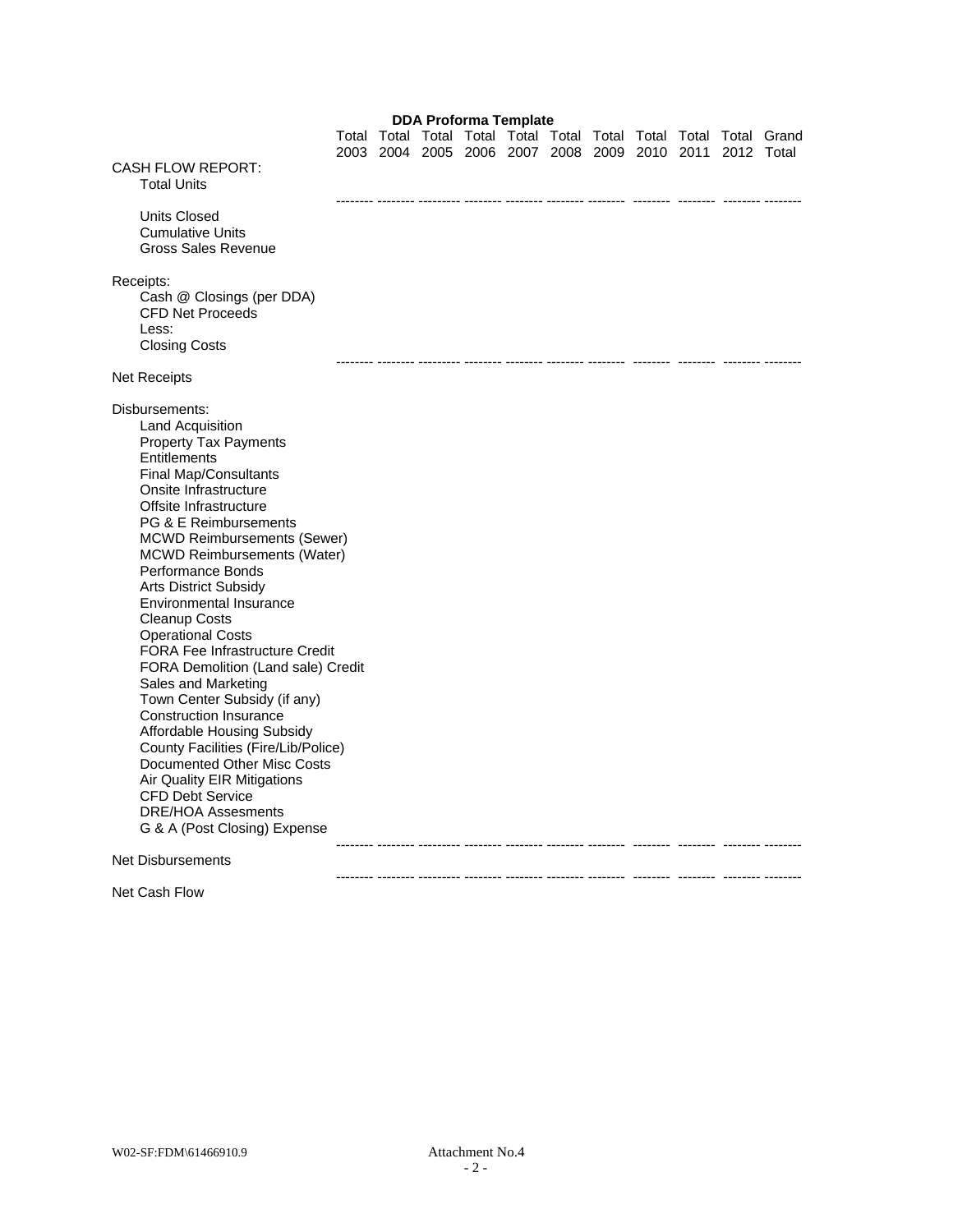## DDA Proforma Template

| | Total 2003 | Total 2004 | Total 2005 | Total 2006 | Total 2007 | Total 2008 | Total 2009 | Total 2010 | Total 2011 | Total 2012 | Grand Total |
|---|---|---|---|---|---|---|---|---|---|---|---|
| CASH FLOW REPORT: | | | | | | | | | | | |
| Total Units | | | | | | | | | | | |
| | -------- | -------- | -------- | -------- | -------- | -------- | -------- | -------- | -------- | -------- | -------- |
| Units Closed | | | | | | | | | | | |
| Cumulative Units | | | | | | | | | | | |
| Gross Sales Revenue | | | | | | | | | | | |
| Receipts: | | | | | | | | | | | |
| Cash @ Closings (per DDA) | | | | | | | | | | | |
| CFD Net Proceeds | | | | | | | | | | | |
| Less: | | | | | | | | | | | |
| Closing Costs | | | | | | | | | | | |
| | -------- | -------- | -------- | -------- | -------- | -------- | -------- | -------- | -------- | -------- | -------- |
| Net Receipts | | | | | | | | | | | |
| Disbursements: | | | | | | | | | | | |
| Land Acquisition | | | | | | | | | | | |
| Property Tax Payments | | | | | | | | | | | |
| Entitlements | | | | | | | | | | | |
| Final Map/Consultants | | | | | | | | | | | |
| Onsite Infrastructure | | | | | | | | | | | |
| Offsite Infrastructure | | | | | | | | | | | |
| PG & E Reimbursements | | | | | | | | | | | |
| MCWD Reimbursements (Sewer) | | | | | | | | | | | |
| MCWD Reimbursements (Water) | | | | | | | | | | | |
| Performance Bonds | | | | | | | | | | | |
| Arts District Subsidy | | | | | | | | | | | |
| Environmental Insurance | | | | | | | | | | | |
| Cleanup Costs | | | | | | | | | | | |
| Operational Costs | | | | | | | | | | | |
| FORA Fee Infrastructure Credit | | | | | | | | | | | |
| FORA Demolition (Land sale) Credit | | | | | | | | | | | |
| Sales and Marketing | | | | | | | | | | | |
| Town Center Subsidy (if any) | | | | | | | | | | | |
| Construction Insurance | | | | | | | | | | | |
| Affordable Housing Subsidy | | | | | | | | | | | |
| County Facilities (Fire/Lib/Police) | | | | | | | | | | | |
| Documented Other Misc Costs | | | | | | | | | | | |
| Air Quality EIR Mitigations | | | | | | | | | | | |
| CFD Debt Service | | | | | | | | | | | |
| DRE/HOA Assesments | | | | | | | | | | | |
| G & A (Post Closing) Expense | | | | | | | | | | | |
| | -------- | -------- | -------- | -------- | -------- | -------- | -------- | -------- | -------- | -------- | -------- |
| Net Disbursements | | | | | | | | | | | |
| | -------- | -------- | -------- | -------- | -------- | -------- | -------- | -------- | -------- | -------- | -------- |
| Net Cash Flow | | | | | | | | | | | |

W02-SF:FDM\61466910.9

Attachment No.4
- 2 -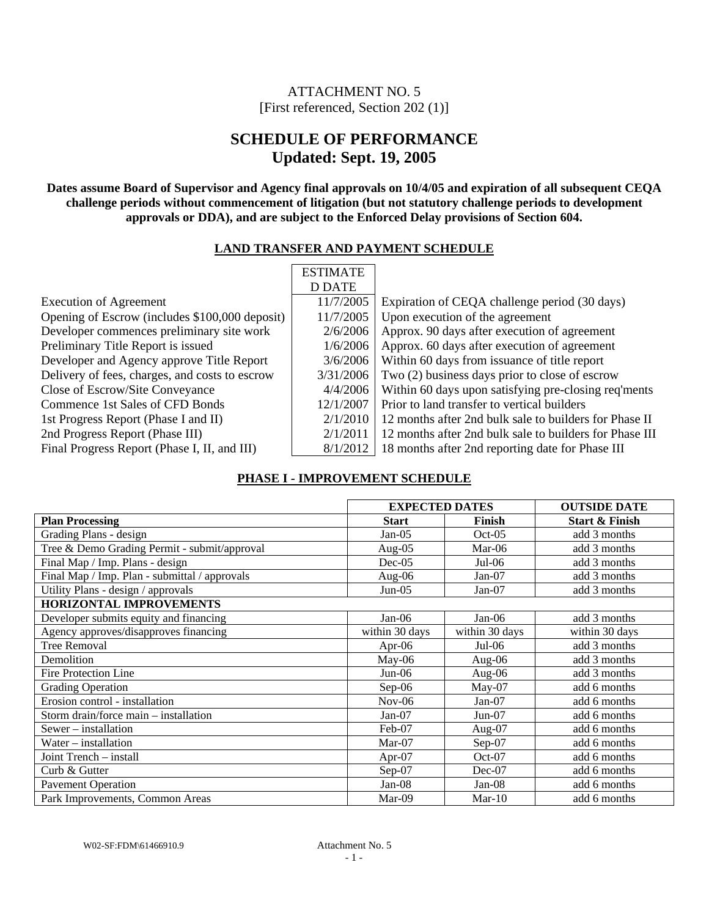ATTACHMENT NO. 5
[First referenced, Section 202 (1)]

# SCHEDULE OF PERFORMANCE
# Updated: Sept. 19, 2005

**Dates assume Board of Supervisor and Agency final approvals on 10/4/05 and expiration of all subsequent CEQA challenge periods without commencement of litigation (but not statutory challenge periods to development approvals or DDA), and are subject to the Enforced Delay provisions of Section 604.**

## LAND TRANSFER AND PAYMENT SCHEDULE

| | ESTIMATED DATE | |
|---|---|---|
| Execution of Agreement | 11/7/2005 | Expiration of CEQA challenge period (30 days) |
| Opening of Escrow (includes $100,000 deposit) | 11/7/2005 | Upon execution of the agreement |
| Developer commences preliminary site work | 2/6/2006 | Approx. 90 days after execution of agreement |
| Preliminary Title Report is issued | 1/6/2006 | Approx. 60 days after execution of agreement |
| Developer and Agency approve Title Report | 3/6/2006 | Within 60 days from issuance of title report |
| Delivery of fees, charges, and costs to escrow | 3/31/2006 | Two (2) business days prior to close of escrow |
| Close of Escrow/Site Conveyance | 4/4/2006 | Within 60 days upon satisfying pre-closing req'ments |
| Commence 1st Sales of CFD Bonds | 12/1/2007 | Prior to land transfer to vertical builders |
| 1st Progress Report (Phase I and II) | 2/1/2010 | 12 months after 2nd bulk sale to builders for Phase II |
| 2nd Progress Report (Phase III) | 2/1/2011 | 12 months after 2nd bulk sale to builders for Phase III |
| Final Progress Report (Phase I, II, and III) | 8/1/2012 | 18 months after 2nd reporting date for Phase III |

## PHASE I - IMPROVEMENT SCHEDULE

| | EXPECTED DATES | | OUTSIDE DATE |
|---|---|---|---|
| **Plan Processing** | **Start** | **Finish** | **Start & Finish** |
| Grading Plans - design | Jan-05 | Oct-05 | add 3 months |
| Tree & Demo Grading Permit - submit/approval | Aug-05 | Mar-06 | add 3 months |
| Final Map / Imp. Plans - design | Dec-05 | Jul-06 | add 3 months |
| Final Map / Imp. Plan - submittal / approvals | Aug-06 | Jan-07 | add 3 months |
| Utility Plans - design / approvals | Jun-05 | Jan-07 | add 3 months |
| **HORIZONTAL IMPROVEMENTS** | | | |
| Developer submits equity and financing | Jan-06 | Jan-06 | add 3 months |
| Agency approves/disapproves financing | within 30 days | within 30 days | within 30 days |
| Tree Removal | Apr-06 | Jul-06 | add 3 months |
| Demolition | May-06 | Aug-06 | add 3 months |
| Fire Protection Line | Jun-06 | Aug-06 | add 3 months |
| Grading Operation | Sep-06 | May-07 | add 6 months |
| Erosion control - installation | Nov-06 | Jan-07 | add 6 months |
| Storm drain/force main – installation | Jan-07 | Jun-07 | add 6 months |
| Sewer – installation | Feb-07 | Aug-07 | add 6 months |
| Water – installation | Mar-07 | Sep-07 | add 6 months |
| Joint Trench – install | Apr-07 | Oct-07 | add 6 months |
| Curb & Gutter | Sep-07 | Dec-07 | add 6 months |
| Pavement Operation | Jan-08 | Jan-08 | add 6 months |
| Park Improvements, Common Areas | Mar-09 | Mar-10 | add 6 months |

W02-SF:FDM\61466910.9 Attachment No. 5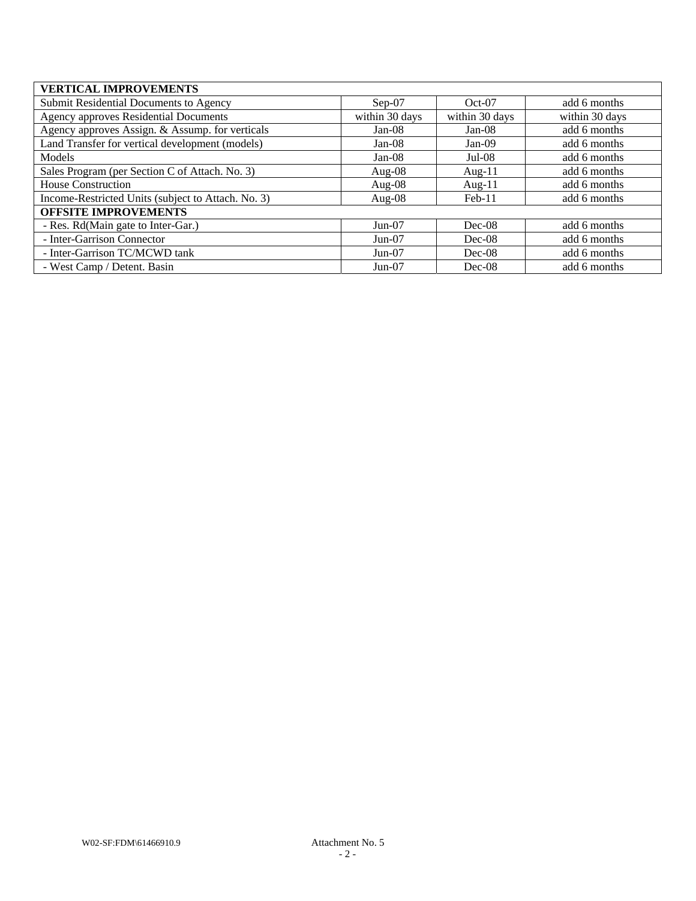| VERTICAL IMPROVEMENTS | | | |
|---|---|---|---|
| Submit Residential Documents to Agency | Sep-07 | Oct-07 | add 6 months |
| Agency approves Residential Documents | within 30 days | within 30 days | within 30 days |
| Agency approves Assign. & Assump. for verticals | Jan-08 | Jan-08 | add 6 months |
| Land Transfer for vertical development (models) | Jan-08 | Jan-09 | add 6 months |
| Models | Jan-08 | Jul-08 | add 6 months |
| Sales Program (per Section C of Attach. No. 3) | Aug-08 | Aug-11 | add 6 months |
| House Construction | Aug-08 | Aug-11 | add 6 months |
| Income-Restricted Units (subject to Attach. No. 3) | Aug-08 | Feb-11 | add 6 months |
| **OFFSITE IMPROVEMENTS** | | | |
| - Res. Rd(Main gate to Inter-Gar.) | Jun-07 | Dec-08 | add 6 months |
| - Inter-Garrison Connector | Jun-07 | Dec-08 | add 6 months |
| - Inter-Garrison TC/MCWD tank | Jun-07 | Dec-08 | add 6 months |
| - West Camp / Detent. Basin | Jun-07 | Dec-08 | add 6 months |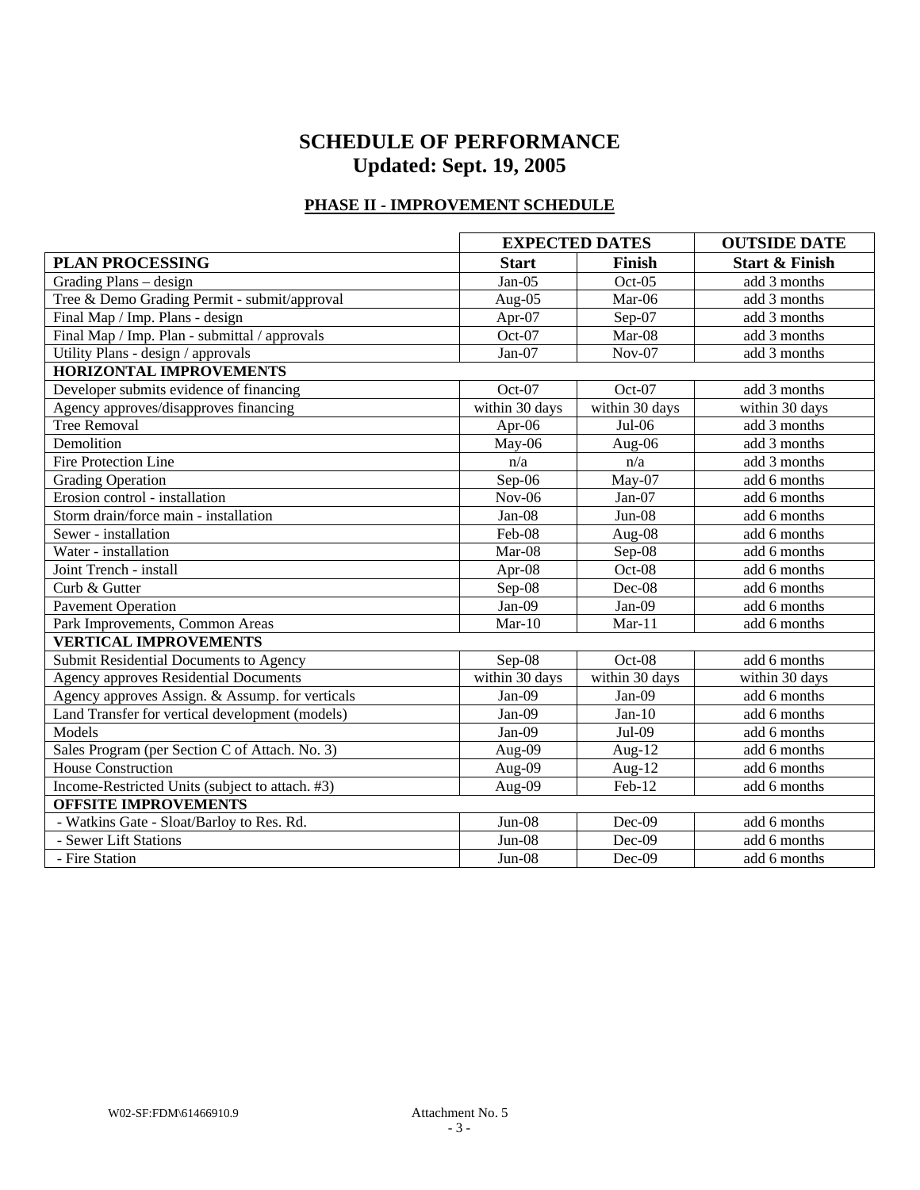# SCHEDULE OF PERFORMANCE
# Updated: Sept. 19, 2005

## PHASE II - IMPROVEMENT SCHEDULE

| | EXPECTED DATES | | OUTSIDE DATE |
|---|---|---|---|
| **PLAN PROCESSING** | **Start** | **Finish** | **Start & Finish** |
| Grading Plans – design | Jan-05 | Oct-05 | add 3 months |
| Tree & Demo Grading Permit - submit/approval | Aug-05 | Mar-06 | add 3 months |
| Final Map / Imp. Plans - design | Apr-07 | Sep-07 | add 3 months |
| Final Map / Imp. Plan - submittal / approvals | Oct-07 | Mar-08 | add 3 months |
| Utility Plans - design / approvals | Jan-07 | Nov-07 | add 3 months |
| **HORIZONTAL IMPROVEMENTS** | | | |
| Developer submits evidence of financing | Oct-07 | Oct-07 | add 3 months |
| Agency approves/disapproves financing | within 30 days | within 30 days | within 30 days |
| Tree Removal | Apr-06 | Jul-06 | add 3 months |
| Demolition | May-06 | Aug-06 | add 3 months |
| Fire Protection Line | n/a | n/a | add 3 months |
| Grading Operation | Sep-06 | May-07 | add 6 months |
| Erosion control - installation | Nov-06 | Jan-07 | add 6 months |
| Storm drain/force main - installation | Jan-08 | Jun-08 | add 6 months |
| Sewer - installation | Feb-08 | Aug-08 | add 6 months |
| Water - installation | Mar-08 | Sep-08 | add 6 months |
| Joint Trench - install | Apr-08 | Oct-08 | add 6 months |
| Curb & Gutter | Sep-08 | Dec-08 | add 6 months |
| Pavement Operation | Jan-09 | Jan-09 | add 6 months |
| Park Improvements, Common Areas | Mar-10 | Mar-11 | add 6 months |
| **VERTICAL IMPROVEMENTS** | | | |
| Submit Residential Documents to Agency | Sep-08 | Oct-08 | add 6 months |
| Agency approves Residential Documents | within 30 days | within 30 days | within 30 days |
| Agency approves Assign. & Assump. for verticals | Jan-09 | Jan-09 | add 6 months |
| Land Transfer for vertical development (models) | Jan-09 | Jan-10 | add 6 months |
| Models | Jan-09 | Jul-09 | add 6 months |
| Sales Program (per Section C of Attach. No. 3) | Aug-09 | Aug-12 | add 6 months |
| House Construction | Aug-09 | Aug-12 | add 6 months |
| Income-Restricted Units (subject to attach. #3) | Aug-09 | Feb-12 | add 6 months |
| **OFFSITE IMPROVEMENTS** | | | |
| - Watkins Gate - Sloat/Barloy to Res. Rd. | Jun-08 | Dec-09 | add 6 months |
| - Sewer Lift Stations | Jun-08 | Dec-09 | add 6 months |
| - Fire Station | Jun-08 | Dec-09 | add 6 months |

W02-SF:FDM\61466910.9 Attachment No. 5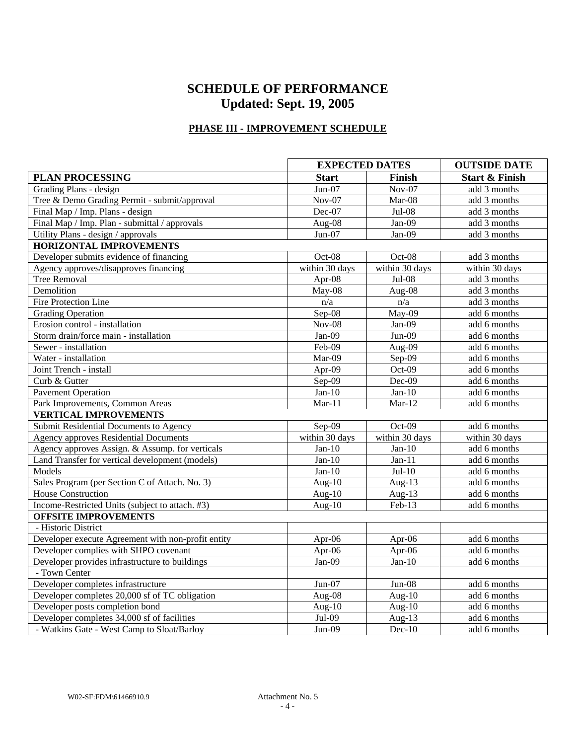# SCHEDULE OF PERFORMANCE
# Updated: Sept. 19, 2005

## PHASE III - IMPROVEMENT SCHEDULE

| | EXPECTED DATES | | OUTSIDE DATE |
|---|---|---|---|
| **PLAN PROCESSING** | **Start** | **Finish** | **Start & Finish** |
| Grading Plans - design | Jun-07 | Nov-07 | add 3 months |
| Tree & Demo Grading Permit - submit/approval | Nov-07 | Mar-08 | add 3 months |
| Final Map / Imp. Plans - design | Dec-07 | Jul-08 | add 3 months |
| Final Map / Imp. Plan - submittal / approvals | Aug-08 | Jan-09 | add 3 months |
| Utility Plans - design / approvals | Jun-07 | Jan-09 | add 3 months |
| **HORIZONTAL IMPROVEMENTS** | | | |
| Developer submits evidence of financing | Oct-08 | Oct-08 | add 3 months |
| Agency approves/disapproves financing | within 30 days | within 30 days | within 30 days |
| Tree Removal | Apr-08 | Jul-08 | add 3 months |
| Demolition | May-08 | Aug-08 | add 3 months |
| Fire Protection Line | n/a | n/a | add 3 months |
| Grading Operation | Sep-08 | May-09 | add 6 months |
| Erosion control - installation | Nov-08 | Jan-09 | add 6 months |
| Storm drain/force main - installation | Jan-09 | Jun-09 | add 6 months |
| Sewer - installation | Feb-09 | Aug-09 | add 6 months |
| Water - installation | Mar-09 | Sep-09 | add 6 months |
| Joint Trench - install | Apr-09 | Oct-09 | add 6 months |
| Curb & Gutter | Sep-09 | Dec-09 | add 6 months |
| Pavement Operation | Jan-10 | Jan-10 | add 6 months |
| Park Improvements, Common Areas | Mar-11 | Mar-12 | add 6 months |
| **VERTICAL IMPROVEMENTS** | | | |
| Submit Residential Documents to Agency | Sep-09 | Oct-09 | add 6 months |
| Agency approves Residential Documents | within 30 days | within 30 days | within 30 days |
| Agency approves Assign. & Assump. for verticals | Jan-10 | Jan-10 | add 6 months |
| Land Transfer for vertical development (models) | Jan-10 | Jan-11 | add 6 months |
| Models | Jan-10 | Jul-10 | add 6 months |
| Sales Program (per Section C of Attach. No. 3) | Aug-10 | Aug-13 | add 6 months |
| House Construction | Aug-10 | Aug-13 | add 6 months |
| Income-Restricted Units (subject to attach. #3) | Aug-10 | Feb-13 | add 6 months |
| **OFFSITE IMPROVEMENTS** | | | |
| - Historic District | | | |
| Developer execute Agreement with non-profit entity | Apr-06 | Apr-06 | add 6 months |
| Developer complies with SHPO covenant | Apr-06 | Apr-06 | add 6 months |
| Developer provides infrastructure to buildings | Jan-09 | Jan-10 | add 6 months |
| - Town Center | | | |
| Developer completes infrastructure | Jun-07 | Jun-08 | add 6 months |
| Developer completes 20,000 sf of TC obligation | Aug-08 | Aug-10 | add 6 months |
| Developer posts completion bond | Aug-10 | Aug-10 | add 6 months |
| Developer completes 34,000 sf of facilities | Jul-09 | Aug-13 | add 6 months |
| - Watkins Gate - West Camp to Sloat/Barloy | Jun-09 | Dec-10 | add 6 months |

W02-SF:FDM\61466910.9 Attachment No. 5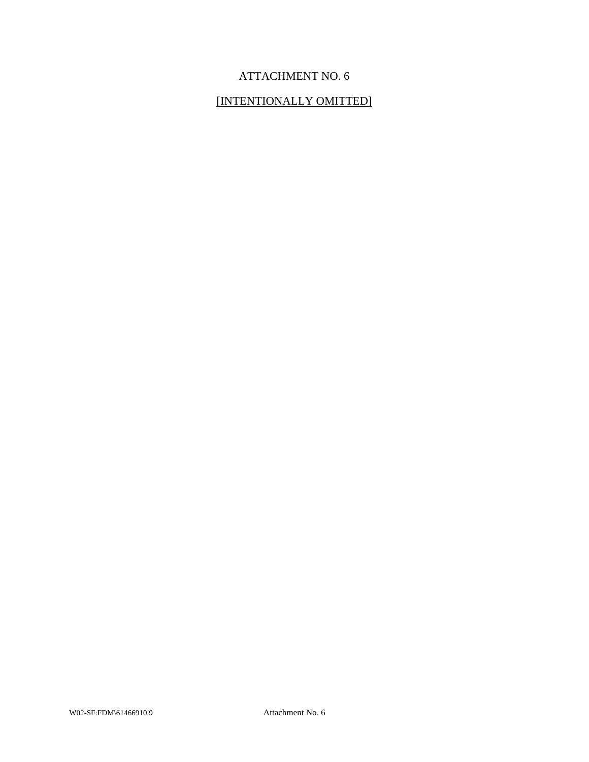# ATTACHMENT NO. 6

[INTENTIONALLY OMITTED]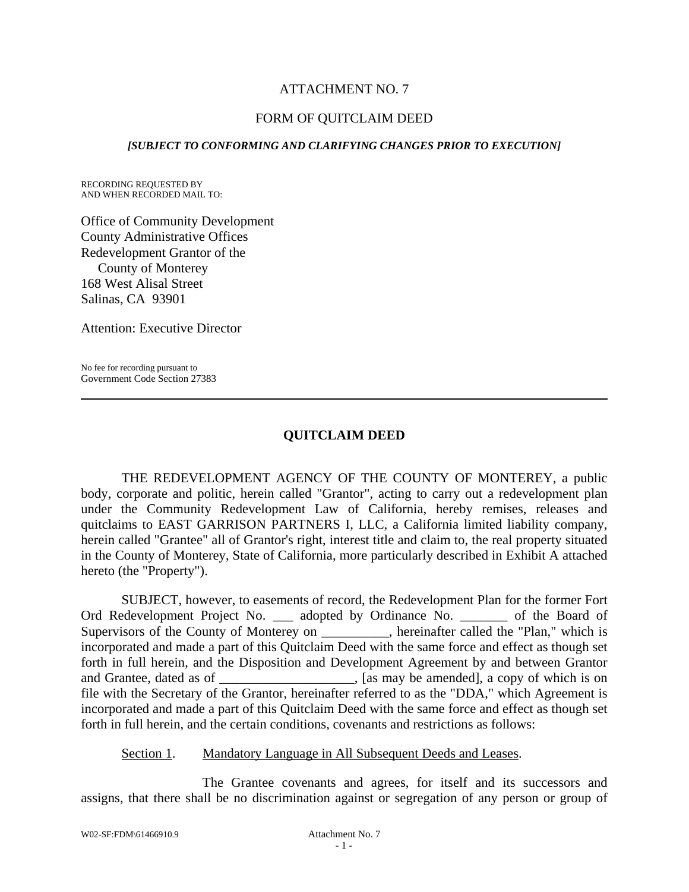ATTACHMENT NO. 7

FORM OF QUITCLAIM DEED

***[SUBJECT TO CONFORMING AND CLARIFYING CHANGES PRIOR TO EXECUTION]***

RECORDING REQUESTED BY
AND WHEN RECORDED MAIL TO:

Office of Community Development
County Administrative Offices
Redevelopment Grantor of the
County of Monterey
168 West Alisal Street
Salinas, CA 93901

Attention: Executive Director

No fee for recording pursuant to
Government Code Section 27383

---

## QUITCLAIM DEED

THE REDEVELOPMENT AGENCY OF THE COUNTY OF MONTEREY, a public body, corporate and politic, herein called "Grantor", acting to carry out a redevelopment plan under the Community Redevelopment Law of California, hereby remises, releases and quitclaims to EAST GARRISON PARTNERS I, LLC, a California limited liability company, herein called "Grantee" all of Grantor's right, interest title and claim to, the real property situated in the County of Monterey, State of California, more particularly described in Exhibit A attached hereto (the "Property").

SUBJECT, however, to easements of record, the Redevelopment Plan for the former Fort Ord Redevelopment Project No. ___ adopted by Ordinance No. _______ of the Board of Supervisors of the County of Monterey on __________, hereinafter called the "Plan," which is incorporated and made a part of this Quitclaim Deed with the same force and effect as though set forth in full herein, and the Disposition and Development Agreement by and between Grantor and Grantee, dated as of ____________________, [as may be amended], a copy of which is on file with the Secretary of the Grantor, hereinafter referred to as the "DDA," which Agreement is incorporated and made a part of this Quitclaim Deed with the same force and effect as though set forth in full herein, and the certain conditions, covenants and restrictions as follows:

<u>Section 1</u>. <u>Mandatory Language in All Subsequent Deeds and Leases</u>.

The Grantee covenants and agrees, for itself and its successors and assigns, that there shall be no discrimination against or segregation of any person or group of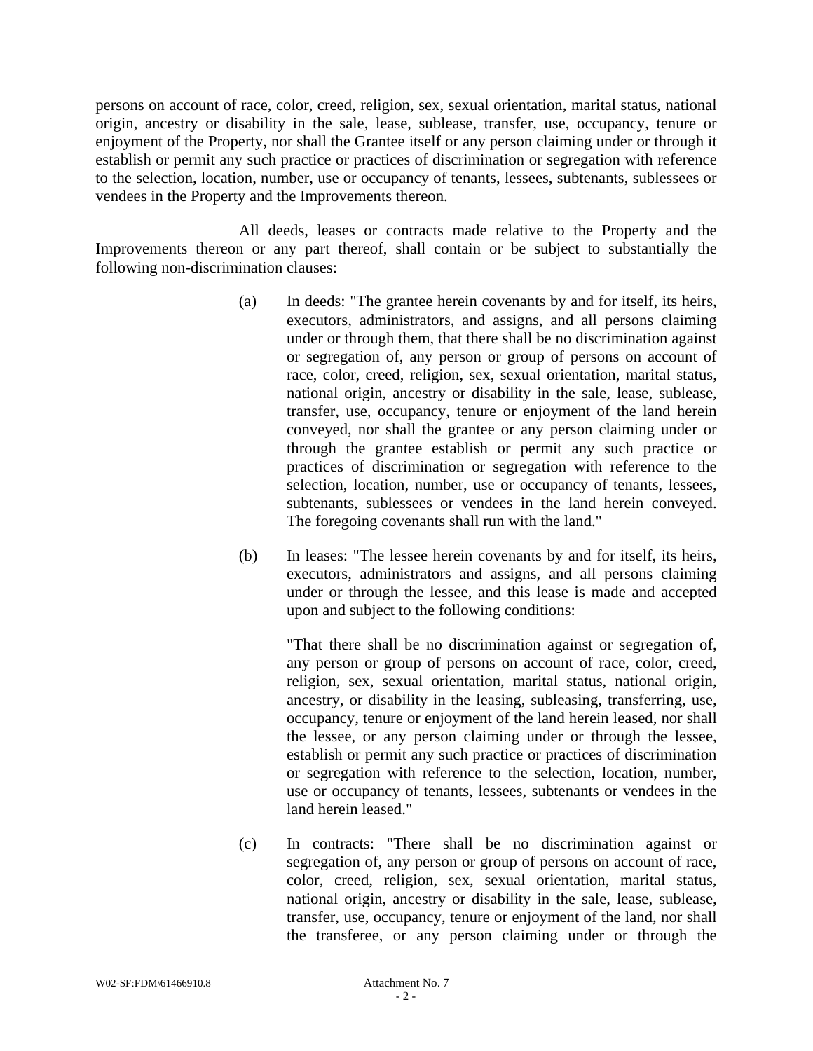persons on account of race, color, creed, religion, sex, sexual orientation, marital status, national origin, ancestry or disability in the sale, lease, sublease, transfer, use, occupancy, tenure or enjoyment of the Property, nor shall the Grantee itself or any person claiming under or through it establish or permit any such practice or practices of discrimination or segregation with reference to the selection, location, number, use or occupancy of tenants, lessees, subtenants, sublessees or vendees in the Property and the Improvements thereon.

All deeds, leases or contracts made relative to the Property and the Improvements thereon or any part thereof, shall contain or be subject to substantially the following non-discrimination clauses:

(a) In deeds: "The grantee herein covenants by and for itself, its heirs, executors, administrators, and assigns, and all persons claiming under or through them, that there shall be no discrimination against or segregation of, any person or group of persons on account of race, color, creed, religion, sex, sexual orientation, marital status, national origin, ancestry or disability in the sale, lease, sublease, transfer, use, occupancy, tenure or enjoyment of the land herein conveyed, nor shall the grantee or any person claiming under or through the grantee establish or permit any such practice or practices of discrimination or segregation with reference to the selection, location, number, use or occupancy of tenants, lessees, subtenants, sublessees or vendees in the land herein conveyed. The foregoing covenants shall run with the land."

(b) In leases: "The lessee herein covenants by and for itself, its heirs, executors, administrators and assigns, and all persons claiming under or through the lessee, and this lease is made and accepted upon and subject to the following conditions:

"That there shall be no discrimination against or segregation of, any person or group of persons on account of race, color, creed, religion, sex, sexual orientation, marital status, national origin, ancestry, or disability in the leasing, subleasing, transferring, use, occupancy, tenure or enjoyment of the land herein leased, nor shall the lessee, or any person claiming under or through the lessee, establish or permit any such practice or practices of discrimination or segregation with reference to the selection, location, number, use or occupancy of tenants, lessees, subtenants or vendees in the land herein leased."

(c) In contracts: "There shall be no discrimination against or segregation of, any person or group of persons on account of race, color, creed, religion, sex, sexual orientation, marital status, national origin, ancestry or disability in the sale, lease, sublease, transfer, use, occupancy, tenure or enjoyment of the land, nor shall the transferee, or any person claiming under or through the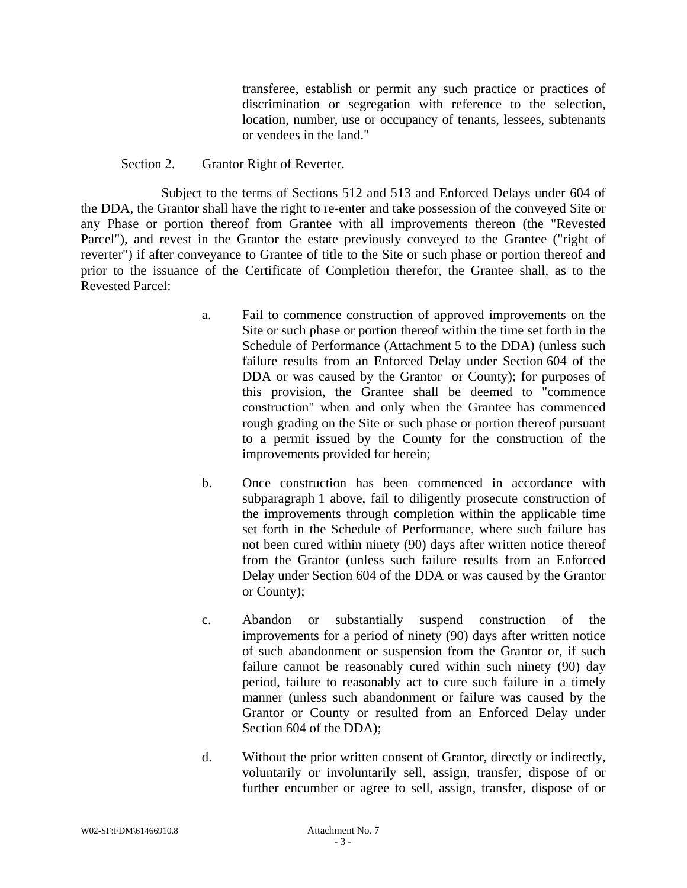transferee, establish or permit any such practice or practices of discrimination or segregation with reference to the selection, location, number, use or occupancy of tenants, lessees, subtenants or vendees in the land."

Section 2. Grantor Right of Reverter.

Subject to the terms of Sections 512 and 513 and Enforced Delays under 604 of the DDA, the Grantor shall have the right to re-enter and take possession of the conveyed Site or any Phase or portion thereof from Grantee with all improvements thereon (the "Revested Parcel"), and revest in the Grantor the estate previously conveyed to the Grantee ("right of reverter") if after conveyance to Grantee of title to the Site or such phase or portion thereof and prior to the issuance of the Certificate of Completion therefor, the Grantee shall, as to the Revested Parcel:

a. Fail to commence construction of approved improvements on the Site or such phase or portion thereof within the time set forth in the Schedule of Performance (Attachment 5 to the DDA) (unless such failure results from an Enforced Delay under Section 604 of the DDA or was caused by the Grantor or County); for purposes of this provision, the Grantee shall be deemed to "commence construction" when and only when the Grantee has commenced rough grading on the Site or such phase or portion thereof pursuant to a permit issued by the County for the construction of the improvements provided for herein;

b. Once construction has been commenced in accordance with subparagraph 1 above, fail to diligently prosecute construction of the improvements through completion within the applicable time set forth in the Schedule of Performance, where such failure has not been cured within ninety (90) days after written notice thereof from the Grantor (unless such failure results from an Enforced Delay under Section 604 of the DDA or was caused by the Grantor or County);

c. Abandon or substantially suspend construction of the improvements for a period of ninety (90) days after written notice of such abandonment or suspension from the Grantor or, if such failure cannot be reasonably cured within such ninety (90) day period, failure to reasonably act to cure such failure in a timely manner (unless such abandonment or failure was caused by the Grantor or County or resulted from an Enforced Delay under Section 604 of the DDA);

d. Without the prior written consent of Grantor, directly or indirectly, voluntarily or involuntarily sell, assign, transfer, dispose of or further encumber or agree to sell, assign, transfer, dispose of or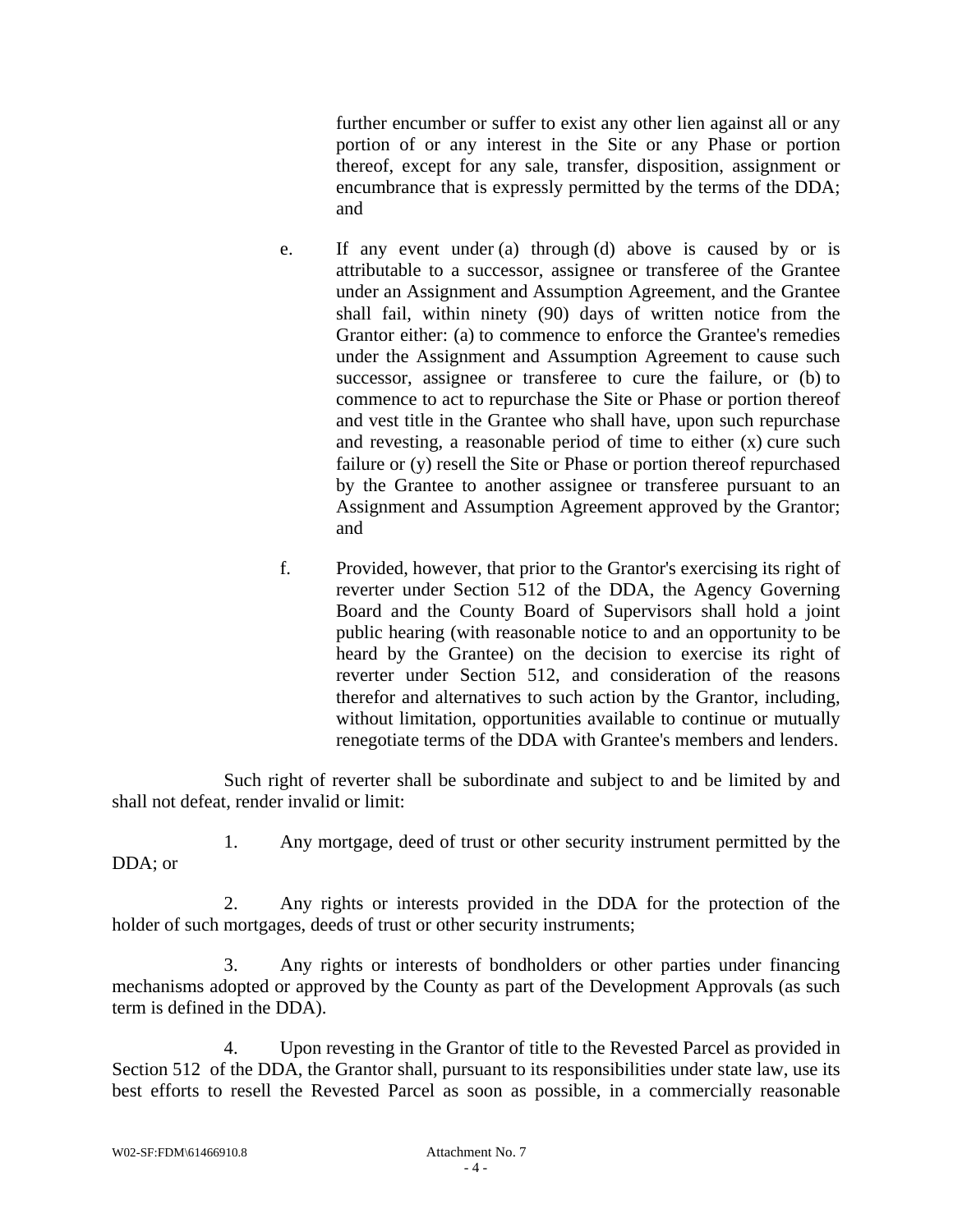further encumber or suffer to exist any other lien against all or any portion of or any interest in the Site or any Phase or portion thereof, except for any sale, transfer, disposition, assignment or encumbrance that is expressly permitted by the terms of the DDA; and

e. If any event under (a) through (d) above is caused by or is attributable to a successor, assignee or transferee of the Grantee under an Assignment and Assumption Agreement, and the Grantee shall fail, within ninety (90) days of written notice from the Grantor either: (a) to commence to enforce the Grantee's remedies under the Assignment and Assumption Agreement to cause such successor, assignee or transferee to cure the failure, or (b) to commence to act to repurchase the Site or Phase or portion thereof and vest title in the Grantee who shall have, upon such repurchase and revesting, a reasonable period of time to either (x) cure such failure or (y) resell the Site or Phase or portion thereof repurchased by the Grantee to another assignee or transferee pursuant to an Assignment and Assumption Agreement approved by the Grantor; and

f. Provided, however, that prior to the Grantor's exercising its right of reverter under Section 512 of the DDA, the Agency Governing Board and the County Board of Supervisors shall hold a joint public hearing (with reasonable notice to and an opportunity to be heard by the Grantee) on the decision to exercise its right of reverter under Section 512, and consideration of the reasons therefor and alternatives to such action by the Grantor, including, without limitation, opportunities available to continue or mutually renegotiate terms of the DDA with Grantee's members and lenders.

Such right of reverter shall be subordinate and subject to and be limited by and shall not defeat, render invalid or limit:

1. Any mortgage, deed of trust or other security instrument permitted by the DDA; or

2. Any rights or interests provided in the DDA for the protection of the holder of such mortgages, deeds of trust or other security instruments;

3. Any rights or interests of bondholders or other parties under financing mechanisms adopted or approved by the County as part of the Development Approvals (as such term is defined in the DDA).

4. Upon revesting in the Grantor of title to the Revested Parcel as provided in Section 512 of the DDA, the Grantor shall, pursuant to its responsibilities under state law, use its best efforts to resell the Revested Parcel as soon as possible, in a commercially reasonable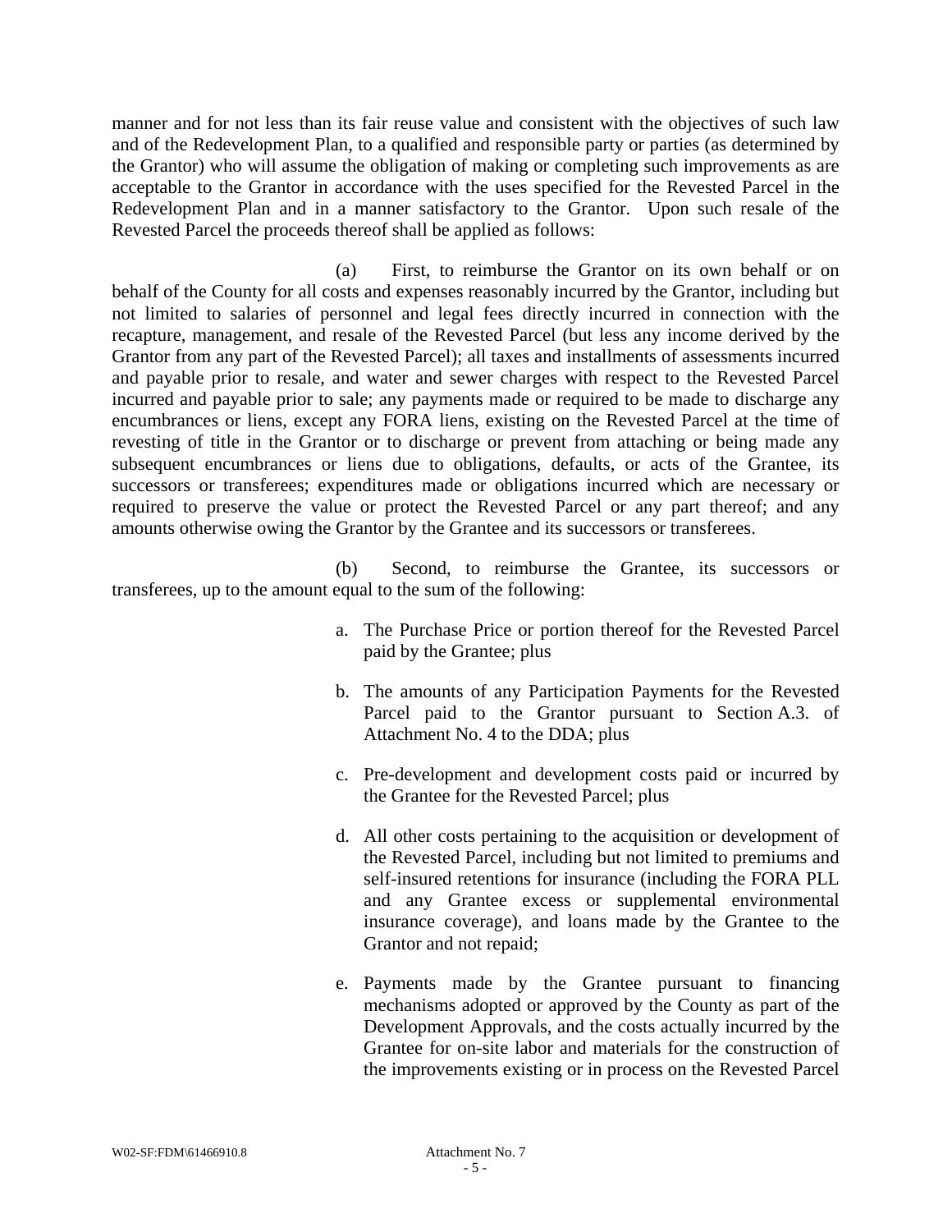manner and for not less than its fair reuse value and consistent with the objectives of such law and of the Redevelopment Plan, to a qualified and responsible party or parties (as determined by the Grantor) who will assume the obligation of making or completing such improvements as are acceptable to the Grantor in accordance with the uses specified for the Revested Parcel in the Redevelopment Plan and in a manner satisfactory to the Grantor. Upon such resale of the Revested Parcel the proceeds thereof shall be applied as follows:

(a) First, to reimburse the Grantor on its own behalf or on behalf of the County for all costs and expenses reasonably incurred by the Grantor, including but not limited to salaries of personnel and legal fees directly incurred in connection with the recapture, management, and resale of the Revested Parcel (but less any income derived by the Grantor from any part of the Revested Parcel); all taxes and installments of assessments incurred and payable prior to resale, and water and sewer charges with respect to the Revested Parcel incurred and payable prior to sale; any payments made or required to be made to discharge any encumbrances or liens, except any FORA liens, existing on the Revested Parcel at the time of revesting of title in the Grantor or to discharge or prevent from attaching or being made any subsequent encumbrances or liens due to obligations, defaults, or acts of the Grantee, its successors or transferees; expenditures made or obligations incurred which are necessary or required to preserve the value or protect the Revested Parcel or any part thereof; and any amounts otherwise owing the Grantor by the Grantee and its successors or transferees.

(b) Second, to reimburse the Grantee, its successors or transferees, up to the amount equal to the sum of the following:

a. The Purchase Price or portion thereof for the Revested Parcel paid by the Grantee; plus

b. The amounts of any Participation Payments for the Revested Parcel paid to the Grantor pursuant to Section A.3. of Attachment No. 4 to the DDA; plus

c. Pre-development and development costs paid or incurred by the Grantee for the Revested Parcel; plus

d. All other costs pertaining to the acquisition or development of the Revested Parcel, including but not limited to premiums and self-insured retentions for insurance (including the FORA PLL and any Grantee excess or supplemental environmental insurance coverage), and loans made by the Grantee to the Grantor and not repaid;

e. Payments made by the Grantee pursuant to financing mechanisms adopted or approved by the County as part of the Development Approvals, and the costs actually incurred by the Grantee for on-site labor and materials for the construction of the improvements existing or in process on the Revested Parcel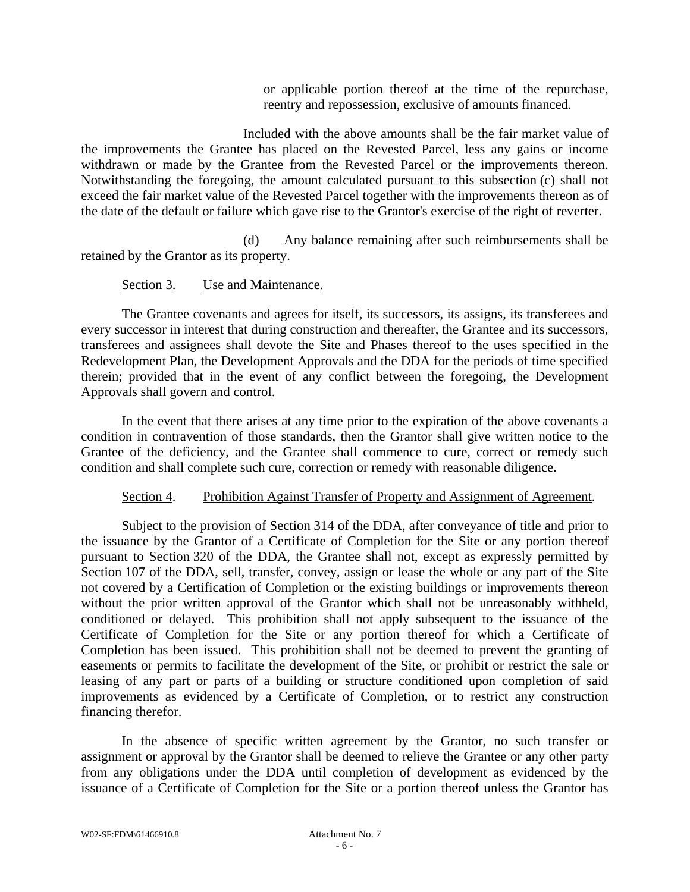or applicable portion thereof at the time of the repurchase, reentry and repossession, exclusive of amounts financed.

Included with the above amounts shall be the fair market value of the improvements the Grantee has placed on the Revested Parcel, less any gains or income withdrawn or made by the Grantee from the Revested Parcel or the improvements thereon. Notwithstanding the foregoing, the amount calculated pursuant to this subsection (c) shall not exceed the fair market value of the Revested Parcel together with the improvements thereon as of the date of the default or failure which gave rise to the Grantor's exercise of the right of reverter.

(d) Any balance remaining after such reimbursements shall be retained by the Grantor as its property.

Section 3. Use and Maintenance.

The Grantee covenants and agrees for itself, its successors, its assigns, its transferees and every successor in interest that during construction and thereafter, the Grantee and its successors, transferees and assignees shall devote the Site and Phases thereof to the uses specified in the Redevelopment Plan, the Development Approvals and the DDA for the periods of time specified therein; provided that in the event of any conflict between the foregoing, the Development Approvals shall govern and control.

In the event that there arises at any time prior to the expiration of the above covenants a condition in contravention of those standards, then the Grantor shall give written notice to the Grantee of the deficiency, and the Grantee shall commence to cure, correct or remedy such condition and shall complete such cure, correction or remedy with reasonable diligence.

Section 4. Prohibition Against Transfer of Property and Assignment of Agreement.

Subject to the provision of Section 314 of the DDA, after conveyance of title and prior to the issuance by the Grantor of a Certificate of Completion for the Site or any portion thereof pursuant to Section 320 of the DDA, the Grantee shall not, except as expressly permitted by Section 107 of the DDA, sell, transfer, convey, assign or lease the whole or any part of the Site not covered by a Certification of Completion or the existing buildings or improvements thereon without the prior written approval of the Grantor which shall not be unreasonably withheld, conditioned or delayed. This prohibition shall not apply subsequent to the issuance of the Certificate of Completion for the Site or any portion thereof for which a Certificate of Completion has been issued. This prohibition shall not be deemed to prevent the granting of easements or permits to facilitate the development of the Site, or prohibit or restrict the sale or leasing of any part or parts of a building or structure conditioned upon completion of said improvements as evidenced by a Certificate of Completion, or to restrict any construction financing therefor.

In the absence of specific written agreement by the Grantor, no such transfer or assignment or approval by the Grantor shall be deemed to relieve the Grantee or any other party from any obligations under the DDA until completion of development as evidenced by the issuance of a Certificate of Completion for the Site or a portion thereof unless the Grantor has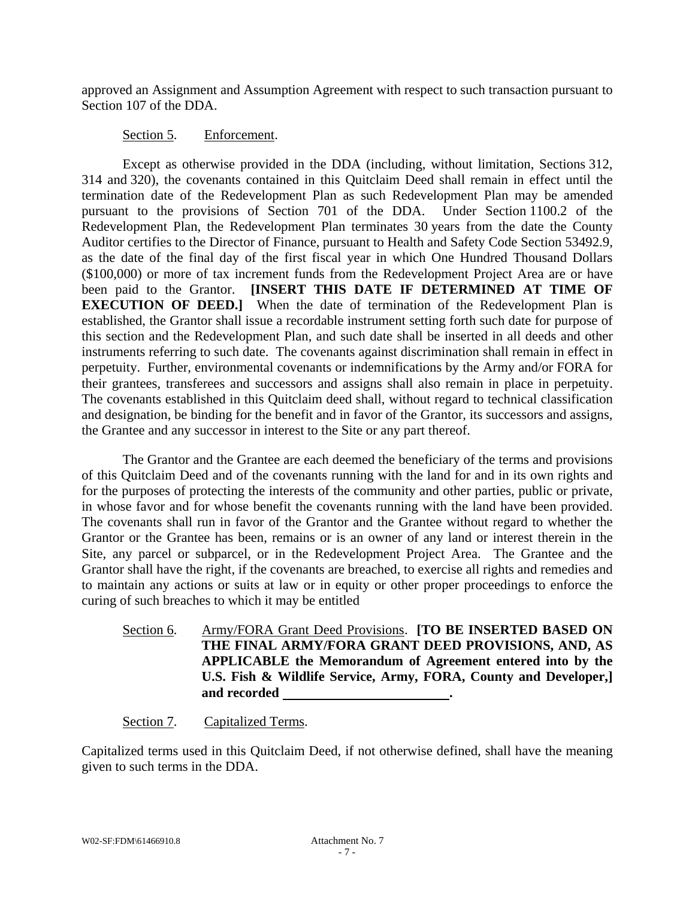approved an Assignment and Assumption Agreement with respect to such transaction pursuant to Section 107 of the DDA.

Section 5. Enforcement.

Except as otherwise provided in the DDA (including, without limitation, Sections 312, 314 and 320), the covenants contained in this Quitclaim Deed shall remain in effect until the termination date of the Redevelopment Plan as such Redevelopment Plan may be amended pursuant to the provisions of Section 701 of the DDA. Under Section 1100.2 of the Redevelopment Plan, the Redevelopment Plan terminates 30 years from the date the County Auditor certifies to the Director of Finance, pursuant to Health and Safety Code Section 53492.9, as the date of the final day of the first fiscal year in which One Hundred Thousand Dollars ($100,000) or more of tax increment funds from the Redevelopment Project Area are or have been paid to the Grantor. **[INSERT THIS DATE IF DETERMINED AT TIME OF EXECUTION OF DEED.]** When the date of termination of the Redevelopment Plan is established, the Grantor shall issue a recordable instrument setting forth such date for purpose of this section and the Redevelopment Plan, and such date shall be inserted in all deeds and other instruments referring to such date. The covenants against discrimination shall remain in effect in perpetuity. Further, environmental covenants or indemnifications by the Army and/or FORA for their grantees, transferees and successors and assigns shall also remain in place in perpetuity. The covenants established in this Quitclaim deed shall, without regard to technical classification and designation, be binding for the benefit and in favor of the Grantor, its successors and assigns, the Grantee and any successor in interest to the Site or any part thereof.

The Grantor and the Grantee are each deemed the beneficiary of the terms and provisions of this Quitclaim Deed and of the covenants running with the land for and in its own rights and for the purposes of protecting the interests of the community and other parties, public or private, in whose favor and for whose benefit the covenants running with the land have been provided. The covenants shall run in favor of the Grantor and the Grantee without regard to whether the Grantor or the Grantee has been, remains or is an owner of any land or interest therein in the Site, any parcel or subparcel, or in the Redevelopment Project Area. The Grantee and the Grantor shall have the right, if the covenants are breached, to exercise all rights and remedies and to maintain any actions or suits at law or in equity or other proper proceedings to enforce the curing of such breaches to which it may be entitled

Section 6. Army/FORA Grant Deed Provisions. **[TO BE INSERTED BASED ON THE FINAL ARMY/FORA GRANT DEED PROVISIONS, AND, AS APPLICABLE the Memorandum of Agreement entered into by the U.S. Fish & Wildlife Service, Army, FORA, County and Developer,] and recorded \_\_\_\_\_\_\_\_\_\_\_\_\_\_\_\_\_\_\_\_\_\_\_\_.**

Section 7. Capitalized Terms.

Capitalized terms used in this Quitclaim Deed, if not otherwise defined, shall have the meaning given to such terms in the DDA.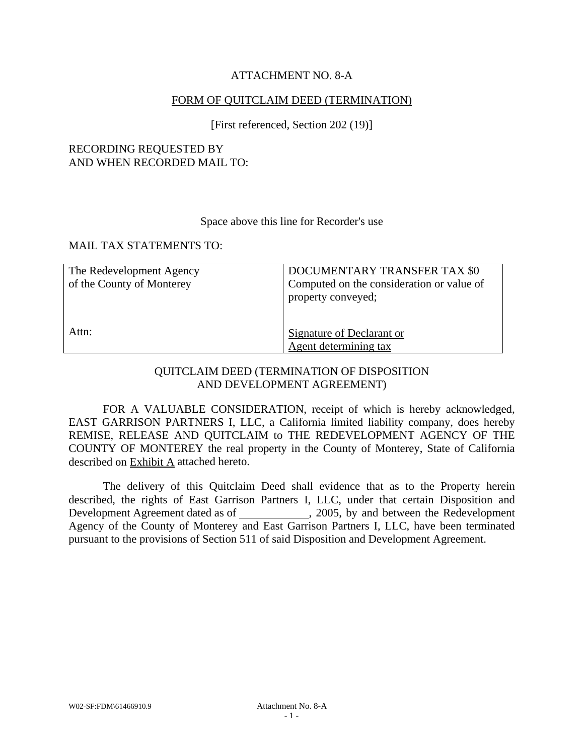ATTACHMENT NO. 8-A

FORM OF QUITCLAIM DEED (TERMINATION)

[First referenced, Section 202 (19)]

RECORDING REQUESTED BY
AND WHEN RECORDED MAIL TO:

Space above this line for Recorder's use

MAIL TAX STATEMENTS TO:

| The Redevelopment Agency<br>of the County of Monterey<br><br>Attn: | DOCUMENTARY TRANSFER TAX $0<br>Computed on the consideration or value of property conveyed;<br><br>Signature of Declarant or<br>Agent determining tax |
|---|---|

QUITCLAIM DEED (TERMINATION OF DISPOSITION AND DEVELOPMENT AGREEMENT)

FOR A VALUABLE CONSIDERATION, receipt of which is hereby acknowledged, EAST GARRISON PARTNERS I, LLC, a California limited liability company, does hereby REMISE, RELEASE AND QUITCLAIM to THE REDEVELOPMENT AGENCY OF THE COUNTY OF MONTEREY the real property in the County of Monterey, State of California described on Exhibit A attached hereto.

The delivery of this Quitclaim Deed shall evidence that as to the Property herein described, the rights of East Garrison Partners I, LLC, under that certain Disposition and Development Agreement dated as of ____________, 2005, by and between the Redevelopment Agency of the County of Monterey and East Garrison Partners I, LLC, have been terminated pursuant to the provisions of Section 511 of said Disposition and Development Agreement.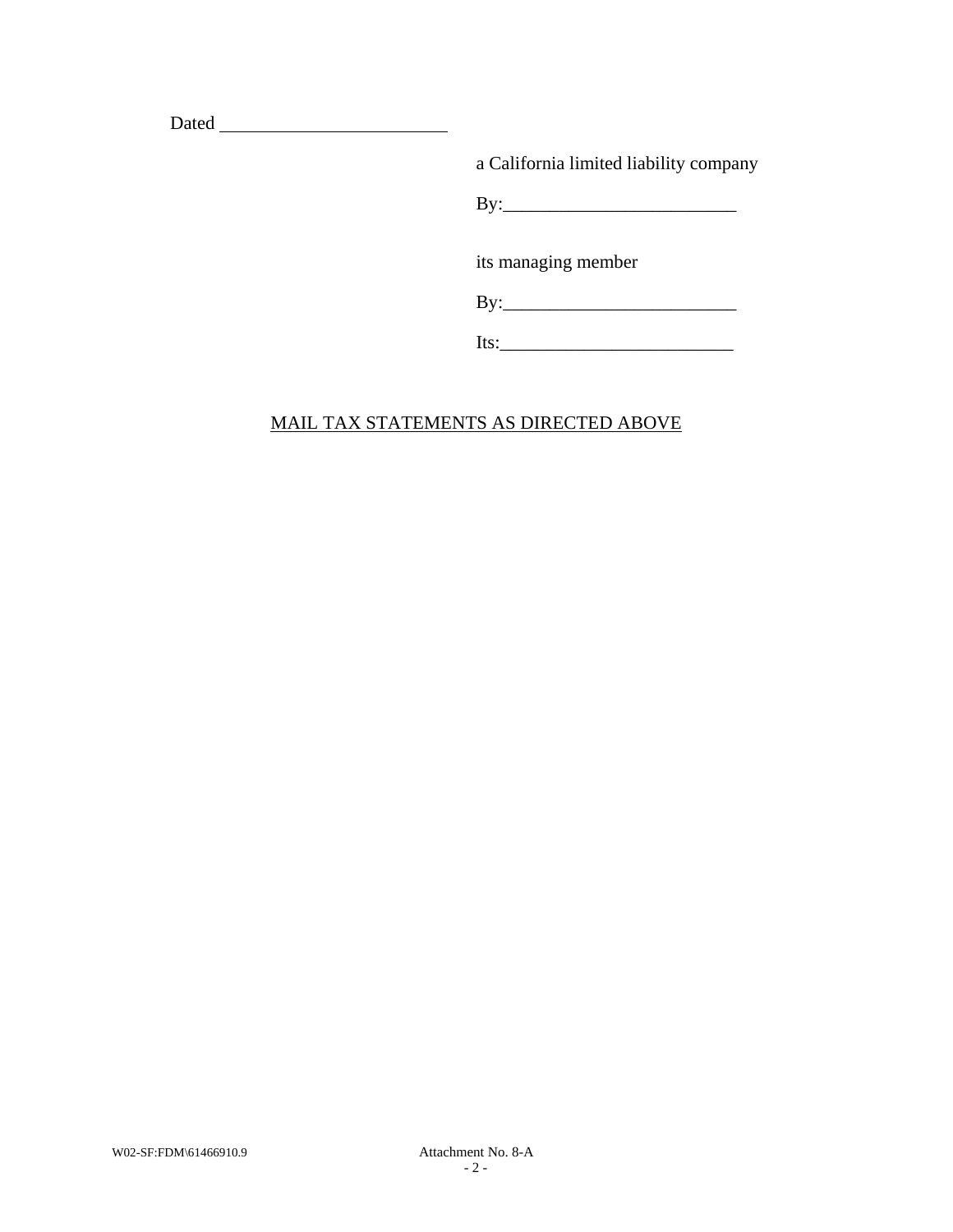Dated ________________________

a California limited liability company

By:_________________________

its managing member

By:_________________________

Its:_________________________

MAIL TAX STATEMENTS AS DIRECTED ABOVE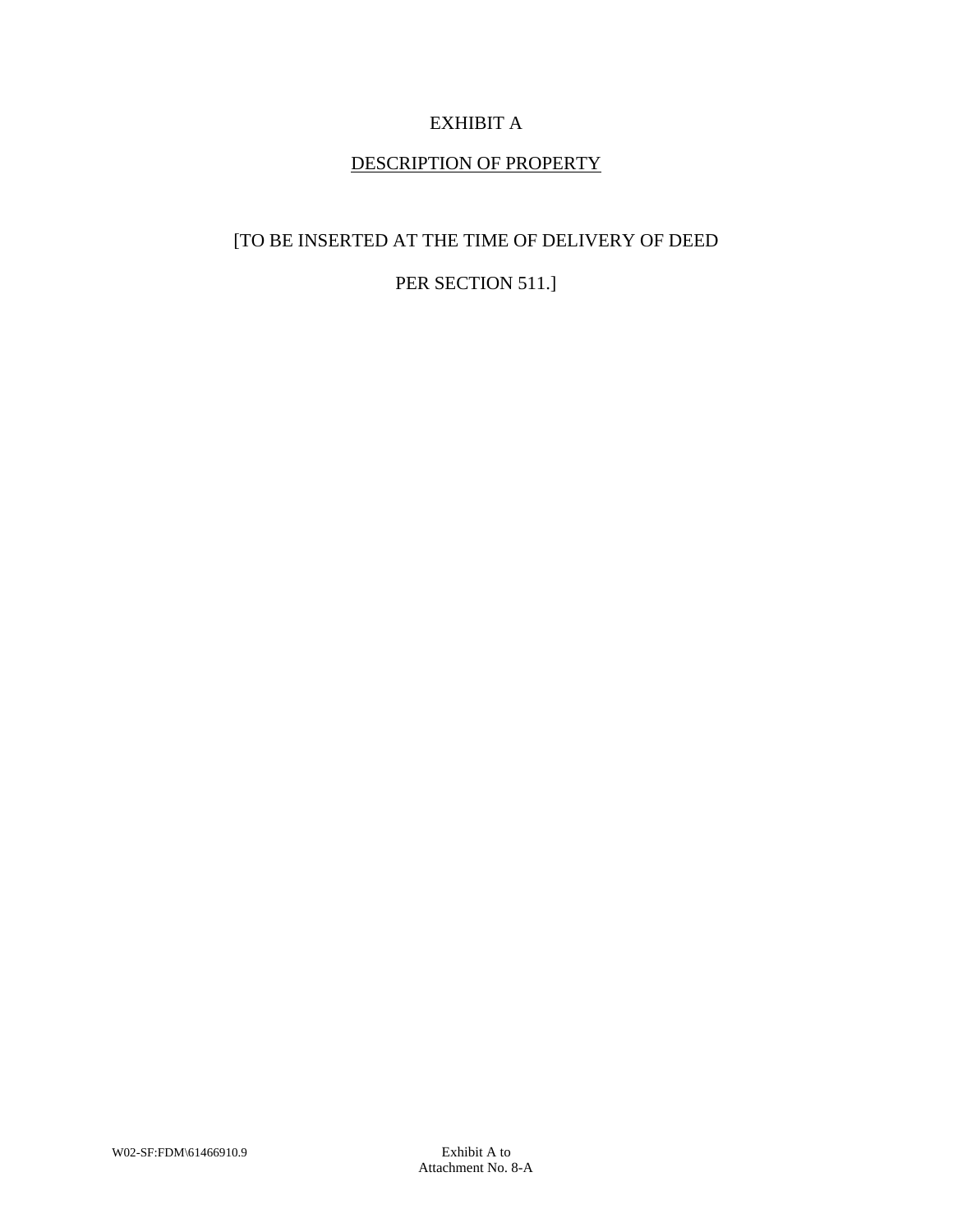# EXHIBIT A

## DESCRIPTION OF PROPERTY

[TO BE INSERTED AT THE TIME OF DELIVERY OF DEED

PER SECTION 511.]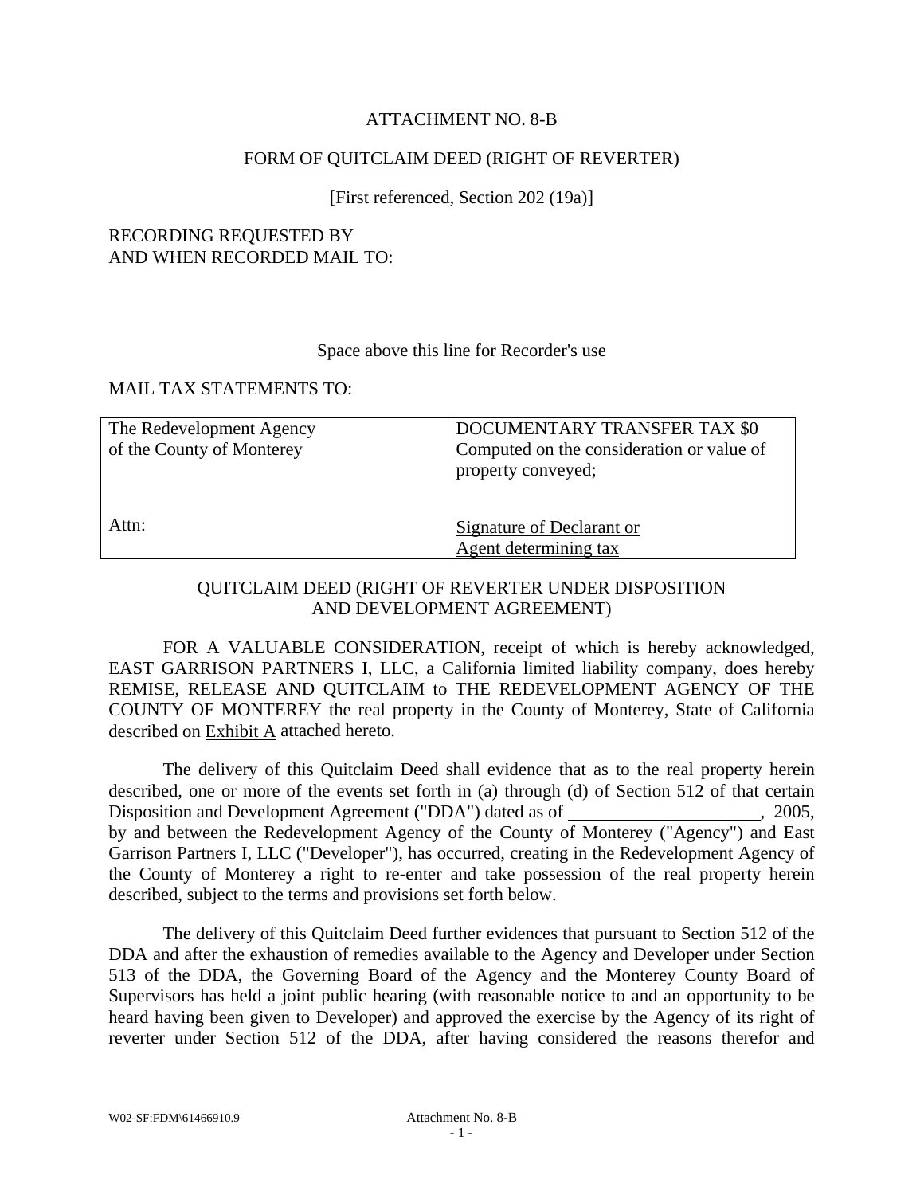ATTACHMENT NO. 8-B

FORM OF QUITCLAIM DEED (RIGHT OF REVERTER)

[First referenced, Section 202 (19a)]

RECORDING REQUESTED BY
AND WHEN RECORDED MAIL TO:

Space above this line for Recorder's use

MAIL TAX STATEMENTS TO:

| The Redevelopment Agency of the County of Monterey<br><br>Attn: | DOCUMENTARY TRANSFER TAX $0<br>Computed on the consideration or value of property conveyed;<br><br>Signature of Declarant or Agent determining tax |
|---|---|

QUITCLAIM DEED (RIGHT OF REVERTER UNDER DISPOSITION AND DEVELOPMENT AGREEMENT)

FOR A VALUABLE CONSIDERATION, receipt of which is hereby acknowledged, EAST GARRISON PARTNERS I, LLC, a California limited liability company, does hereby REMISE, RELEASE AND QUITCLAIM to THE REDEVELOPMENT AGENCY OF THE COUNTY OF MONTEREY the real property in the County of Monterey, State of California described on Exhibit A attached hereto.

The delivery of this Quitclaim Deed shall evidence that as to the real property herein described, one or more of the events set forth in (a) through (d) of Section 512 of that certain Disposition and Development Agreement ("DDA") dated as of ______________________, 2005, by and between the Redevelopment Agency of the County of Monterey ("Agency") and East Garrison Partners I, LLC ("Developer"), has occurred, creating in the Redevelopment Agency of the County of Monterey a right to re-enter and take possession of the real property herein described, subject to the terms and provisions set forth below.

The delivery of this Quitclaim Deed further evidences that pursuant to Section 512 of the DDA and after the exhaustion of remedies available to the Agency and Developer under Section 513 of the DDA, the Governing Board of the Agency and the Monterey County Board of Supervisors has held a joint public hearing (with reasonable notice to and an opportunity to be heard having been given to Developer) and approved the exercise by the Agency of its right of reverter under Section 512 of the DDA, after having considered the reasons therefor and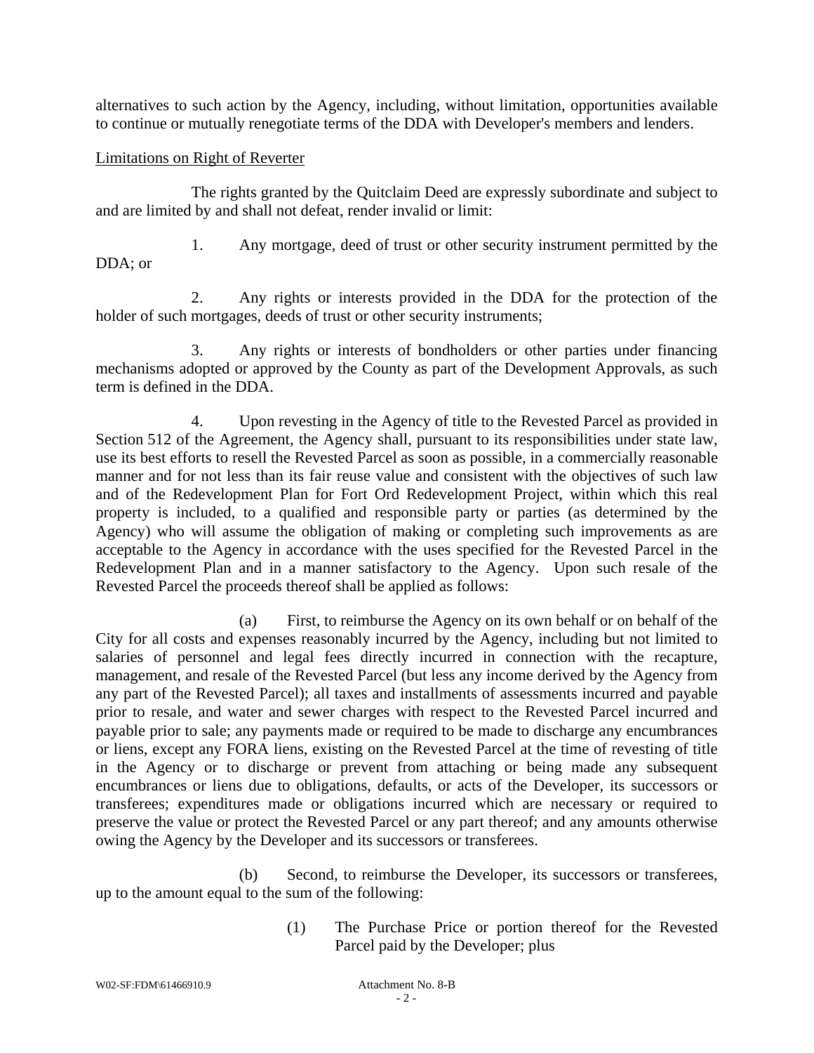alternatives to such action by the Agency, including, without limitation, opportunities available to continue or mutually renegotiate terms of the DDA with Developer's members and lenders.

Limitations on Right of Reverter

The rights granted by the Quitclaim Deed are expressly subordinate and subject to and are limited by and shall not defeat, render invalid or limit:

1. Any mortgage, deed of trust or other security instrument permitted by the DDA; or

2. Any rights or interests provided in the DDA for the protection of the holder of such mortgages, deeds of trust or other security instruments;

3. Any rights or interests of bondholders or other parties under financing mechanisms adopted or approved by the County as part of the Development Approvals, as such term is defined in the DDA.

4. Upon revesting in the Agency of title to the Revested Parcel as provided in Section 512 of the Agreement, the Agency shall, pursuant to its responsibilities under state law, use its best efforts to resell the Revested Parcel as soon as possible, in a commercially reasonable manner and for not less than its fair reuse value and consistent with the objectives of such law and of the Redevelopment Plan for Fort Ord Redevelopment Project, within which this real property is included, to a qualified and responsible party or parties (as determined by the Agency) who will assume the obligation of making or completing such improvements as are acceptable to the Agency in accordance with the uses specified for the Revested Parcel in the Redevelopment Plan and in a manner satisfactory to the Agency. Upon such resale of the Revested Parcel the proceeds thereof shall be applied as follows:

(a) First, to reimburse the Agency on its own behalf or on behalf of the City for all costs and expenses reasonably incurred by the Agency, including but not limited to salaries of personnel and legal fees directly incurred in connection with the recapture, management, and resale of the Revested Parcel (but less any income derived by the Agency from any part of the Revested Parcel); all taxes and installments of assessments incurred and payable prior to resale, and water and sewer charges with respect to the Revested Parcel incurred and payable prior to sale; any payments made or required to be made to discharge any encumbrances or liens, except any FORA liens, existing on the Revested Parcel at the time of revesting of title in the Agency or to discharge or prevent from attaching or being made any subsequent encumbrances or liens due to obligations, defaults, or acts of the Developer, its successors or transferees; expenditures made or obligations incurred which are necessary or required to preserve the value or protect the Revested Parcel or any part thereof; and any amounts otherwise owing the Agency by the Developer and its successors or transferees.

(b) Second, to reimburse the Developer, its successors or transferees, up to the amount equal to the sum of the following:

(1) The Purchase Price or portion thereof for the Revested Parcel paid by the Developer; plus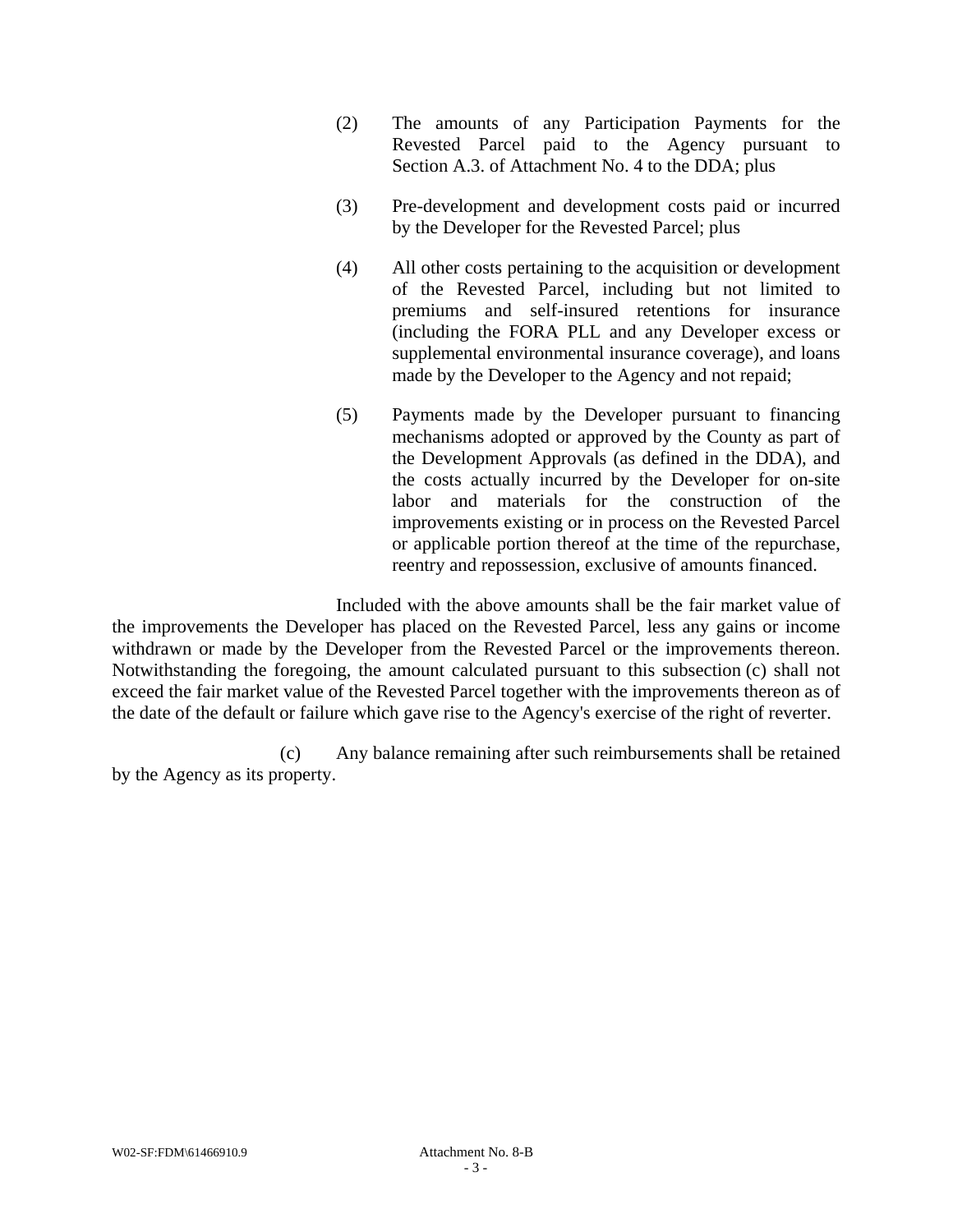(2) The amounts of any Participation Payments for the Revested Parcel paid to the Agency pursuant to Section A.3. of Attachment No. 4 to the DDA; plus

(3) Pre-development and development costs paid or incurred by the Developer for the Revested Parcel; plus

(4) All other costs pertaining to the acquisition or development of the Revested Parcel, including but not limited to premiums and self-insured retentions for insurance (including the FORA PLL and any Developer excess or supplemental environmental insurance coverage), and loans made by the Developer to the Agency and not repaid;

(5) Payments made by the Developer pursuant to financing mechanisms adopted or approved by the County as part of the Development Approvals (as defined in the DDA), and the costs actually incurred by the Developer for on-site labor and materials for the construction of the improvements existing or in process on the Revested Parcel or applicable portion thereof at the time of the repurchase, reentry and repossession, exclusive of amounts financed.

Included with the above amounts shall be the fair market value of the improvements the Developer has placed on the Revested Parcel, less any gains or income withdrawn or made by the Developer from the Revested Parcel or the improvements thereon. Notwithstanding the foregoing, the amount calculated pursuant to this subsection (c) shall not exceed the fair market value of the Revested Parcel together with the improvements thereon as of the date of the default or failure which gave rise to the Agency's exercise of the right of reverter.

(c) Any balance remaining after such reimbursements shall be retained by the Agency as its property.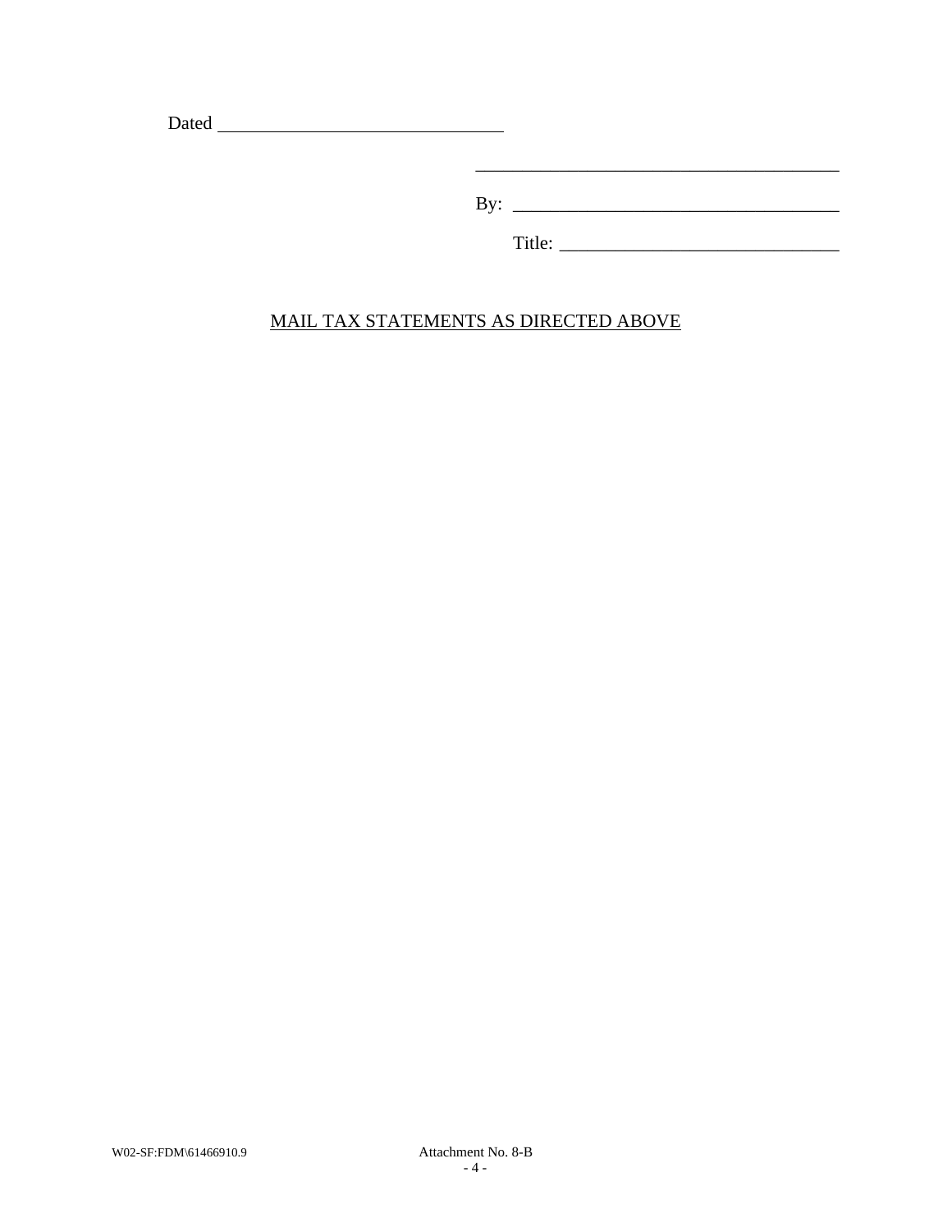Dated ______________________________

______________________________________

By: __________________________________

Title: ______________________________

MAIL TAX STATEMENTS AS DIRECTED ABOVE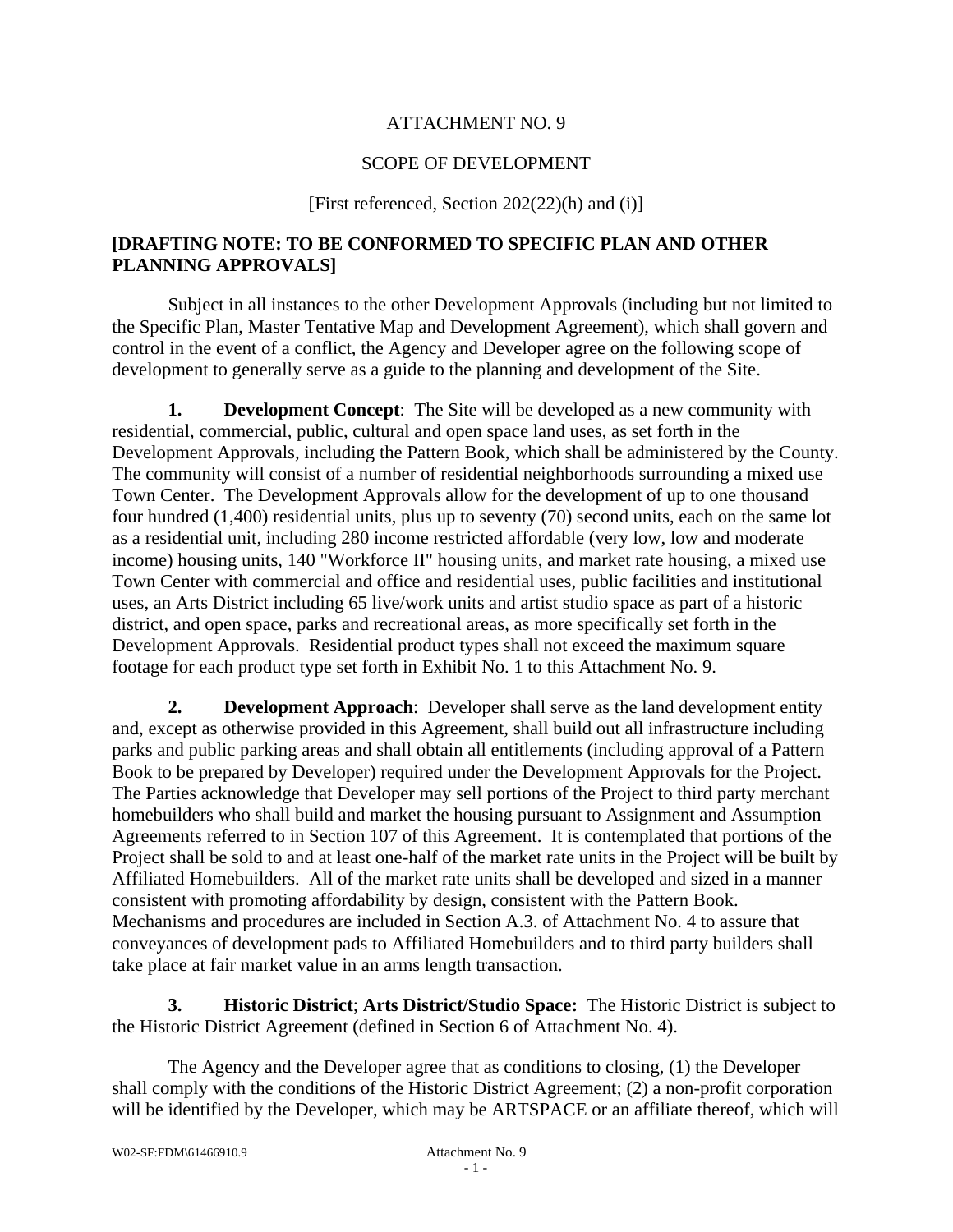ATTACHMENT NO. 9

SCOPE OF DEVELOPMENT

[First referenced, Section 202(22)(h) and (i)]

**[DRAFTING NOTE: TO BE CONFORMED TO SPECIFIC PLAN AND OTHER PLANNING APPROVALS]**

Subject in all instances to the other Development Approvals (including but not limited to the Specific Plan, Master Tentative Map and Development Agreement), which shall govern and control in the event of a conflict, the Agency and Developer agree on the following scope of development to generally serve as a guide to the planning and development of the Site.

**1. Development Concept**: The Site will be developed as a new community with residential, commercial, public, cultural and open space land uses, as set forth in the Development Approvals, including the Pattern Book, which shall be administered by the County. The community will consist of a number of residential neighborhoods surrounding a mixed use Town Center. The Development Approvals allow for the development of up to one thousand four hundred (1,400) residential units, plus up to seventy (70) second units, each on the same lot as a residential unit, including 280 income restricted affordable (very low, low and moderate income) housing units, 140 "Workforce II" housing units, and market rate housing, a mixed use Town Center with commercial and office and residential uses, public facilities and institutional uses, an Arts District including 65 live/work units and artist studio space as part of a historic district, and open space, parks and recreational areas, as more specifically set forth in the Development Approvals. Residential product types shall not exceed the maximum square footage for each product type set forth in Exhibit No. 1 to this Attachment No. 9.

**2. Development Approach**: Developer shall serve as the land development entity and, except as otherwise provided in this Agreement, shall build out all infrastructure including parks and public parking areas and shall obtain all entitlements (including approval of a Pattern Book to be prepared by Developer) required under the Development Approvals for the Project. The Parties acknowledge that Developer may sell portions of the Project to third party merchant homebuilders who shall build and market the housing pursuant to Assignment and Assumption Agreements referred to in Section 107 of this Agreement. It is contemplated that portions of the Project shall be sold to and at least one-half of the market rate units in the Project will be built by Affiliated Homebuilders. All of the market rate units shall be developed and sized in a manner consistent with promoting affordability by design, consistent with the Pattern Book. Mechanisms and procedures are included in Section A.3. of Attachment No. 4 to assure that conveyances of development pads to Affiliated Homebuilders and to third party builders shall take place at fair market value in an arms length transaction.

**3. Historic District**; **Arts District/Studio Space:** The Historic District is subject to the Historic District Agreement (defined in Section 6 of Attachment No. 4).

The Agency and the Developer agree that as conditions to closing, (1) the Developer shall comply with the conditions of the Historic District Agreement; (2) a non-profit corporation will be identified by the Developer, which may be ARTSPACE or an affiliate thereof, which will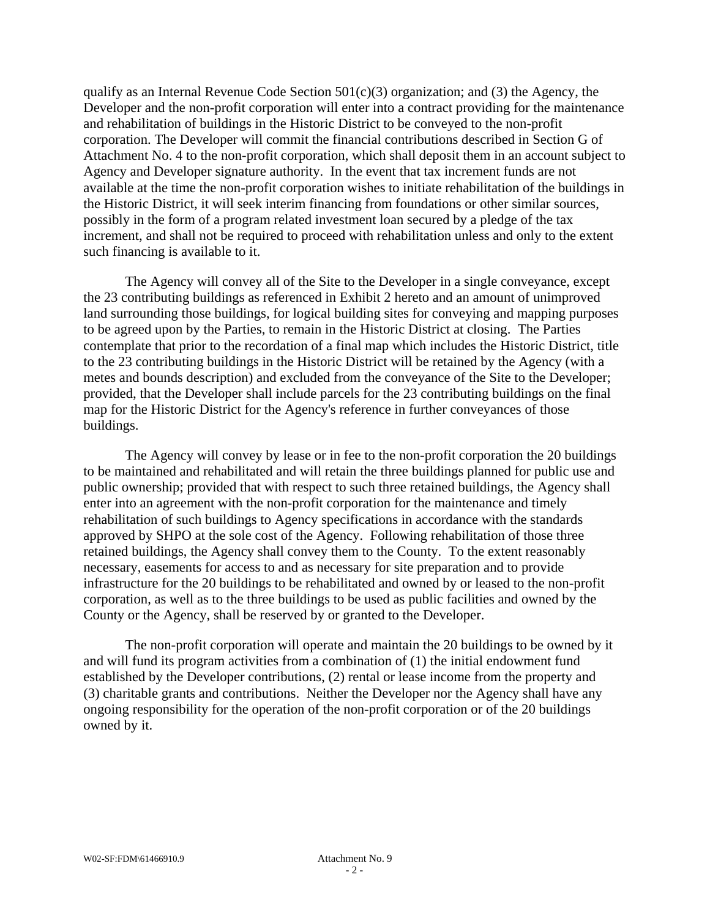qualify as an Internal Revenue Code Section 501(c)(3) organization; and (3) the Agency, the Developer and the non-profit corporation will enter into a contract providing for the maintenance and rehabilitation of buildings in the Historic District to be conveyed to the non-profit corporation. The Developer will commit the financial contributions described in Section G of Attachment No. 4 to the non-profit corporation, which shall deposit them in an account subject to Agency and Developer signature authority. In the event that tax increment funds are not available at the time the non-profit corporation wishes to initiate rehabilitation of the buildings in the Historic District, it will seek interim financing from foundations or other similar sources, possibly in the form of a program related investment loan secured by a pledge of the tax increment, and shall not be required to proceed with rehabilitation unless and only to the extent such financing is available to it.

The Agency will convey all of the Site to the Developer in a single conveyance, except the 23 contributing buildings as referenced in Exhibit 2 hereto and an amount of unimproved land surrounding those buildings, for logical building sites for conveying and mapping purposes to be agreed upon by the Parties, to remain in the Historic District at closing. The Parties contemplate that prior to the recordation of a final map which includes the Historic District, title to the 23 contributing buildings in the Historic District will be retained by the Agency (with a metes and bounds description) and excluded from the conveyance of the Site to the Developer; provided, that the Developer shall include parcels for the 23 contributing buildings on the final map for the Historic District for the Agency's reference in further conveyances of those buildings.

The Agency will convey by lease or in fee to the non-profit corporation the 20 buildings to be maintained and rehabilitated and will retain the three buildings planned for public use and public ownership; provided that with respect to such three retained buildings, the Agency shall enter into an agreement with the non-profit corporation for the maintenance and timely rehabilitation of such buildings to Agency specifications in accordance with the standards approved by SHPO at the sole cost of the Agency. Following rehabilitation of those three retained buildings, the Agency shall convey them to the County. To the extent reasonably necessary, easements for access to and as necessary for site preparation and to provide infrastructure for the 20 buildings to be rehabilitated and owned by or leased to the non-profit corporation, as well as to the three buildings to be used as public facilities and owned by the County or the Agency, shall be reserved by or granted to the Developer.

The non-profit corporation will operate and maintain the 20 buildings to be owned by it and will fund its program activities from a combination of (1) the initial endowment fund established by the Developer contributions, (2) rental or lease income from the property and (3) charitable grants and contributions. Neither the Developer nor the Agency shall have any ongoing responsibility for the operation of the non-profit corporation or of the 20 buildings owned by it.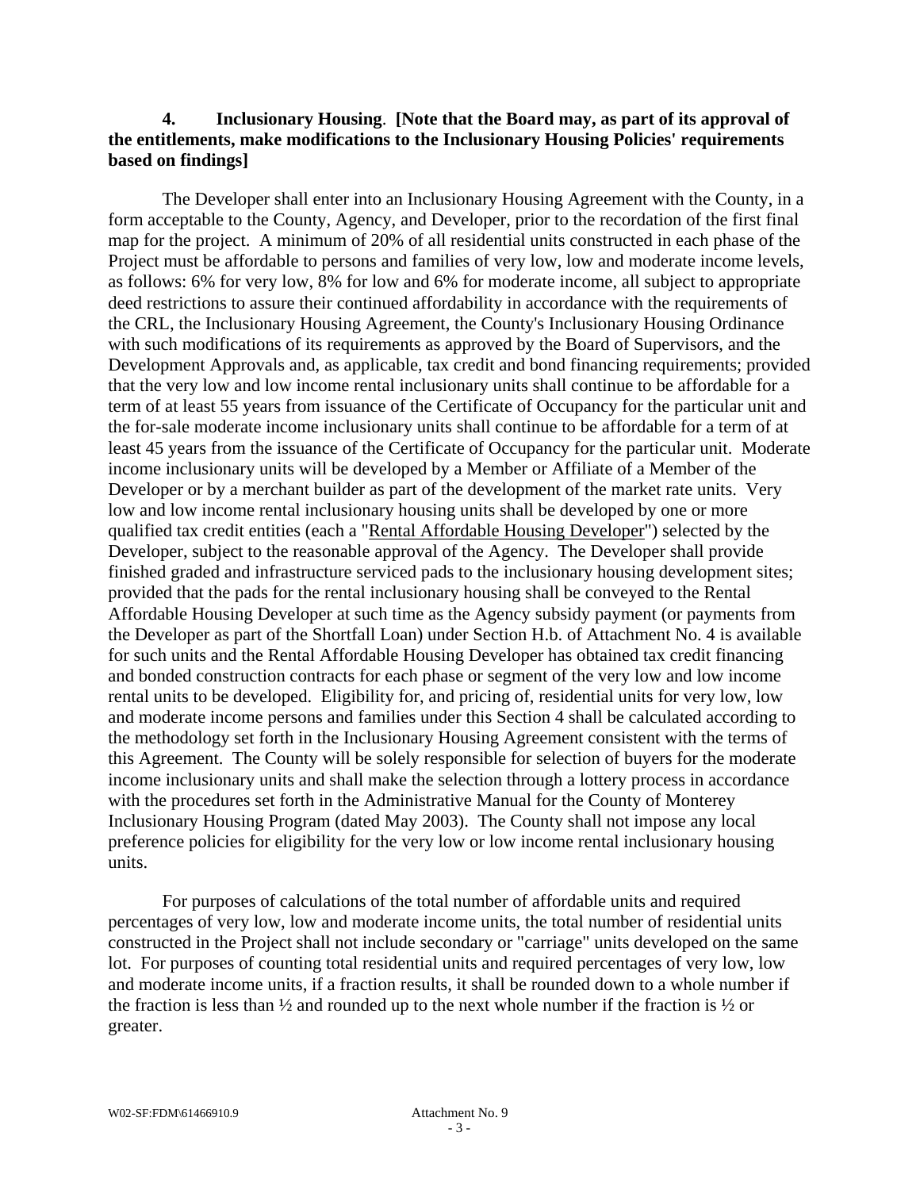**4. Inclusionary Housing**. **[Note that the Board may, as part of its approval of the entitlements, make modifications to the Inclusionary Housing Policies' requirements based on findings]**

The Developer shall enter into an Inclusionary Housing Agreement with the County, in a form acceptable to the County, Agency, and Developer, prior to the recordation of the first final map for the project. A minimum of 20% of all residential units constructed in each phase of the Project must be affordable to persons and families of very low, low and moderate income levels, as follows: 6% for very low, 8% for low and 6% for moderate income, all subject to appropriate deed restrictions to assure their continued affordability in accordance with the requirements of the CRL, the Inclusionary Housing Agreement, the County's Inclusionary Housing Ordinance with such modifications of its requirements as approved by the Board of Supervisors, and the Development Approvals and, as applicable, tax credit and bond financing requirements; provided that the very low and low income rental inclusionary units shall continue to be affordable for a term of at least 55 years from issuance of the Certificate of Occupancy for the particular unit and the for-sale moderate income inclusionary units shall continue to be affordable for a term of at least 45 years from the issuance of the Certificate of Occupancy for the particular unit. Moderate income inclusionary units will be developed by a Member or Affiliate of a Member of the Developer or by a merchant builder as part of the development of the market rate units. Very low and low income rental inclusionary housing units shall be developed by one or more qualified tax credit entities (each a "Rental Affordable Housing Developer") selected by the Developer, subject to the reasonable approval of the Agency. The Developer shall provide finished graded and infrastructure serviced pads to the inclusionary housing development sites; provided that the pads for the rental inclusionary housing shall be conveyed to the Rental Affordable Housing Developer at such time as the Agency subsidy payment (or payments from the Developer as part of the Shortfall Loan) under Section H.b. of Attachment No. 4 is available for such units and the Rental Affordable Housing Developer has obtained tax credit financing and bonded construction contracts for each phase or segment of the very low and low income rental units to be developed. Eligibility for, and pricing of, residential units for very low, low and moderate income persons and families under this Section 4 shall be calculated according to the methodology set forth in the Inclusionary Housing Agreement consistent with the terms of this Agreement. The County will be solely responsible for selection of buyers for the moderate income inclusionary units and shall make the selection through a lottery process in accordance with the procedures set forth in the Administrative Manual for the County of Monterey Inclusionary Housing Program (dated May 2003). The County shall not impose any local preference policies for eligibility for the very low or low income rental inclusionary housing units.

For purposes of calculations of the total number of affordable units and required percentages of very low, low and moderate income units, the total number of residential units constructed in the Project shall not include secondary or "carriage" units developed on the same lot. For purposes of counting total residential units and required percentages of very low, low and moderate income units, if a fraction results, it shall be rounded down to a whole number if the fraction is less than ½ and rounded up to the next whole number if the fraction is ½ or greater.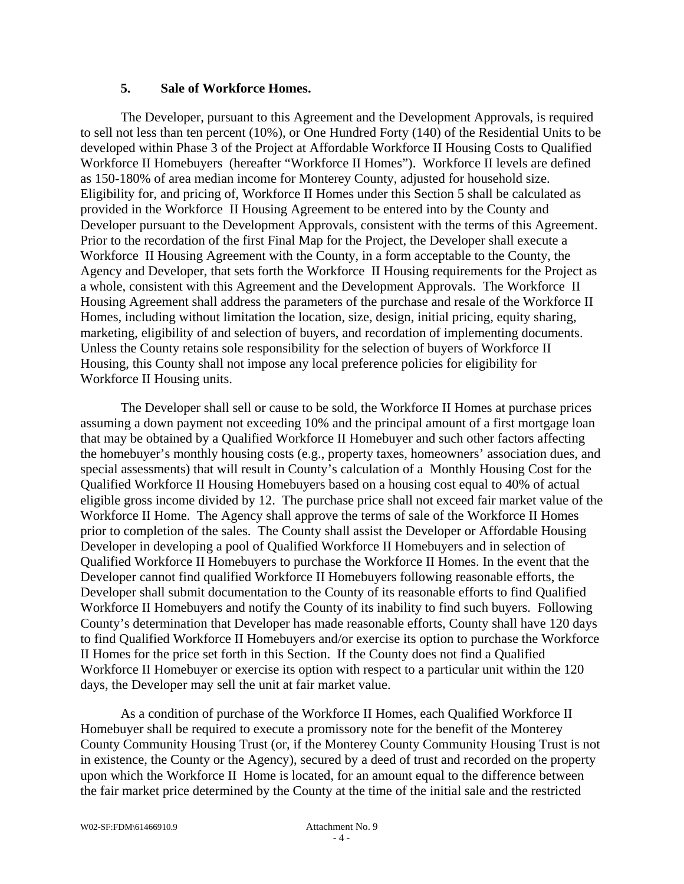### 5. Sale of Workforce Homes.

The Developer, pursuant to this Agreement and the Development Approvals, is required to sell not less than ten percent (10%), or One Hundred Forty (140) of the Residential Units to be developed within Phase 3 of the Project at Affordable Workforce II Housing Costs to Qualified Workforce II Homebuyers (hereafter "Workforce II Homes"). Workforce II levels are defined as 150-180% of area median income for Monterey County, adjusted for household size. Eligibility for, and pricing of, Workforce II Homes under this Section 5 shall be calculated as provided in the Workforce II Housing Agreement to be entered into by the County and Developer pursuant to the Development Approvals, consistent with the terms of this Agreement. Prior to the recordation of the first Final Map for the Project, the Developer shall execute a Workforce II Housing Agreement with the County, in a form acceptable to the County, the Agency and Developer, that sets forth the Workforce II Housing requirements for the Project as a whole, consistent with this Agreement and the Development Approvals. The Workforce II Housing Agreement shall address the parameters of the purchase and resale of the Workforce II Homes, including without limitation the location, size, design, initial pricing, equity sharing, marketing, eligibility of and selection of buyers, and recordation of implementing documents. Unless the County retains sole responsibility for the selection of buyers of Workforce II Housing, this County shall not impose any local preference policies for eligibility for Workforce II Housing units.

The Developer shall sell or cause to be sold, the Workforce II Homes at purchase prices assuming a down payment not exceeding 10% and the principal amount of a first mortgage loan that may be obtained by a Qualified Workforce II Homebuyer and such other factors affecting the homebuyer's monthly housing costs (e.g., property taxes, homeowners' association dues, and special assessments) that will result in County's calculation of a Monthly Housing Cost for the Qualified Workforce II Housing Homebuyers based on a housing cost equal to 40% of actual eligible gross income divided by 12. The purchase price shall not exceed fair market value of the Workforce II Home. The Agency shall approve the terms of sale of the Workforce II Homes prior to completion of the sales. The County shall assist the Developer or Affordable Housing Developer in developing a pool of Qualified Workforce II Homebuyers and in selection of Qualified Workforce II Homebuyers to purchase the Workforce II Homes. In the event that the Developer cannot find qualified Workforce II Homebuyers following reasonable efforts, the Developer shall submit documentation to the County of its reasonable efforts to find Qualified Workforce II Homebuyers and notify the County of its inability to find such buyers. Following County's determination that Developer has made reasonable efforts, County shall have 120 days to find Qualified Workforce II Homebuyers and/or exercise its option to purchase the Workforce II Homes for the price set forth in this Section. If the County does not find a Qualified Workforce II Homebuyer or exercise its option with respect to a particular unit within the 120 days, the Developer may sell the unit at fair market value.

As a condition of purchase of the Workforce II Homes, each Qualified Workforce II Homebuyer shall be required to execute a promissory note for the benefit of the Monterey County Community Housing Trust (or, if the Monterey County Community Housing Trust is not in existence, the County or the Agency), secured by a deed of trust and recorded on the property upon which the Workforce II Home is located, for an amount equal to the difference between the fair market price determined by the County at the time of the initial sale and the restricted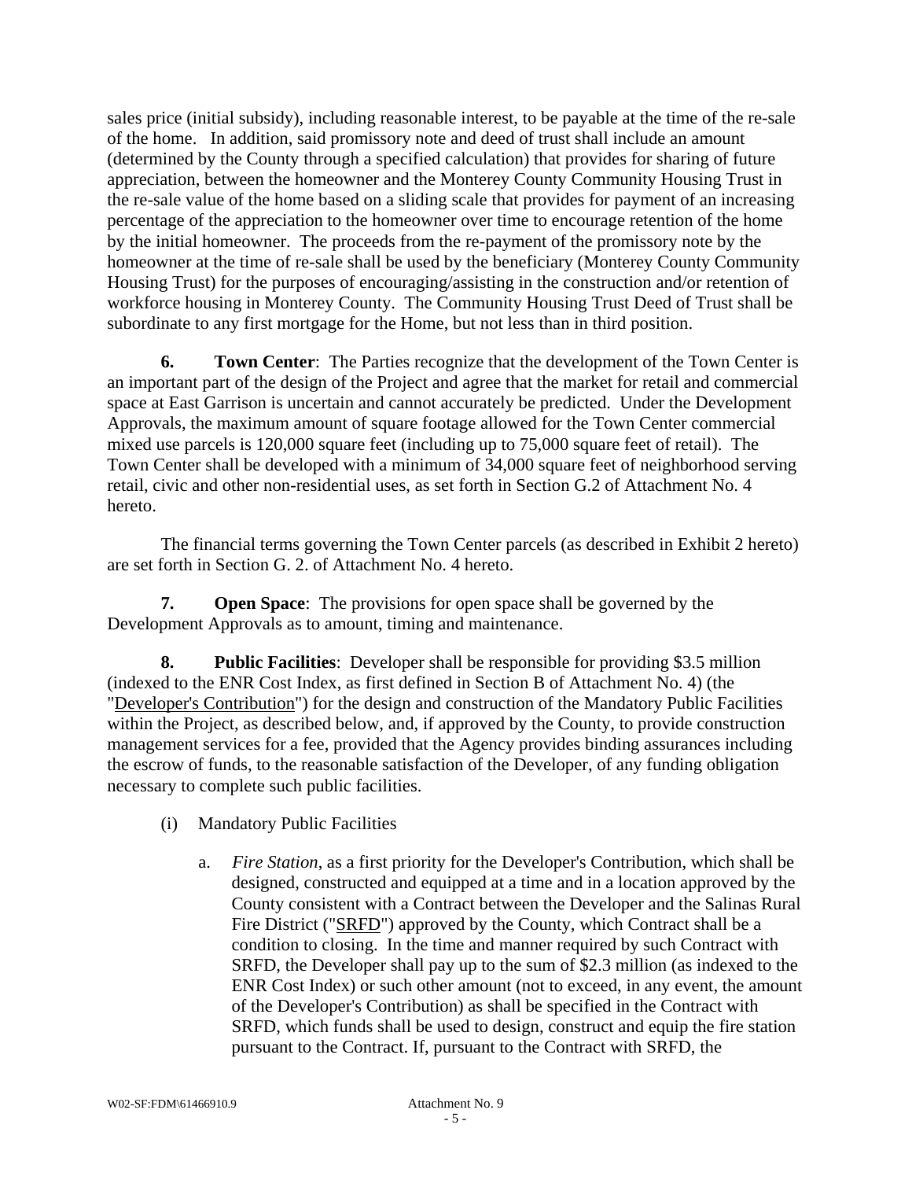sales price (initial subsidy), including reasonable interest, to be payable at the time of the re-sale of the home. In addition, said promissory note and deed of trust shall include an amount (determined by the County through a specified calculation) that provides for sharing of future appreciation, between the homeowner and the Monterey County Community Housing Trust in the re-sale value of the home based on a sliding scale that provides for payment of an increasing percentage of the appreciation to the homeowner over time to encourage retention of the home by the initial homeowner. The proceeds from the re-payment of the promissory note by the homeowner at the time of re-sale shall be used by the beneficiary (Monterey County Community Housing Trust) for the purposes of encouraging/assisting in the construction and/or retention of workforce housing in Monterey County. The Community Housing Trust Deed of Trust shall be subordinate to any first mortgage for the Home, but not less than in third position.

**6. Town Center**: The Parties recognize that the development of the Town Center is an important part of the design of the Project and agree that the market for retail and commercial space at East Garrison is uncertain and cannot accurately be predicted. Under the Development Approvals, the maximum amount of square footage allowed for the Town Center commercial mixed use parcels is 120,000 square feet (including up to 75,000 square feet of retail). The Town Center shall be developed with a minimum of 34,000 square feet of neighborhood serving retail, civic and other non-residential uses, as set forth in Section G.2 of Attachment No. 4 hereto.

The financial terms governing the Town Center parcels (as described in Exhibit 2 hereto) are set forth in Section G. 2. of Attachment No. 4 hereto.

**7. Open Space**: The provisions for open space shall be governed by the Development Approvals as to amount, timing and maintenance.

**8. Public Facilities**: Developer shall be responsible for providing $3.5 million (indexed to the ENR Cost Index, as first defined in Section B of Attachment No. 4) (the "Developer's Contribution") for the design and construction of the Mandatory Public Facilities within the Project, as described below, and, if approved by the County, to provide construction management services for a fee, provided that the Agency provides binding assurances including the escrow of funds, to the reasonable satisfaction of the Developer, of any funding obligation necessary to complete such public facilities.

(i) Mandatory Public Facilities

a. *Fire Station*, as a first priority for the Developer's Contribution, which shall be designed, constructed and equipped at a time and in a location approved by the County consistent with a Contract between the Developer and the Salinas Rural Fire District ("SRFD") approved by the County, which Contract shall be a condition to closing. In the time and manner required by such Contract with SRFD, the Developer shall pay up to the sum of $2.3 million (as indexed to the ENR Cost Index) or such other amount (not to exceed, in any event, the amount of the Developer's Contribution) as shall be specified in the Contract with SRFD, which funds shall be used to design, construct and equip the fire station pursuant to the Contract. If, pursuant to the Contract with SRFD, the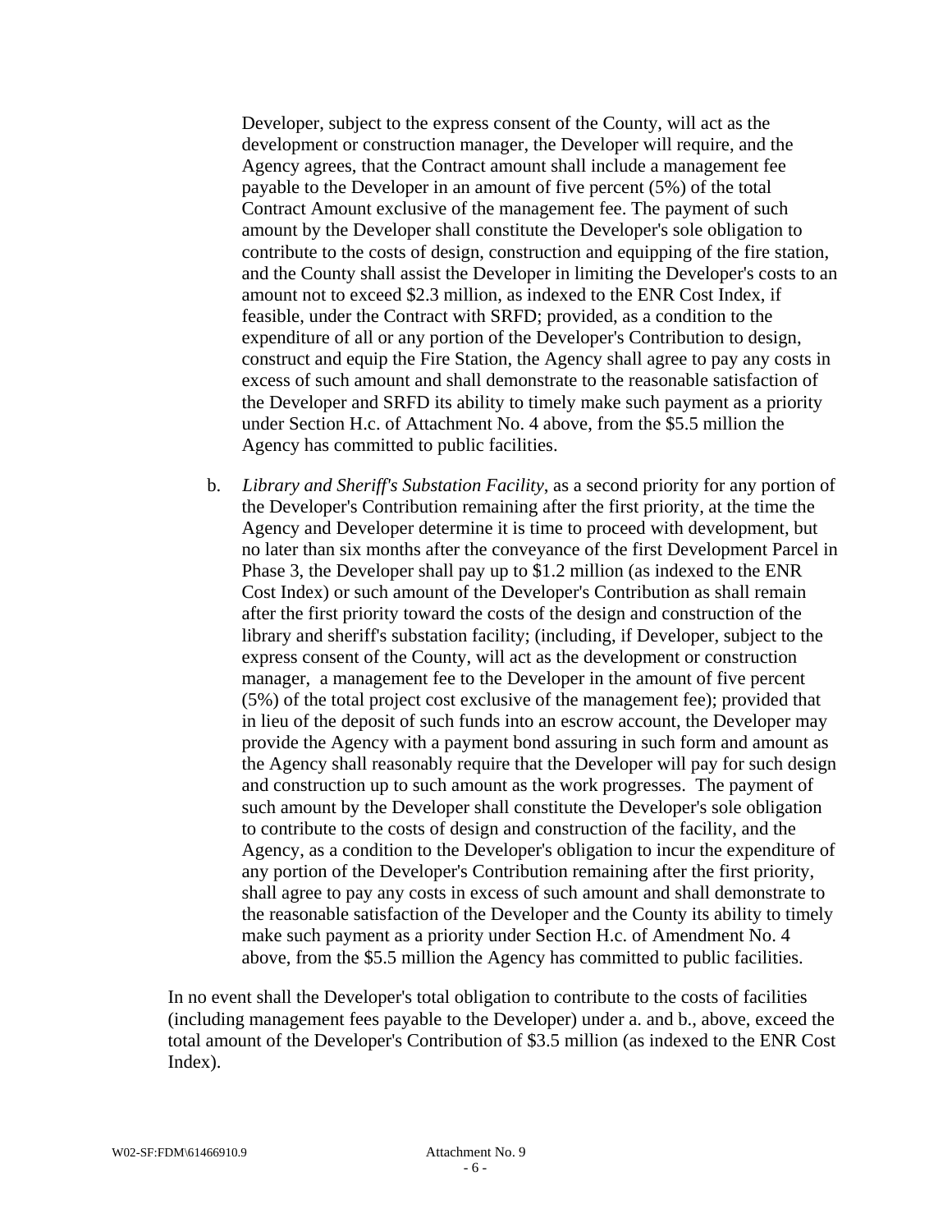Developer, subject to the express consent of the County, will act as the development or construction manager, the Developer will require, and the Agency agrees, that the Contract amount shall include a management fee payable to the Developer in an amount of five percent (5%) of the total Contract Amount exclusive of the management fee. The payment of such amount by the Developer shall constitute the Developer's sole obligation to contribute to the costs of design, construction and equipping of the fire station, and the County shall assist the Developer in limiting the Developer's costs to an amount not to exceed $2.3 million, as indexed to the ENR Cost Index, if feasible, under the Contract with SRFD; provided, as a condition to the expenditure of all or any portion of the Developer's Contribution to design, construct and equip the Fire Station, the Agency shall agree to pay any costs in excess of such amount and shall demonstrate to the reasonable satisfaction of the Developer and SRFD its ability to timely make such payment as a priority under Section H.c. of Attachment No. 4 above, from the $5.5 million the Agency has committed to public facilities.

b. *Library and Sheriff's Substation Facility*, as a second priority for any portion of the Developer's Contribution remaining after the first priority, at the time the Agency and Developer determine it is time to proceed with development, but no later than six months after the conveyance of the first Development Parcel in Phase 3, the Developer shall pay up to $1.2 million (as indexed to the ENR Cost Index) or such amount of the Developer's Contribution as shall remain after the first priority toward the costs of the design and construction of the library and sheriff's substation facility; (including, if Developer, subject to the express consent of the County, will act as the development or construction manager, a management fee to the Developer in the amount of five percent (5%) of the total project cost exclusive of the management fee); provided that in lieu of the deposit of such funds into an escrow account, the Developer may provide the Agency with a payment bond assuring in such form and amount as the Agency shall reasonably require that the Developer will pay for such design and construction up to such amount as the work progresses. The payment of such amount by the Developer shall constitute the Developer's sole obligation to contribute to the costs of design and construction of the facility, and the Agency, as a condition to the Developer's obligation to incur the expenditure of any portion of the Developer's Contribution remaining after the first priority, shall agree to pay any costs in excess of such amount and shall demonstrate to the reasonable satisfaction of the Developer and the County its ability to timely make such payment as a priority under Section H.c. of Amendment No. 4 above, from the $5.5 million the Agency has committed to public facilities.

In no event shall the Developer's total obligation to contribute to the costs of facilities (including management fees payable to the Developer) under a. and b., above, exceed the total amount of the Developer's Contribution of $3.5 million (as indexed to the ENR Cost Index).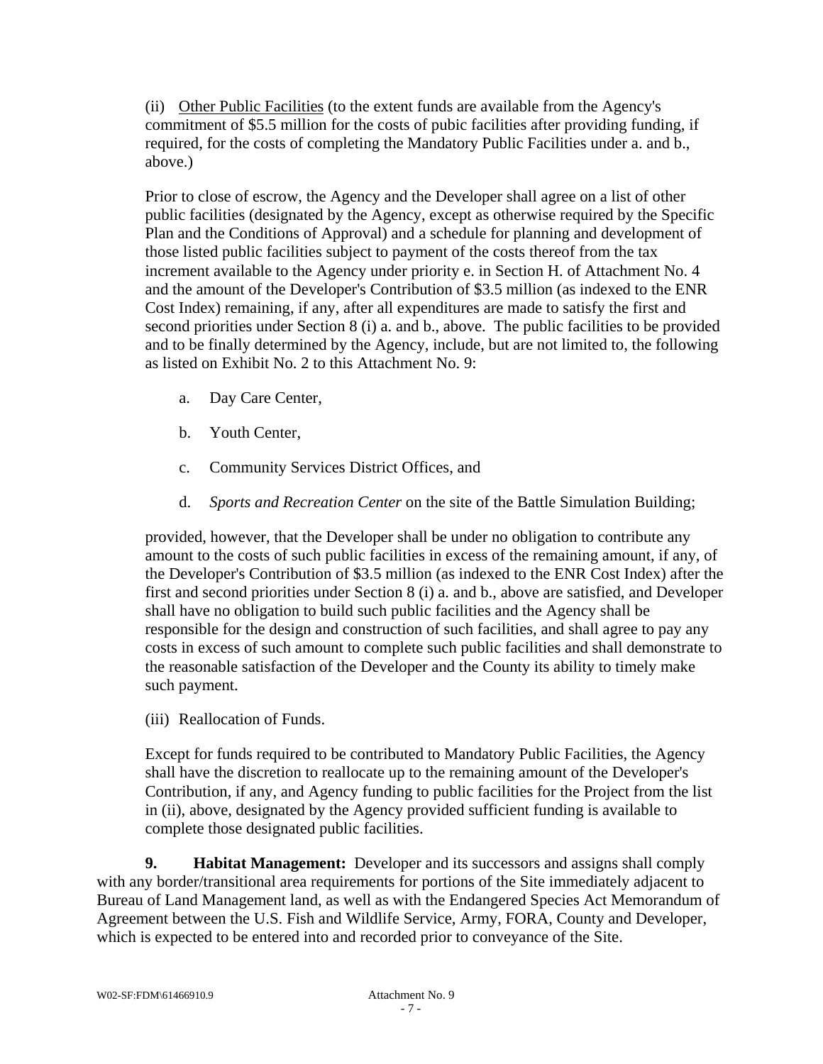(ii) <u>Other Public Facilities</u> (to the extent funds are available from the Agency's commitment of $5.5 million for the costs of pubic facilities after providing funding, if required, for the costs of completing the Mandatory Public Facilities under a. and b., above.)

Prior to close of escrow, the Agency and the Developer shall agree on a list of other public facilities (designated by the Agency, except as otherwise required by the Specific Plan and the Conditions of Approval) and a schedule for planning and development of those listed public facilities subject to payment of the costs thereof from the tax increment available to the Agency under priority e. in Section H. of Attachment No. 4 and the amount of the Developer's Contribution of $3.5 million (as indexed to the ENR Cost Index) remaining, if any, after all expenditures are made to satisfy the first and second priorities under Section 8 (i) a. and b., above. The public facilities to be provided and to be finally determined by the Agency, include, but are not limited to, the following as listed on Exhibit No. 2 to this Attachment No. 9:

a. Day Care Center,

b. Youth Center,

c. Community Services District Offices, and

d. *Sports and Recreation Center* on the site of the Battle Simulation Building;

provided, however, that the Developer shall be under no obligation to contribute any amount to the costs of such public facilities in excess of the remaining amount, if any, of the Developer's Contribution of $3.5 million (as indexed to the ENR Cost Index) after the first and second priorities under Section 8 (i) a. and b., above are satisfied, and Developer shall have no obligation to build such public facilities and the Agency shall be responsible for the design and construction of such facilities, and shall agree to pay any costs in excess of such amount to complete such public facilities and shall demonstrate to the reasonable satisfaction of the Developer and the County its ability to timely make such payment.

(iii) Reallocation of Funds.

Except for funds required to be contributed to Mandatory Public Facilities, the Agency shall have the discretion to reallocate up to the remaining amount of the Developer's Contribution, if any, and Agency funding to public facilities for the Project from the list in (ii), above, designated by the Agency provided sufficient funding is available to complete those designated public facilities.

**9. Habitat Management:** Developer and its successors and assigns shall comply with any border/transitional area requirements for portions of the Site immediately adjacent to Bureau of Land Management land, as well as with the Endangered Species Act Memorandum of Agreement between the U.S. Fish and Wildlife Service, Army, FORA, County and Developer, which is expected to be entered into and recorded prior to conveyance of the Site.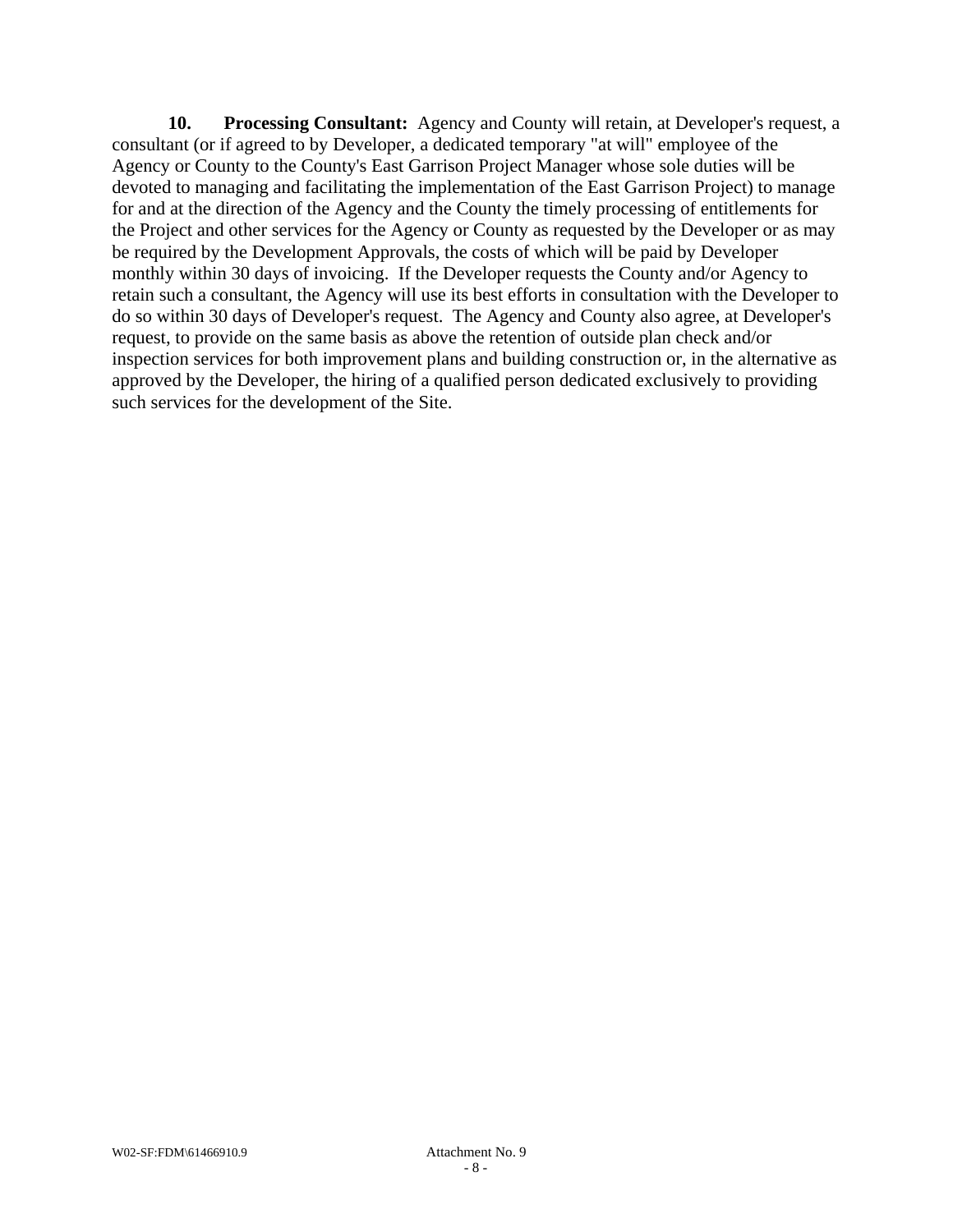**10. Processing Consultant:** Agency and County will retain, at Developer's request, a consultant (or if agreed to by Developer, a dedicated temporary "at will" employee of the Agency or County to the County's East Garrison Project Manager whose sole duties will be devoted to managing and facilitating the implementation of the East Garrison Project) to manage for and at the direction of the Agency and the County the timely processing of entitlements for the Project and other services for the Agency or County as requested by the Developer or as may be required by the Development Approvals, the costs of which will be paid by Developer monthly within 30 days of invoicing. If the Developer requests the County and/or Agency to retain such a consultant, the Agency will use its best efforts in consultation with the Developer to do so within 30 days of Developer's request. The Agency and County also agree, at Developer's request, to provide on the same basis as above the retention of outside plan check and/or inspection services for both improvement plans and building construction or, in the alternative as approved by the Developer, the hiring of a qualified person dedicated exclusively to providing such services for the development of the Site.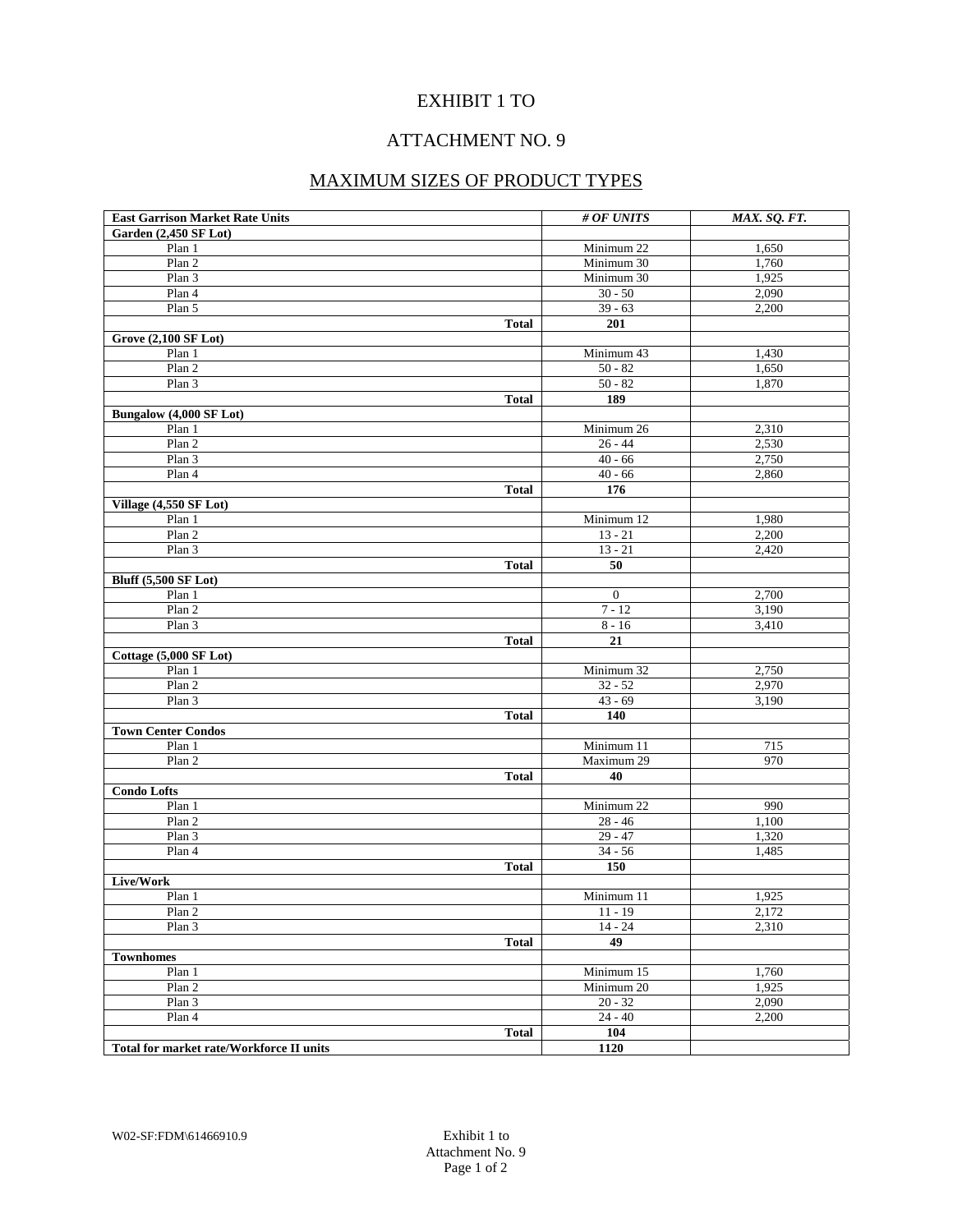# EXHIBIT 1 TO

# ATTACHMENT NO. 9

## MAXIMUM SIZES OF PRODUCT TYPES

| East Garrison Market Rate Units | *# OF UNITS* | *MAX. SQ. FT.* |
|---|---|---|
| **Garden (2,450 SF Lot)** | | |
| Plan 1 | Minimum 22 | 1,650 |
| Plan 2 | Minimum 30 | 1,760 |
| Plan 3 | Minimum 30 | 1,925 |
| Plan 4 | 30 - 50 | 2,090 |
| Plan 5 | 39 - 63 | 2,200 |
| **Total** | **201** | |
| **Grove (2,100 SF Lot)** | | |
| Plan 1 | Minimum 43 | 1,430 |
| Plan 2 | 50 - 82 | 1,650 |
| Plan 3 | 50 - 82 | 1,870 |
| **Total** | **189** | |
| **Bungalow (4,000 SF Lot)** | | |
| Plan 1 | Minimum 26 | 2,310 |
| Plan 2 | 26 - 44 | 2,530 |
| Plan 3 | 40 - 66 | 2,750 |
| Plan 4 | 40 - 66 | 2,860 |
| **Total** | **176** | |
| **Village (4,550 SF Lot)** | | |
| Plan 1 | Minimum 12 | 1,980 |
| Plan 2 | 13 - 21 | 2,200 |
| Plan 3 | 13 - 21 | 2,420 |
| **Total** | **50** | |
| **Bluff (5,500 SF Lot)** | | |
| Plan 1 | 0 | 2,700 |
| Plan 2 | 7 - 12 | 3,190 |
| Plan 3 | 8 - 16 | 3,410 |
| **Total** | **21** | |
| **Cottage (5,000 SF Lot)** | | |
| Plan 1 | Minimum 32 | 2,750 |
| Plan 2 | 32 - 52 | 2,970 |
| Plan 3 | 43 - 69 | 3,190 |
| **Total** | **140** | |
| **Town Center Condos** | | |
| Plan 1 | Minimum 11 | 715 |
| Plan 2 | Maximum 29 | 970 |
| **Total** | **40** | |
| **Condo Lofts** | | |
| Plan 1 | Minimum 22 | 990 |
| Plan 2 | 28 - 46 | 1,100 |
| Plan 3 | 29 - 47 | 1,320 |
| Plan 4 | 34 - 56 | 1,485 |
| **Total** | **150** | |
| **Live/Work** | | |
| Plan 1 | Minimum 11 | 1,925 |
| Plan 2 | 11 - 19 | 2,172 |
| Plan 3 | 14 - 24 | 2,310 |
| **Total** | **49** | |
| **Townhomes** | | |
| Plan 1 | Minimum 15 | 1,760 |
| Plan 2 | Minimum 20 | 1,925 |
| Plan 3 | 20 - 32 | 2,090 |
| Plan 4 | 24 - 40 | 2,200 |
| **Total** | **104** | |
| **Total for market rate/Workforce II units** | **1120** | |

W02-SF:FDM\61466910.9

Exhibit 1 to
Attachment No. 9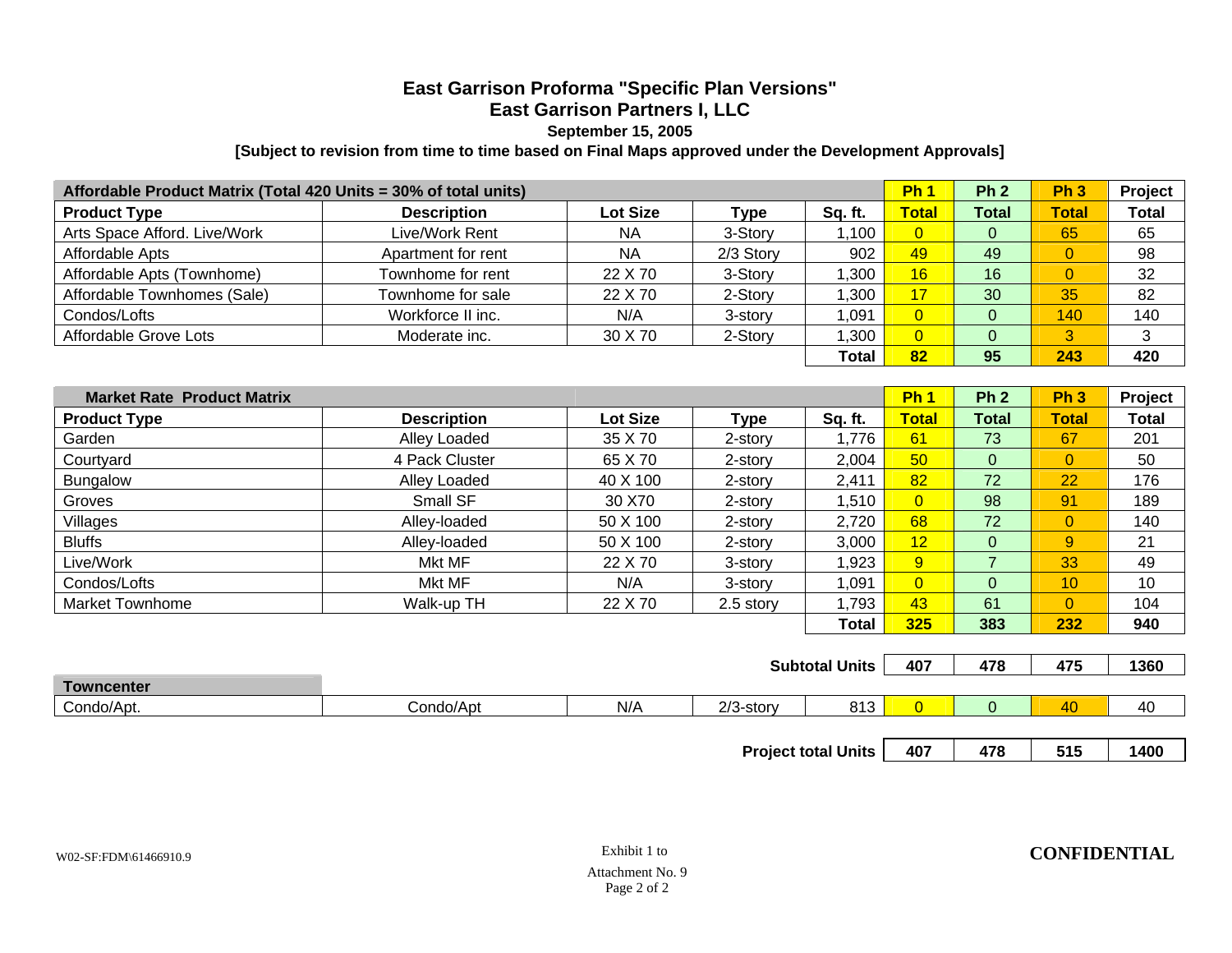# East Garrison Proforma "Specific Plan Versions"

## East Garrison Partners I, LLC

**September 15, 2005**

**[Subject to revision from time to time based on Final Maps approved under the Development Approvals]**

| Affordable Product Matrix (Total 420 Units = 30% of total units) | | | | | Ph 1 | Ph 2 | Ph 3 | Project |
|---|---|---|---|---|---|---|---|---|
| **Product Type** | **Description** | **Lot Size** | **Type** | **Sq. ft.** | **Total** | **Total** | **Total** | **Total** |
| Arts Space Afford. Live/Work | Live/Work Rent | NA | 3-Story | 1,100 | 0 | 0 | 65 | 65 |
| Affordable Apts | Apartment for rent | NA | 2/3 Story | 902 | 49 | 49 | 0 | 98 |
| Affordable Apts (Townhome) | Townhome for rent | 22 X 70 | 3-Story | 1,300 | 16 | 16 | 0 | 32 |
| Affordable Townhomes (Sale) | Townhome for sale | 22 X 70 | 2-Story | 1,300 | 17 | 30 | 35 | 82 |
| Condos/Lofts | Workforce II inc. | N/A | 3-story | 1,091 | 0 | 0 | 140 | 140 |
| Affordable Grove Lots | Moderate inc. | 30 X 70 | 2-Story | 1,300 | 0 | 0 | 3 | 3 |
| | | | | **Total** | **82** | **95** | **243** | **420** |

| Market Rate Product Matrix | | | | | Ph 1 | Ph 2 | Ph 3 | Project |
|---|---|---|---|---|---|---|---|---|
| **Product Type** | **Description** | **Lot Size** | **Type** | **Sq. ft.** | **Total** | **Total** | **Total** | **Total** |
| Garden | Alley Loaded | 35 X 70 | 2-story | 1,776 | 61 | 73 | 67 | 201 |
| Courtyard | 4 Pack Cluster | 65 X 70 | 2-story | 2,004 | 50 | 0 | 0 | 50 |
| Bungalow | Alley Loaded | 40 X 100 | 2-story | 2,411 | 82 | 72 | 22 | 176 |
| Groves | Small SF | 30 X70 | 2-story | 1,510 | 0 | 98 | 91 | 189 |
| Villages | Alley-loaded | 50 X 100 | 2-story | 2,720 | 68 | 72 | 0 | 140 |
| Bluffs | Alley-loaded | 50 X 100 | 2-story | 3,000 | 12 | 0 | 9 | 21 |
| Live/Work | Mkt MF | 22 X 70 | 3-story | 1,923 | 9 | 7 | 33 | 49 |
| Condos/Lofts | Mkt MF | N/A | 3-story | 1,091 | 0 | 0 | 10 | 10 |
| Market Townhome | Walk-up TH | 22 X 70 | 2.5 story | 1,793 | 43 | 61 | 0 | 104 |
| | | | | **Total** | **325** | **383** | **232** | **940** |
| | | | | **Subtotal Units** | **407** | **478** | **475** | **1360** |
| **Towncenter** | | | | | | | | |
| Condo/Apt. | Condo/Apt | N/A | 2/3-story | 813 | 0 | 0 | 40 | 40 |
| | | | | **Project total Units** | **407** | **478** | **515** | **1400** |

W02-SF:FDM\61466910.9

Exhibit 1 to

Attachment No. 9

**CONFIDENTIAL**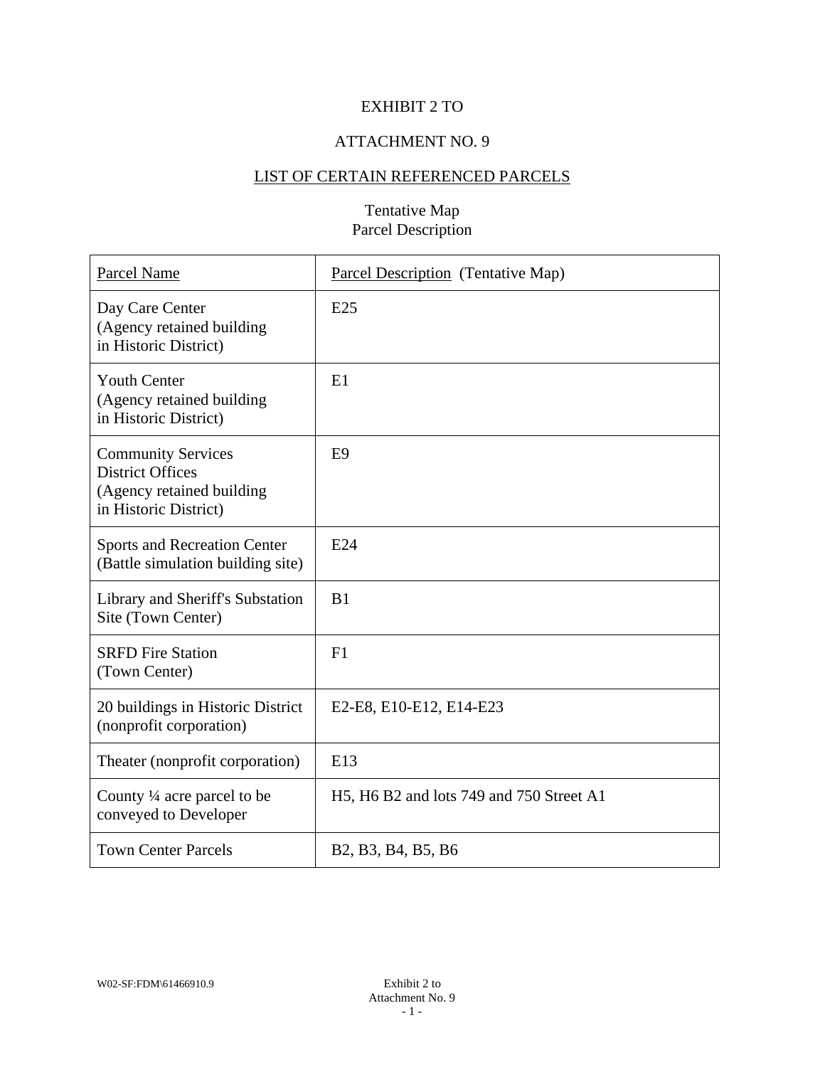EXHIBIT 2 TO

ATTACHMENT NO. 9

LIST OF CERTAIN REFERENCED PARCELS

Tentative Map
Parcel Description

| Parcel Name | Parcel Description (Tentative Map) |
|---|---|
| Day Care Center (Agency retained building in Historic District) | E25 |
| Youth Center (Agency retained building in Historic District) | E1 |
| Community Services District Offices (Agency retained building in Historic District) | E9 |
| Sports and Recreation Center (Battle simulation building site) | E24 |
| Library and Sheriff's Substation Site (Town Center) | B1 |
| SRFD Fire Station (Town Center) | F1 |
| 20 buildings in Historic District (nonprofit corporation) | E2-E8, E10-E12, E14-E23 |
| Theater (nonprofit corporation) | E13 |
| County ¼ acre parcel to be conveyed to Developer | H5, H6 B2 and lots 749 and 750 Street A1 |
| Town Center Parcels | B2, B3, B4, B5, B6 |